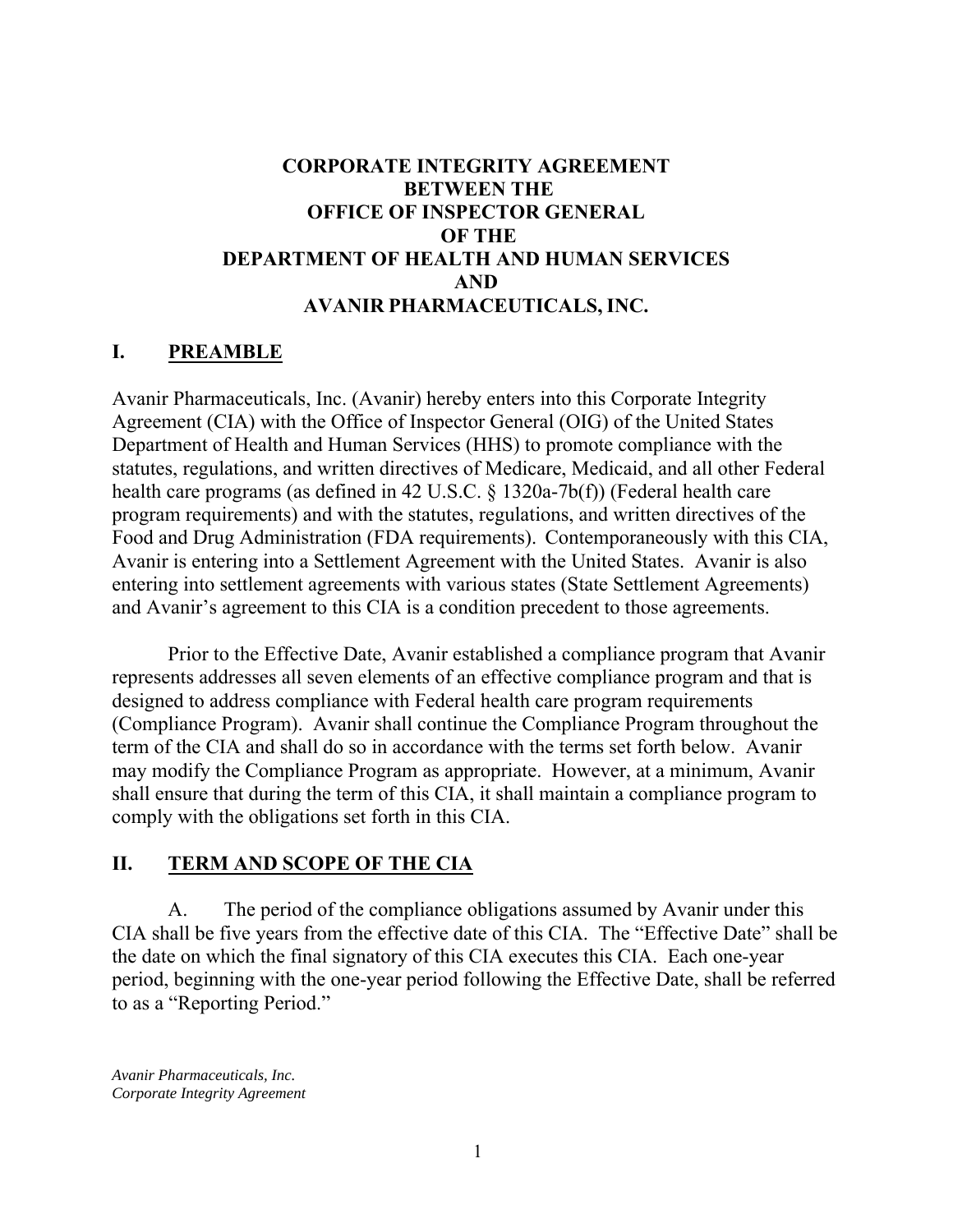# CORPORATE INTEGRITY AGREEMENT BETWEEN THE OFFICE OF INSPECTOR GENERAL OF THE DEPARTMENT OF HEALTH AND HUMAN SERVICES AND AVANIR PHARMACEUTICALS, INC.

## I. PREAMBLE

Avanir Pharmaceuticals, Inc. (Avanir) hereby enters into this Corporate Integrity Agreement (CIA) with the Office of Inspector General (OIG) of the United States Department of Health and Human Services (HHS) to promote compliance with the statutes, regulations, and written directives of Medicare, Medicaid, and all other Federal health care programs (as defined in 42 U.S.C. § 1320a-7b(f)) (Federal health care program requirements) and with the statutes, regulations, and written directives of the Food and Drug Administration (FDA requirements). Contemporaneously with this CIA, Avanir is entering into a Settlement Agreement with the United States. Avanir is also entering into settlement agreements with various states (State Settlement Agreements) and Avanir's agreement to this CIA is a condition precedent to those agreements.

Prior to the Effective Date, Avanir established a compliance program that Avanir represents addresses all seven elements of an effective compliance program and that is designed to address compliance with Federal health care program requirements (Compliance Program). Avanir shall continue the Compliance Program throughout the term of the CIA and shall do so in accordance with the terms set forth below. Avanir may modify the Compliance Program as appropriate. However, at a minimum, Avanir shall ensure that during the term of this CIA, it shall maintain a compliance program to comply with the obligations set forth in this CIA.

## II. TERM AND SCOPE OF THE CIA

A. The period of the compliance obligations assumed by Avanir under this CIA shall be five years from the effective date of this CIA. The "Effective Date" shall be the date on which the final signatory of this CIA executes this CIA. Each one-year period, beginning with the one-year period following the Effective Date, shall be referred to as a "Reporting Period."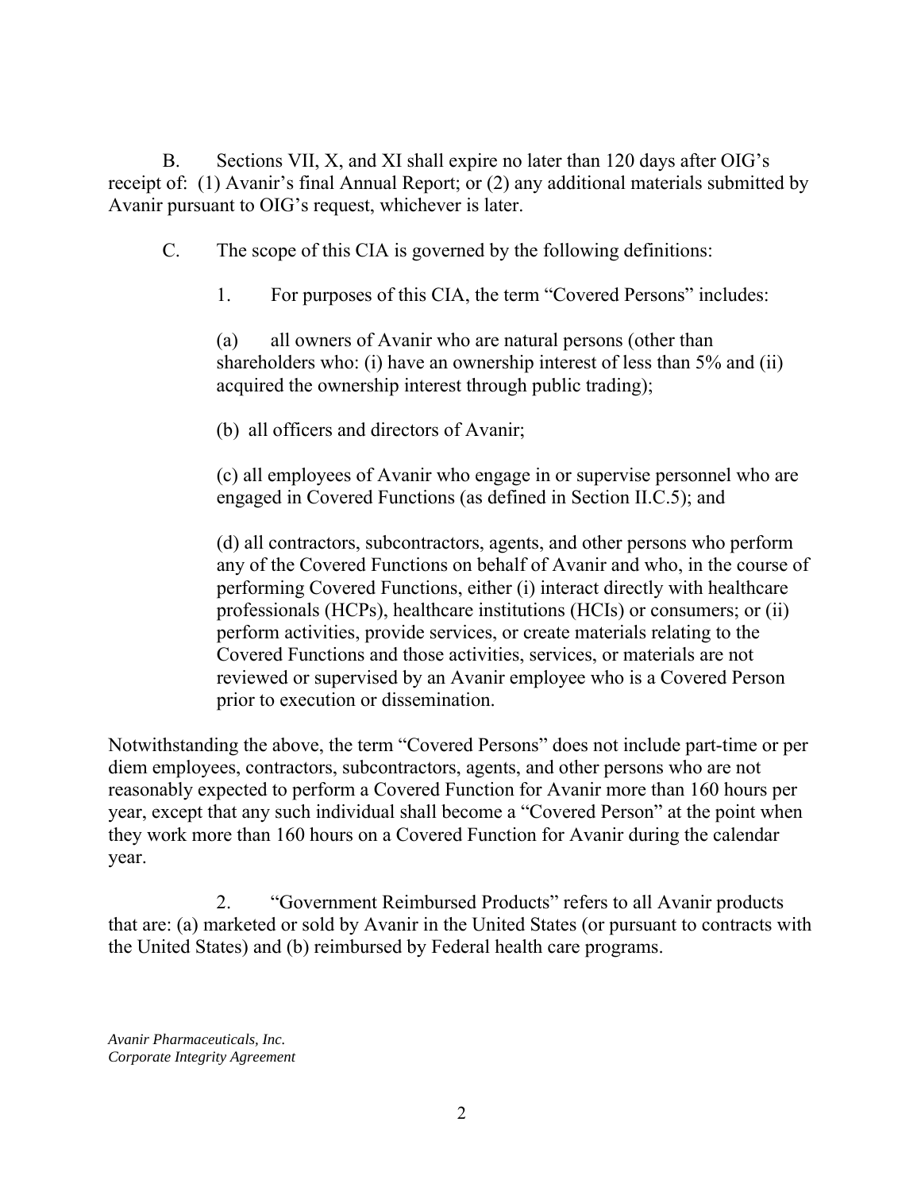B. Sections VII, X, and XI shall expire no later than 120 days after OIG's receipt of: (1) Avanir's final Annual Report; or (2) any additional materials submitted by Avanir pursuant to OIG's request, whichever is later.

C. The scope of this CIA is governed by the following definitions:

1. For purposes of this CIA, the term "Covered Persons" includes:

(a) all owners of Avanir who are natural persons (other than shareholders who: (i) have an ownership interest of less than 5% and (ii) acquired the ownership interest through public trading);

(b) all officers and directors of Avanir;

(c) all employees of Avanir who engage in or supervise personnel who are engaged in Covered Functions (as defined in Section II.C.5); and

(d) all contractors, subcontractors, agents, and other persons who perform any of the Covered Functions on behalf of Avanir and who, in the course of performing Covered Functions, either (i) interact directly with healthcare professionals (HCPs), healthcare institutions (HCIs) or consumers; or (ii) perform activities, provide services, or create materials relating to the Covered Functions and those activities, services, or materials are not reviewed or supervised by an Avanir employee who is a Covered Person prior to execution or dissemination.

Notwithstanding the above, the term "Covered Persons" does not include part-time or per diem employees, contractors, subcontractors, agents, and other persons who are not reasonably expected to perform a Covered Function for Avanir more than 160 hours per year, except that any such individual shall become a "Covered Person" at the point when they work more than 160 hours on a Covered Function for Avanir during the calendar year.

2. "Government Reimbursed Products" refers to all Avanir products that are: (a) marketed or sold by Avanir in the United States (or pursuant to contracts with the United States) and (b) reimbursed by Federal health care programs.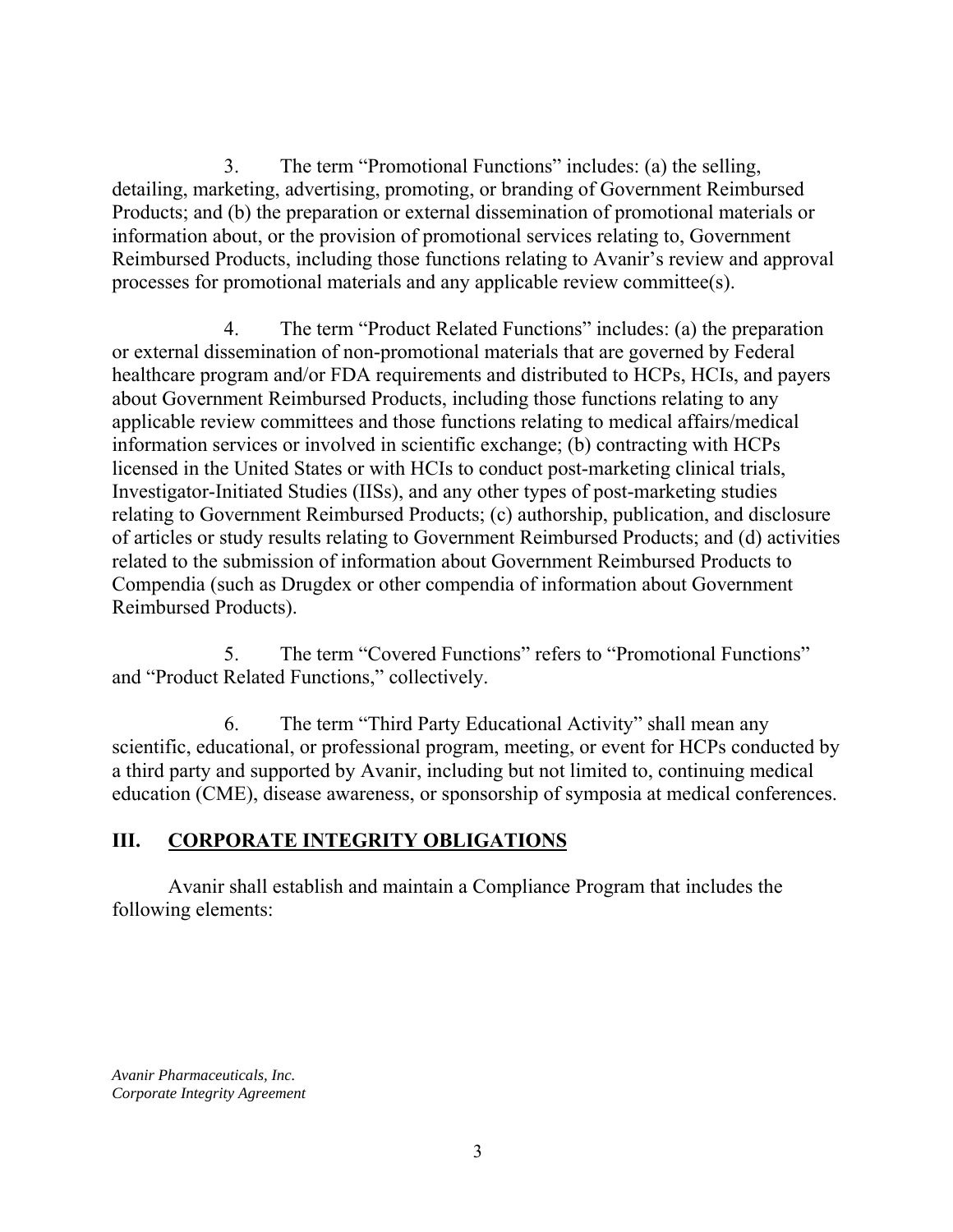3. The term "Promotional Functions" includes: (a) the selling, detailing, marketing, advertising, promoting, or branding of Government Reimbursed Products; and (b) the preparation or external dissemination of promotional materials or information about, or the provision of promotional services relating to, Government Reimbursed Products, including those functions relating to Avanir's review and approval processes for promotional materials and any applicable review committee(s).

4. The term "Product Related Functions" includes: (a) the preparation or external dissemination of non-promotional materials that are governed by Federal healthcare program and/or FDA requirements and distributed to HCPs, HCIs, and payers about Government Reimbursed Products, including those functions relating to any applicable review committees and those functions relating to medical affairs/medical information services or involved in scientific exchange; (b) contracting with HCPs licensed in the United States or with HCIs to conduct post-marketing clinical trials, Investigator-Initiated Studies (IISs), and any other types of post-marketing studies relating to Government Reimbursed Products; (c) authorship, publication, and disclosure of articles or study results relating to Government Reimbursed Products; and (d) activities related to the submission of information about Government Reimbursed Products to Compendia (such as Drugdex or other compendia of information about Government Reimbursed Products).

5. The term "Covered Functions" refers to "Promotional Functions" and "Product Related Functions," collectively.

6. The term "Third Party Educational Activity" shall mean any scientific, educational, or professional program, meeting, or event for HCPs conducted by a third party and supported by Avanir, including but not limited to, continuing medical education (CME), disease awareness, or sponsorship of symposia at medical conferences.

## III. CORPORATE INTEGRITY OBLIGATIONS

Avanir shall establish and maintain a Compliance Program that includes the following elements: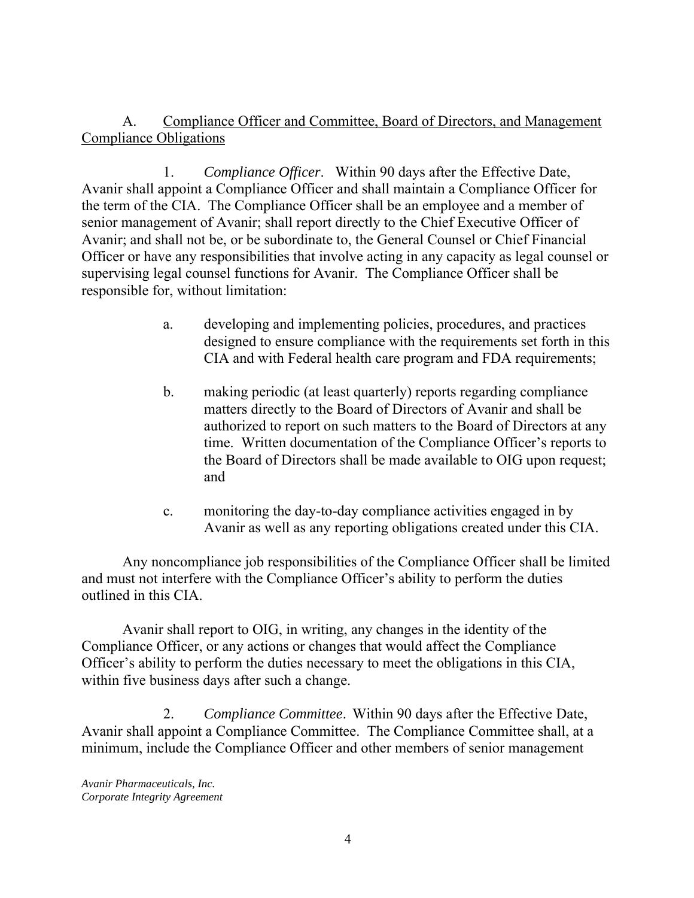A. Compliance Officer and Committee, Board of Directors, and Management Compliance Obligations

1. *Compliance Officer*. Within 90 days after the Effective Date, Avanir shall appoint a Compliance Officer and shall maintain a Compliance Officer for the term of the CIA. The Compliance Officer shall be an employee and a member of senior management of Avanir; shall report directly to the Chief Executive Officer of Avanir; and shall not be, or be subordinate to, the General Counsel or Chief Financial Officer or have any responsibilities that involve acting in any capacity as legal counsel or supervising legal counsel functions for Avanir. The Compliance Officer shall be responsible for, without limitation:

a. developing and implementing policies, procedures, and practices designed to ensure compliance with the requirements set forth in this CIA and with Federal health care program and FDA requirements;

b. making periodic (at least quarterly) reports regarding compliance matters directly to the Board of Directors of Avanir and shall be authorized to report on such matters to the Board of Directors at any time. Written documentation of the Compliance Officer's reports to the Board of Directors shall be made available to OIG upon request; and

c. monitoring the day-to-day compliance activities engaged in by Avanir as well as any reporting obligations created under this CIA.

Any noncompliance job responsibilities of the Compliance Officer shall be limited and must not interfere with the Compliance Officer's ability to perform the duties outlined in this CIA.

Avanir shall report to OIG, in writing, any changes in the identity of the Compliance Officer, or any actions or changes that would affect the Compliance Officer's ability to perform the duties necessary to meet the obligations in this CIA, within five business days after such a change.

2. *Compliance Committee*. Within 90 days after the Effective Date, Avanir shall appoint a Compliance Committee. The Compliance Committee shall, at a minimum, include the Compliance Officer and other members of senior management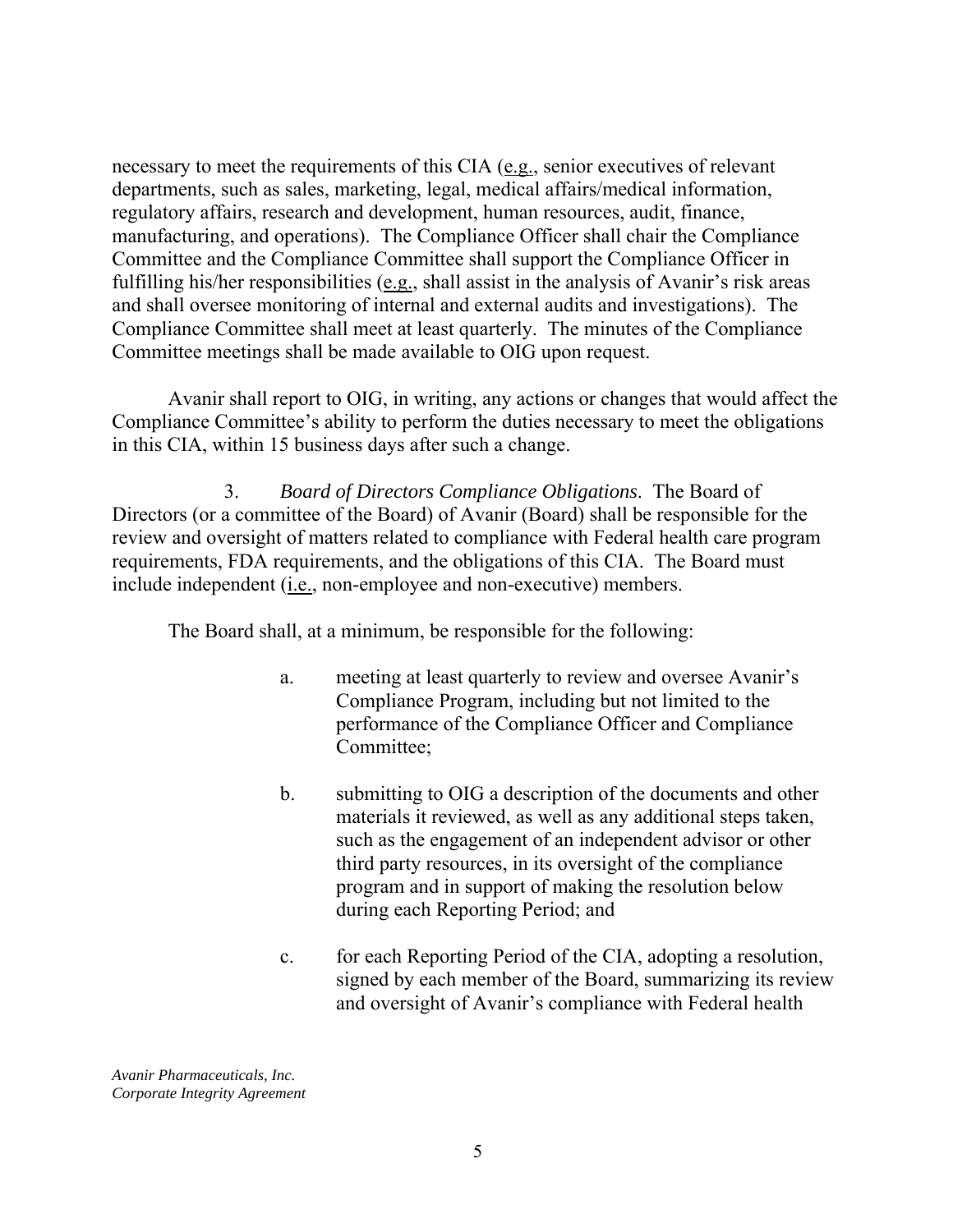necessary to meet the requirements of this CIA (e.g., senior executives of relevant departments, such as sales, marketing, legal, medical affairs/medical information, regulatory affairs, research and development, human resources, audit, finance, manufacturing, and operations). The Compliance Officer shall chair the Compliance Committee and the Compliance Committee shall support the Compliance Officer in fulfilling his/her responsibilities (e.g., shall assist in the analysis of Avanir's risk areas and shall oversee monitoring of internal and external audits and investigations). The Compliance Committee shall meet at least quarterly. The minutes of the Compliance Committee meetings shall be made available to OIG upon request.

Avanir shall report to OIG, in writing, any actions or changes that would affect the Compliance Committee's ability to perform the duties necessary to meet the obligations in this CIA, within 15 business days after such a change.

3. *Board of Directors Compliance Obligations*. The Board of Directors (or a committee of the Board) of Avanir (Board) shall be responsible for the review and oversight of matters related to compliance with Federal health care program requirements, FDA requirements, and the obligations of this CIA. The Board must include independent (i.e., non-employee and non-executive) members.

The Board shall, at a minimum, be responsible for the following:

a. meeting at least quarterly to review and oversee Avanir's Compliance Program, including but not limited to the performance of the Compliance Officer and Compliance Committee;

b. submitting to OIG a description of the documents and other materials it reviewed, as well as any additional steps taken, such as the engagement of an independent advisor or other third party resources, in its oversight of the compliance program and in support of making the resolution below during each Reporting Period; and

c. for each Reporting Period of the CIA, adopting a resolution, signed by each member of the Board, summarizing its review and oversight of Avanir's compliance with Federal health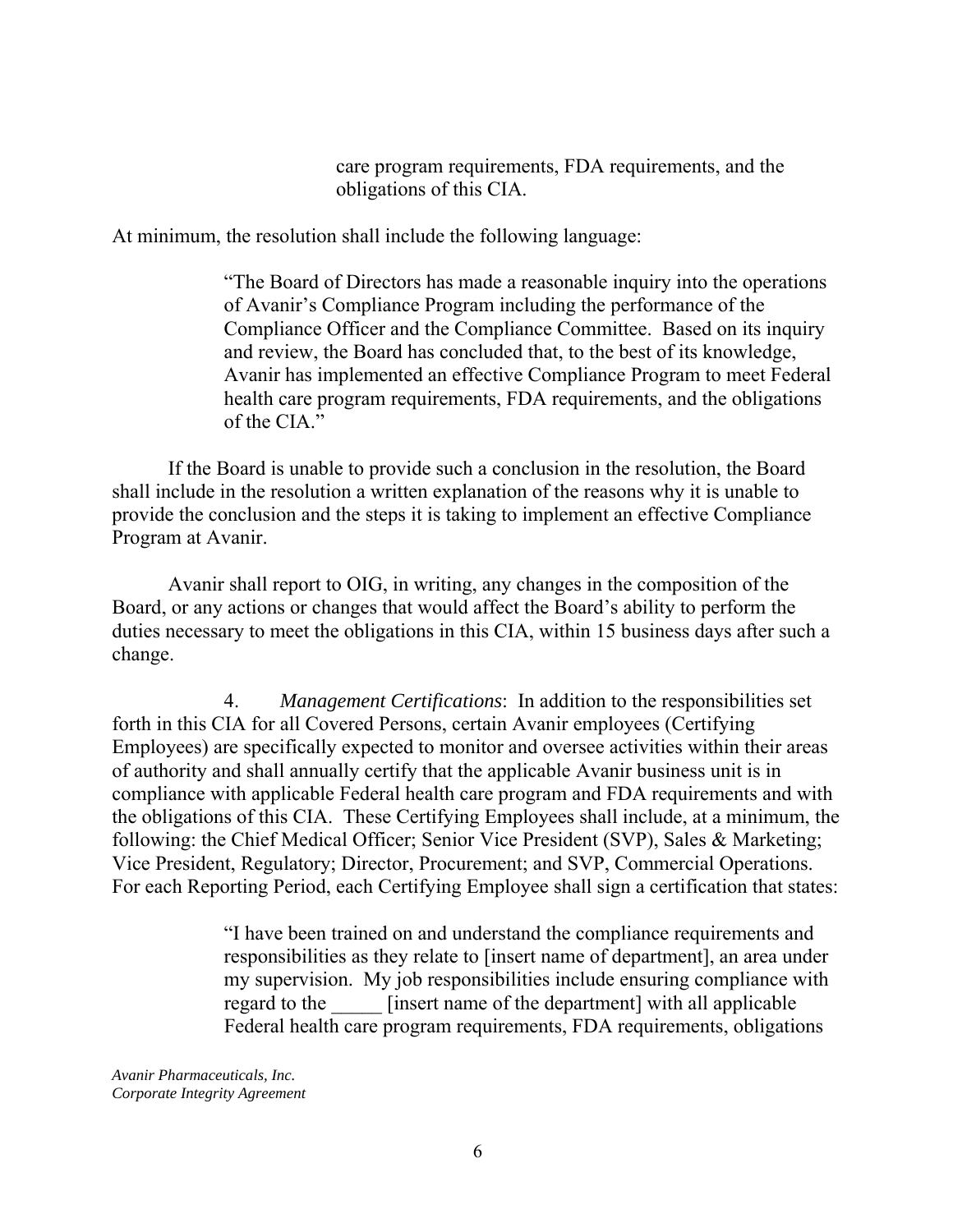care program requirements, FDA requirements, and the obligations of this CIA.

At minimum, the resolution shall include the following language:

> "The Board of Directors has made a reasonable inquiry into the operations of Avanir's Compliance Program including the performance of the Compliance Officer and the Compliance Committee. Based on its inquiry and review, the Board has concluded that, to the best of its knowledge, Avanir has implemented an effective Compliance Program to meet Federal health care program requirements, FDA requirements, and the obligations of the CIA."

If the Board is unable to provide such a conclusion in the resolution, the Board shall include in the resolution a written explanation of the reasons why it is unable to provide the conclusion and the steps it is taking to implement an effective Compliance Program at Avanir.

Avanir shall report to OIG, in writing, any changes in the composition of the Board, or any actions or changes that would affect the Board's ability to perform the duties necessary to meet the obligations in this CIA, within 15 business days after such a change.

4. *Management Certifications*: In addition to the responsibilities set forth in this CIA for all Covered Persons, certain Avanir employees (Certifying Employees) are specifically expected to monitor and oversee activities within their areas of authority and shall annually certify that the applicable Avanir business unit is in compliance with applicable Federal health care program and FDA requirements and with the obligations of this CIA. These Certifying Employees shall include, at a minimum, the following: the Chief Medical Officer; Senior Vice President (SVP), Sales & Marketing; Vice President, Regulatory; Director, Procurement; and SVP, Commercial Operations. For each Reporting Period, each Certifying Employee shall sign a certification that states:

> "I have been trained on and understand the compliance requirements and responsibilities as they relate to [insert name of department], an area under my supervision. My job responsibilities include ensuring compliance with regard to the _____ [insert name of the department] with all applicable Federal health care program requirements, FDA requirements, obligations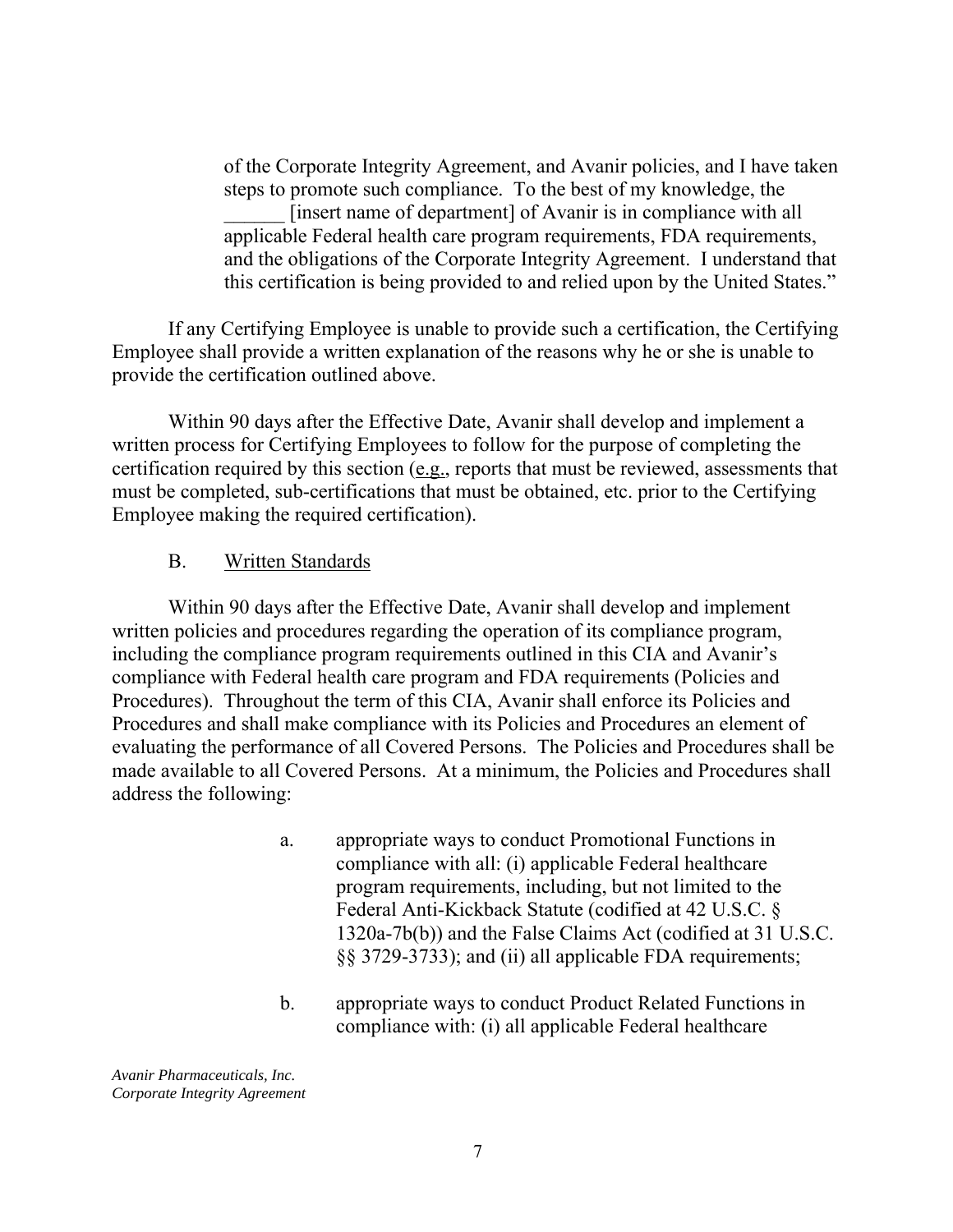> of the Corporate Integrity Agreement, and Avanir policies, and I have taken steps to promote such compliance. To the best of my knowledge, the ______ [insert name of department] of Avanir is in compliance with all applicable Federal health care program requirements, FDA requirements, and the obligations of the Corporate Integrity Agreement. I understand that this certification is being provided to and relied upon by the United States."

If any Certifying Employee is unable to provide such a certification, the Certifying Employee shall provide a written explanation of the reasons why he or she is unable to provide the certification outlined above.

Within 90 days after the Effective Date, Avanir shall develop and implement a written process for Certifying Employees to follow for the purpose of completing the certification required by this section (e.g., reports that must be reviewed, assessments that must be completed, sub-certifications that must be obtained, etc. prior to the Certifying Employee making the required certification).

B. Written Standards

Within 90 days after the Effective Date, Avanir shall develop and implement written policies and procedures regarding the operation of its compliance program, including the compliance program requirements outlined in this CIA and Avanir's compliance with Federal health care program and FDA requirements (Policies and Procedures). Throughout the term of this CIA, Avanir shall enforce its Policies and Procedures and shall make compliance with its Policies and Procedures an element of evaluating the performance of all Covered Persons. The Policies and Procedures shall be made available to all Covered Persons. At a minimum, the Policies and Procedures shall address the following:

a. appropriate ways to conduct Promotional Functions in compliance with all: (i) applicable Federal healthcare program requirements, including, but not limited to the Federal Anti-Kickback Statute (codified at 42 U.S.C. § 1320a-7b(b)) and the False Claims Act (codified at 31 U.S.C. §§ 3729-3733); and (ii) all applicable FDA requirements;

b. appropriate ways to conduct Product Related Functions in compliance with: (i) all applicable Federal healthcare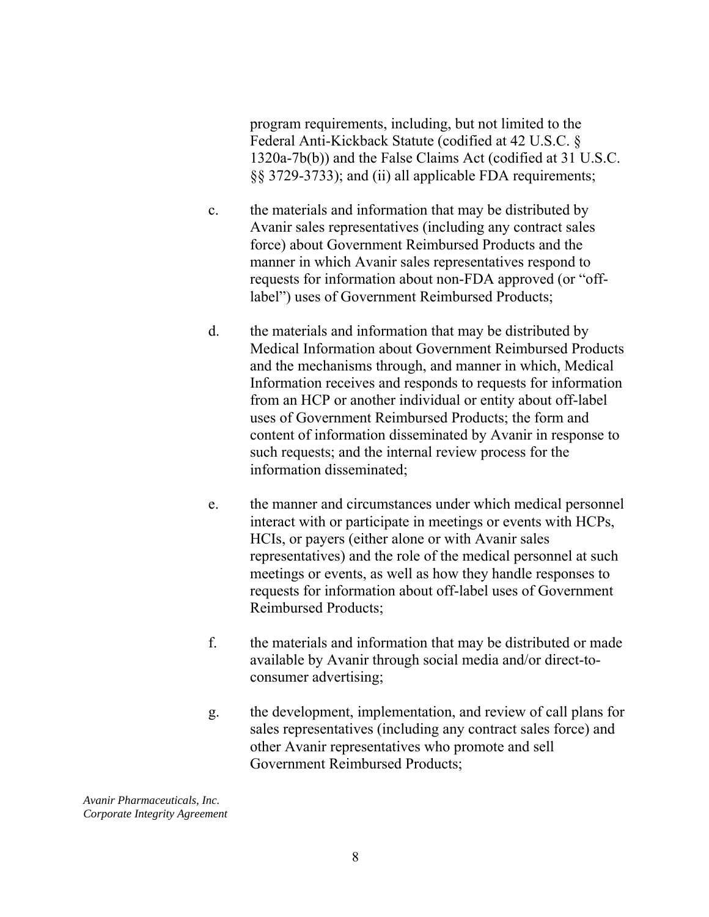program requirements, including, but not limited to the Federal Anti-Kickback Statute (codified at 42 U.S.C. § 1320a-7b(b)) and the False Claims Act (codified at 31 U.S.C. §§ 3729-3733); and (ii) all applicable FDA requirements;

c. the materials and information that may be distributed by Avanir sales representatives (including any contract sales force) about Government Reimbursed Products and the manner in which Avanir sales representatives respond to requests for information about non-FDA approved (or "off-label") uses of Government Reimbursed Products;

d. the materials and information that may be distributed by Medical Information about Government Reimbursed Products and the mechanisms through, and manner in which, Medical Information receives and responds to requests for information from an HCP or another individual or entity about off-label uses of Government Reimbursed Products; the form and content of information disseminated by Avanir in response to such requests; and the internal review process for the information disseminated;

e. the manner and circumstances under which medical personnel interact with or participate in meetings or events with HCPs, HCIs, or payers (either alone or with Avanir sales representatives) and the role of the medical personnel at such meetings or events, as well as how they handle responses to requests for information about off-label uses of Government Reimbursed Products;

f. the materials and information that may be distributed or made available by Avanir through social media and/or direct-to-consumer advertising;

g. the development, implementation, and review of call plans for sales representatives (including any contract sales force) and other Avanir representatives who promote and sell Government Reimbursed Products;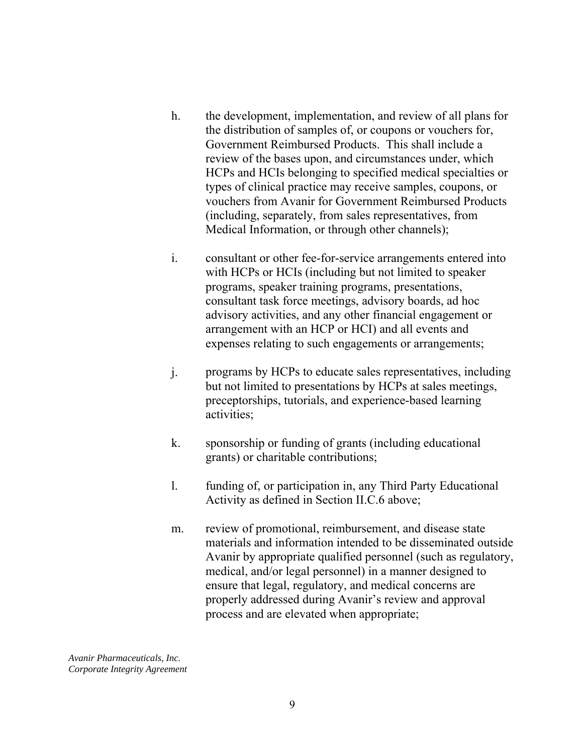h. the development, implementation, and review of all plans for the distribution of samples of, or coupons or vouchers for, Government Reimbursed Products. This shall include a review of the bases upon, and circumstances under, which HCPs and HCIs belonging to specified medical specialties or types of clinical practice may receive samples, coupons, or vouchers from Avanir for Government Reimbursed Products (including, separately, from sales representatives, from Medical Information, or through other channels);

i. consultant or other fee-for-service arrangements entered into with HCPs or HCIs (including but not limited to speaker programs, speaker training programs, presentations, consultant task force meetings, advisory boards, ad hoc advisory activities, and any other financial engagement or arrangement with an HCP or HCI) and all events and expenses relating to such engagements or arrangements;

j. programs by HCPs to educate sales representatives, including but not limited to presentations by HCPs at sales meetings, preceptorships, tutorials, and experience-based learning activities;

k. sponsorship or funding of grants (including educational grants) or charitable contributions;

l. funding of, or participation in, any Third Party Educational Activity as defined in Section II.C.6 above;

m. review of promotional, reimbursement, and disease state materials and information intended to be disseminated outside Avanir by appropriate qualified personnel (such as regulatory, medical, and/or legal personnel) in a manner designed to ensure that legal, regulatory, and medical concerns are properly addressed during Avanir's review and approval process and are elevated when appropriate;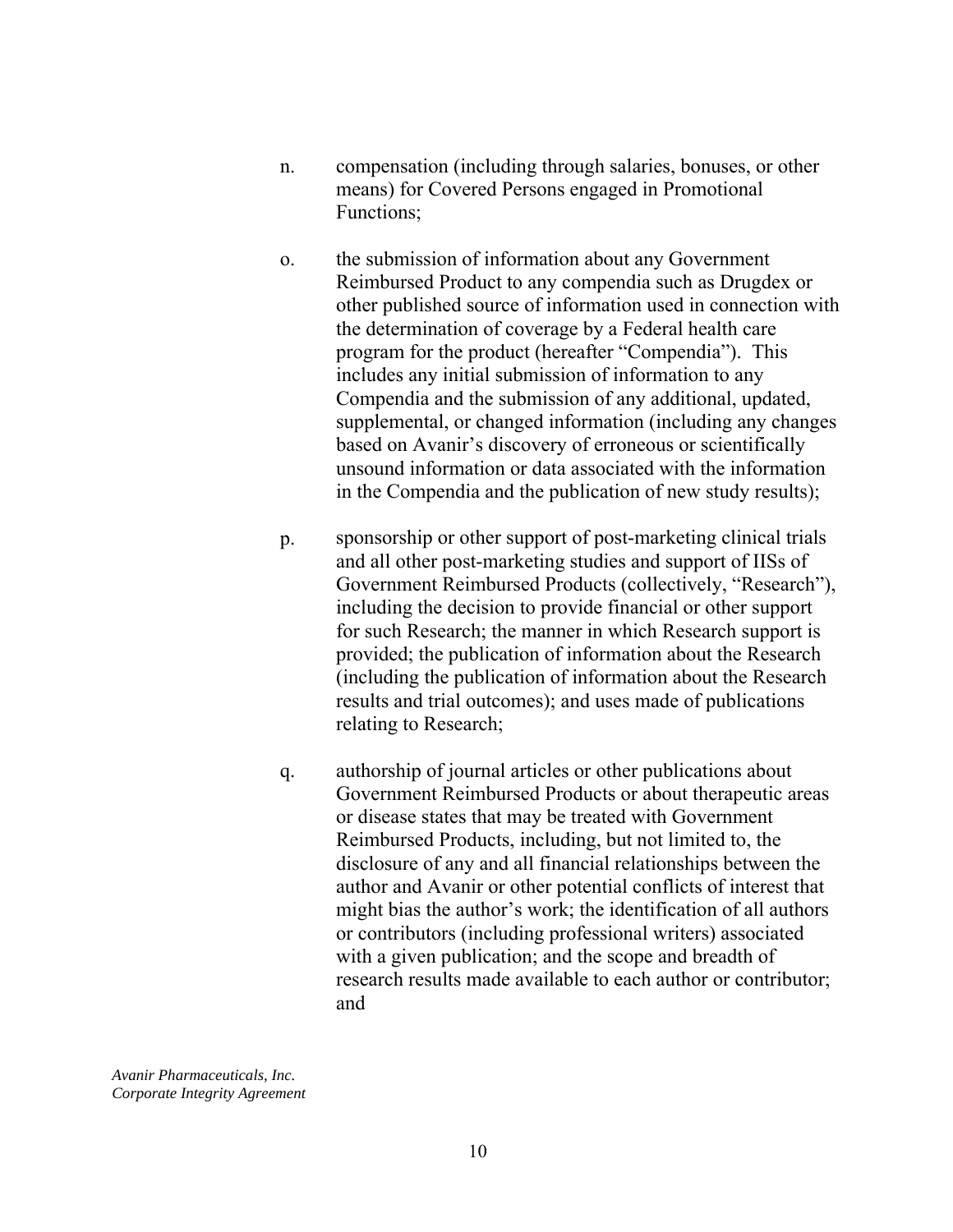n. compensation (including through salaries, bonuses, or other means) for Covered Persons engaged in Promotional Functions;

o. the submission of information about any Government Reimbursed Product to any compendia such as Drugdex or other published source of information used in connection with the determination of coverage by a Federal health care program for the product (hereafter "Compendia"). This includes any initial submission of information to any Compendia and the submission of any additional, updated, supplemental, or changed information (including any changes based on Avanir's discovery of erroneous or scientifically unsound information or data associated with the information in the Compendia and the publication of new study results);

p. sponsorship or other support of post-marketing clinical trials and all other post-marketing studies and support of IISs of Government Reimbursed Products (collectively, "Research"), including the decision to provide financial or other support for such Research; the manner in which Research support is provided; the publication of information about the Research (including the publication of information about the Research results and trial outcomes); and uses made of publications relating to Research;

q. authorship of journal articles or other publications about Government Reimbursed Products or about therapeutic areas or disease states that may be treated with Government Reimbursed Products, including, but not limited to, the disclosure of any and all financial relationships between the author and Avanir or other potential conflicts of interest that might bias the author's work; the identification of all authors or contributors (including professional writers) associated with a given publication; and the scope and breadth of research results made available to each author or contributor; and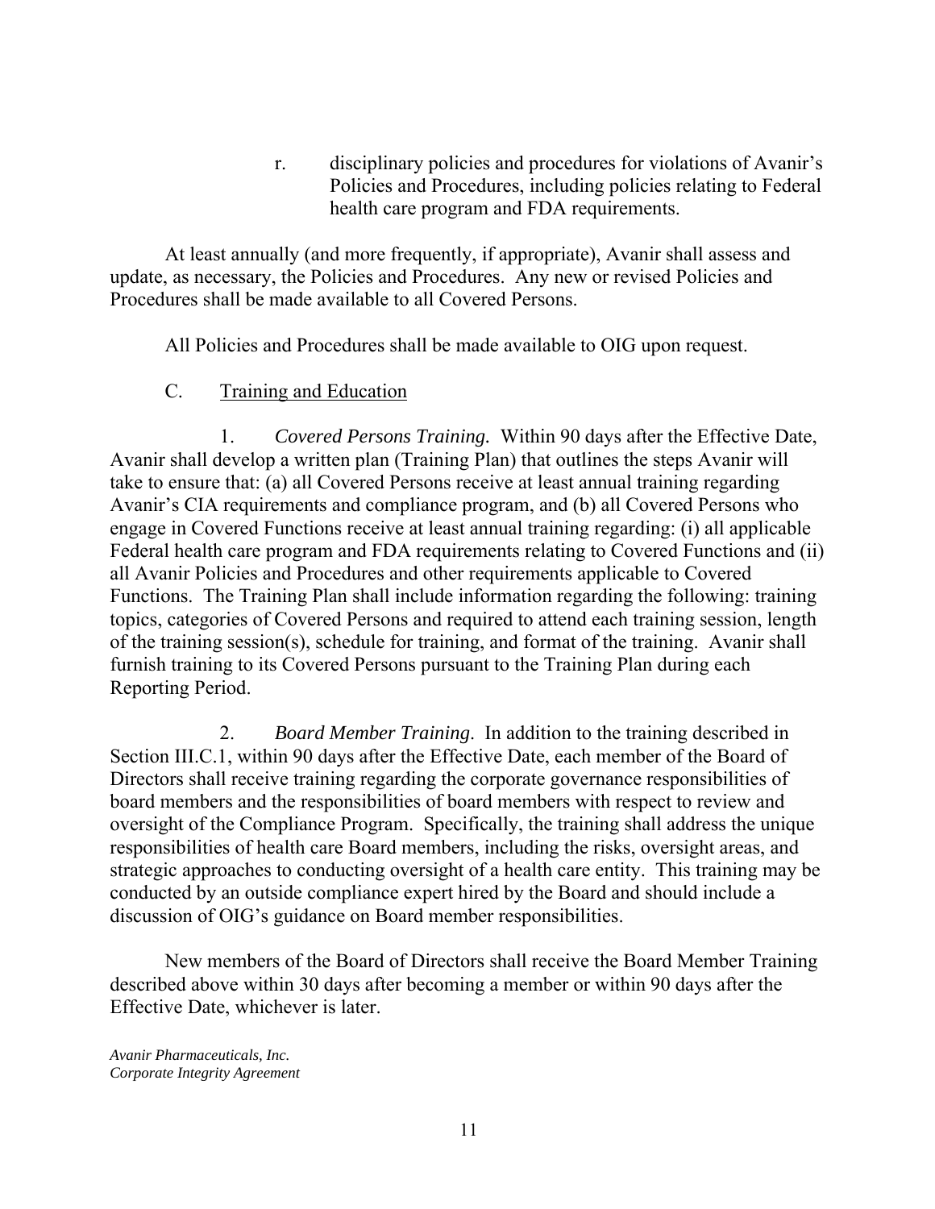r. disciplinary policies and procedures for violations of Avanir's Policies and Procedures, including policies relating to Federal health care program and FDA requirements.

At least annually (and more frequently, if appropriate), Avanir shall assess and update, as necessary, the Policies and Procedures. Any new or revised Policies and Procedures shall be made available to all Covered Persons.

All Policies and Procedures shall be made available to OIG upon request.

C. Training and Education

1. *Covered Persons Training.* Within 90 days after the Effective Date, Avanir shall develop a written plan (Training Plan) that outlines the steps Avanir will take to ensure that: (a) all Covered Persons receive at least annual training regarding Avanir's CIA requirements and compliance program, and (b) all Covered Persons who engage in Covered Functions receive at least annual training regarding: (i) all applicable Federal health care program and FDA requirements relating to Covered Functions and (ii) all Avanir Policies and Procedures and other requirements applicable to Covered Functions. The Training Plan shall include information regarding the following: training topics, categories of Covered Persons and required to attend each training session, length of the training session(s), schedule for training, and format of the training. Avanir shall furnish training to its Covered Persons pursuant to the Training Plan during each Reporting Period.

2. *Board Member Training*. In addition to the training described in Section III.C.1, within 90 days after the Effective Date, each member of the Board of Directors shall receive training regarding the corporate governance responsibilities of board members and the responsibilities of board members with respect to review and oversight of the Compliance Program. Specifically, the training shall address the unique responsibilities of health care Board members, including the risks, oversight areas, and strategic approaches to conducting oversight of a health care entity. This training may be conducted by an outside compliance expert hired by the Board and should include a discussion of OIG's guidance on Board member responsibilities.

New members of the Board of Directors shall receive the Board Member Training described above within 30 days after becoming a member or within 90 days after the Effective Date, whichever is later.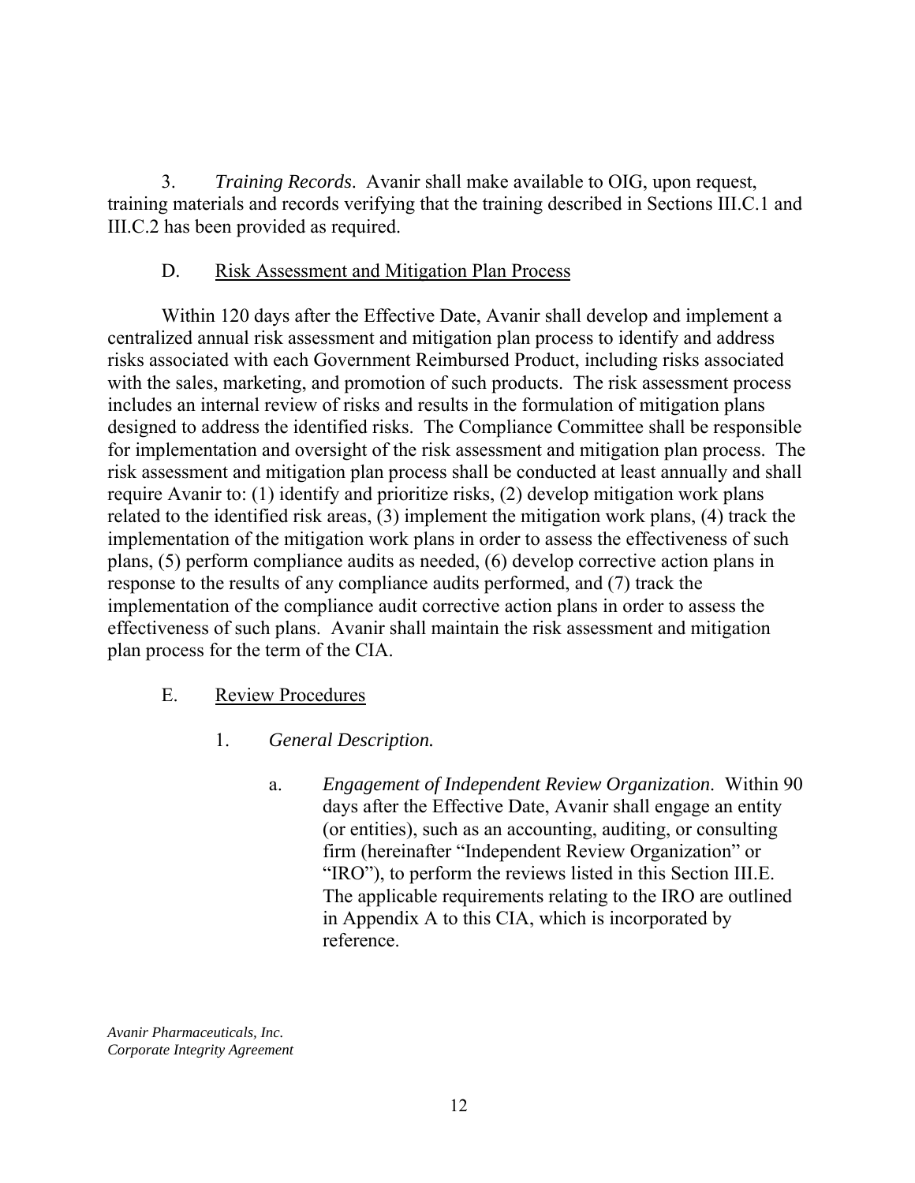3. *Training Records*. Avanir shall make available to OIG, upon request, training materials and records verifying that the training described in Sections III.C.1 and III.C.2 has been provided as required.

D. Risk Assessment and Mitigation Plan Process

Within 120 days after the Effective Date, Avanir shall develop and implement a centralized annual risk assessment and mitigation plan process to identify and address risks associated with each Government Reimbursed Product, including risks associated with the sales, marketing, and promotion of such products. The risk assessment process includes an internal review of risks and results in the formulation of mitigation plans designed to address the identified risks. The Compliance Committee shall be responsible for implementation and oversight of the risk assessment and mitigation plan process. The risk assessment and mitigation plan process shall be conducted at least annually and shall require Avanir to: (1) identify and prioritize risks, (2) develop mitigation work plans related to the identified risk areas, (3) implement the mitigation work plans, (4) track the implementation of the mitigation work plans in order to assess the effectiveness of such plans, (5) perform compliance audits as needed, (6) develop corrective action plans in response to the results of any compliance audits performed, and (7) track the implementation of the compliance audit corrective action plans in order to assess the effectiveness of such plans. Avanir shall maintain the risk assessment and mitigation plan process for the term of the CIA.

E. Review Procedures

1. *General Description.*

a. *Engagement of Independent Review Organization*. Within 90 days after the Effective Date, Avanir shall engage an entity (or entities), such as an accounting, auditing, or consulting firm (hereinafter "Independent Review Organization" or "IRO"), to perform the reviews listed in this Section III.E. The applicable requirements relating to the IRO are outlined in Appendix A to this CIA, which is incorporated by reference.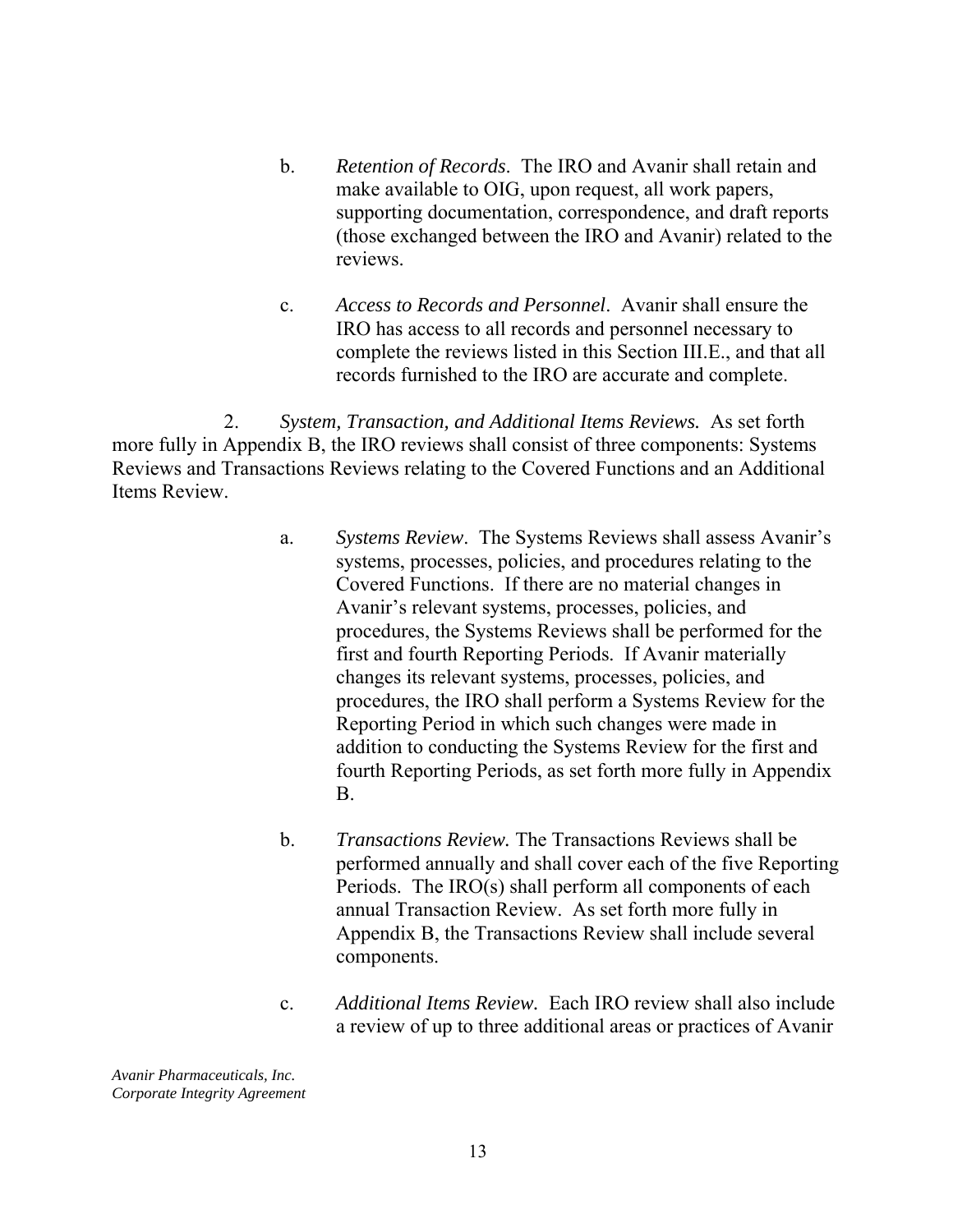b. *Retention of Records*. The IRO and Avanir shall retain and make available to OIG, upon request, all work papers, supporting documentation, correspondence, and draft reports (those exchanged between the IRO and Avanir) related to the reviews.

c. *Access to Records and Personnel*. Avanir shall ensure the IRO has access to all records and personnel necessary to complete the reviews listed in this Section III.E., and that all records furnished to the IRO are accurate and complete.

2. *System, Transaction, and Additional Items Reviews.* As set forth more fully in Appendix B, the IRO reviews shall consist of three components: Systems Reviews and Transactions Reviews relating to the Covered Functions and an Additional Items Review.

a. *Systems Review*. The Systems Reviews shall assess Avanir's systems, processes, policies, and procedures relating to the Covered Functions. If there are no material changes in Avanir's relevant systems, processes, policies, and procedures, the Systems Reviews shall be performed for the first and fourth Reporting Periods. If Avanir materially changes its relevant systems, processes, policies, and procedures, the IRO shall perform a Systems Review for the Reporting Period in which such changes were made in addition to conducting the Systems Review for the first and fourth Reporting Periods, as set forth more fully in Appendix B.

b. *Transactions Review.* The Transactions Reviews shall be performed annually and shall cover each of the five Reporting Periods. The IRO(s) shall perform all components of each annual Transaction Review. As set forth more fully in Appendix B, the Transactions Review shall include several components.

c. *Additional Items Review.* Each IRO review shall also include a review of up to three additional areas or practices of Avanir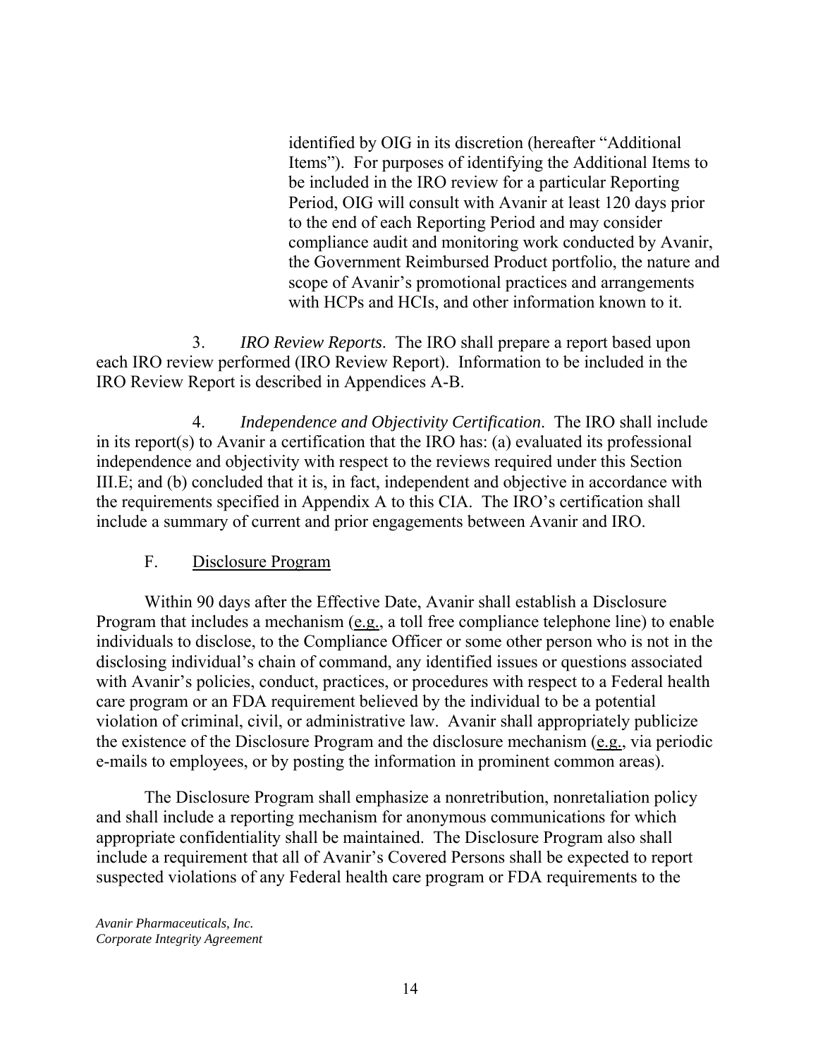identified by OIG in its discretion (hereafter "Additional Items"). For purposes of identifying the Additional Items to be included in the IRO review for a particular Reporting Period, OIG will consult with Avanir at least 120 days prior to the end of each Reporting Period and may consider compliance audit and monitoring work conducted by Avanir, the Government Reimbursed Product portfolio, the nature and scope of Avanir's promotional practices and arrangements with HCPs and HCIs, and other information known to it.

3. *IRO Review Reports*. The IRO shall prepare a report based upon each IRO review performed (IRO Review Report). Information to be included in the IRO Review Report is described in Appendices A-B.

4. *Independence and Objectivity Certification*. The IRO shall include in its report(s) to Avanir a certification that the IRO has: (a) evaluated its professional independence and objectivity with respect to the reviews required under this Section III.E; and (b) concluded that it is, in fact, independent and objective in accordance with the requirements specified in Appendix A to this CIA. The IRO's certification shall include a summary of current and prior engagements between Avanir and IRO.

### F. Disclosure Program

Within 90 days after the Effective Date, Avanir shall establish a Disclosure Program that includes a mechanism (e.g., a toll free compliance telephone line) to enable individuals to disclose, to the Compliance Officer or some other person who is not in the disclosing individual's chain of command, any identified issues or questions associated with Avanir's policies, conduct, practices, or procedures with respect to a Federal health care program or an FDA requirement believed by the individual to be a potential violation of criminal, civil, or administrative law. Avanir shall appropriately publicize the existence of the Disclosure Program and the disclosure mechanism (e.g., via periodic e-mails to employees, or by posting the information in prominent common areas).

The Disclosure Program shall emphasize a nonretribution, nonretaliation policy and shall include a reporting mechanism for anonymous communications for which appropriate confidentiality shall be maintained. The Disclosure Program also shall include a requirement that all of Avanir's Covered Persons shall be expected to report suspected violations of any Federal health care program or FDA requirements to the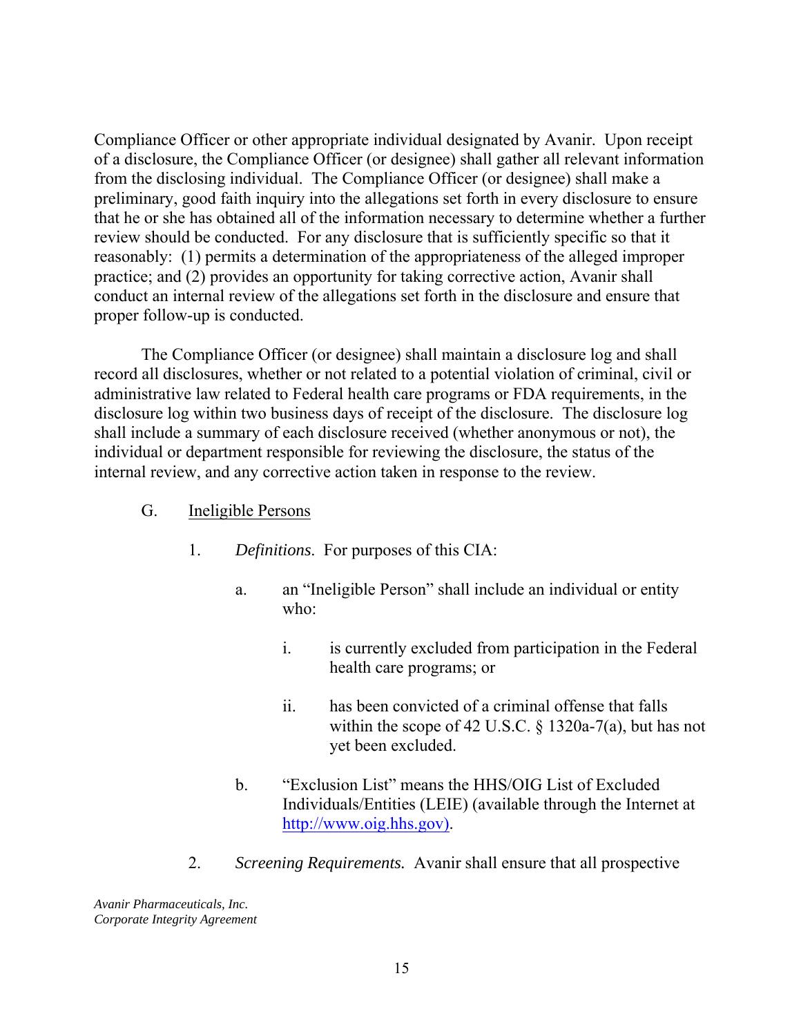Compliance Officer or other appropriate individual designated by Avanir. Upon receipt of a disclosure, the Compliance Officer (or designee) shall gather all relevant information from the disclosing individual. The Compliance Officer (or designee) shall make a preliminary, good faith inquiry into the allegations set forth in every disclosure to ensure that he or she has obtained all of the information necessary to determine whether a further review should be conducted. For any disclosure that is sufficiently specific so that it reasonably: (1) permits a determination of the appropriateness of the alleged improper practice; and (2) provides an opportunity for taking corrective action, Avanir shall conduct an internal review of the allegations set forth in the disclosure and ensure that proper follow-up is conducted.

The Compliance Officer (or designee) shall maintain a disclosure log and shall record all disclosures, whether or not related to a potential violation of criminal, civil or administrative law related to Federal health care programs or FDA requirements, in the disclosure log within two business days of receipt of the disclosure. The disclosure log shall include a summary of each disclosure received (whether anonymous or not), the individual or department responsible for reviewing the disclosure, the status of the internal review, and any corrective action taken in response to the review.

G. Ineligible Persons

1. *Definitions.* For purposes of this CIA:

a. an "Ineligible Person" shall include an individual or entity who:

i. is currently excluded from participation in the Federal health care programs; or

ii. has been convicted of a criminal offense that falls within the scope of 42 U.S.C. § 1320a-7(a), but has not yet been excluded.

b. "Exclusion List" means the HHS/OIG List of Excluded Individuals/Entities (LEIE) (available through the Internet at http://www.oig.hhs.gov).

2. *Screening Requirements.* Avanir shall ensure that all prospective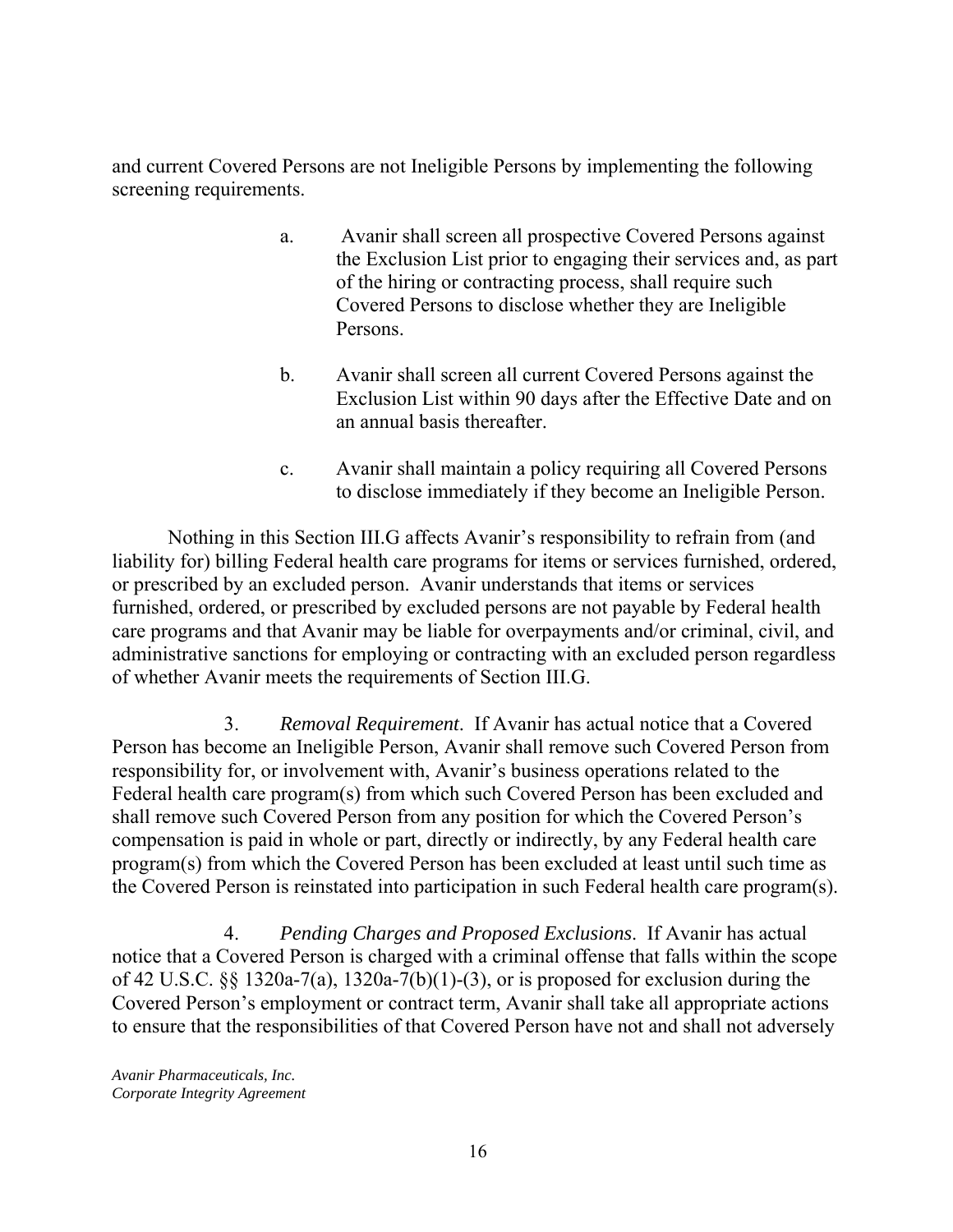and current Covered Persons are not Ineligible Persons by implementing the following screening requirements.

a. Avanir shall screen all prospective Covered Persons against the Exclusion List prior to engaging their services and, as part of the hiring or contracting process, shall require such Covered Persons to disclose whether they are Ineligible Persons.

b. Avanir shall screen all current Covered Persons against the Exclusion List within 90 days after the Effective Date and on an annual basis thereafter.

c. Avanir shall maintain a policy requiring all Covered Persons to disclose immediately if they become an Ineligible Person.

Nothing in this Section III.G affects Avanir's responsibility to refrain from (and liability for) billing Federal health care programs for items or services furnished, ordered, or prescribed by an excluded person. Avanir understands that items or services furnished, ordered, or prescribed by excluded persons are not payable by Federal health care programs and that Avanir may be liable for overpayments and/or criminal, civil, and administrative sanctions for employing or contracting with an excluded person regardless of whether Avanir meets the requirements of Section III.G.

3. *Removal Requirement*. If Avanir has actual notice that a Covered Person has become an Ineligible Person, Avanir shall remove such Covered Person from responsibility for, or involvement with, Avanir's business operations related to the Federal health care program(s) from which such Covered Person has been excluded and shall remove such Covered Person from any position for which the Covered Person's compensation is paid in whole or part, directly or indirectly, by any Federal health care program(s) from which the Covered Person has been excluded at least until such time as the Covered Person is reinstated into participation in such Federal health care program(s).

4. *Pending Charges and Proposed Exclusions*. If Avanir has actual notice that a Covered Person is charged with a criminal offense that falls within the scope of 42 U.S.C. §§ 1320a-7(a), 1320a-7(b)(1)-(3), or is proposed for exclusion during the Covered Person's employment or contract term, Avanir shall take all appropriate actions to ensure that the responsibilities of that Covered Person have not and shall not adversely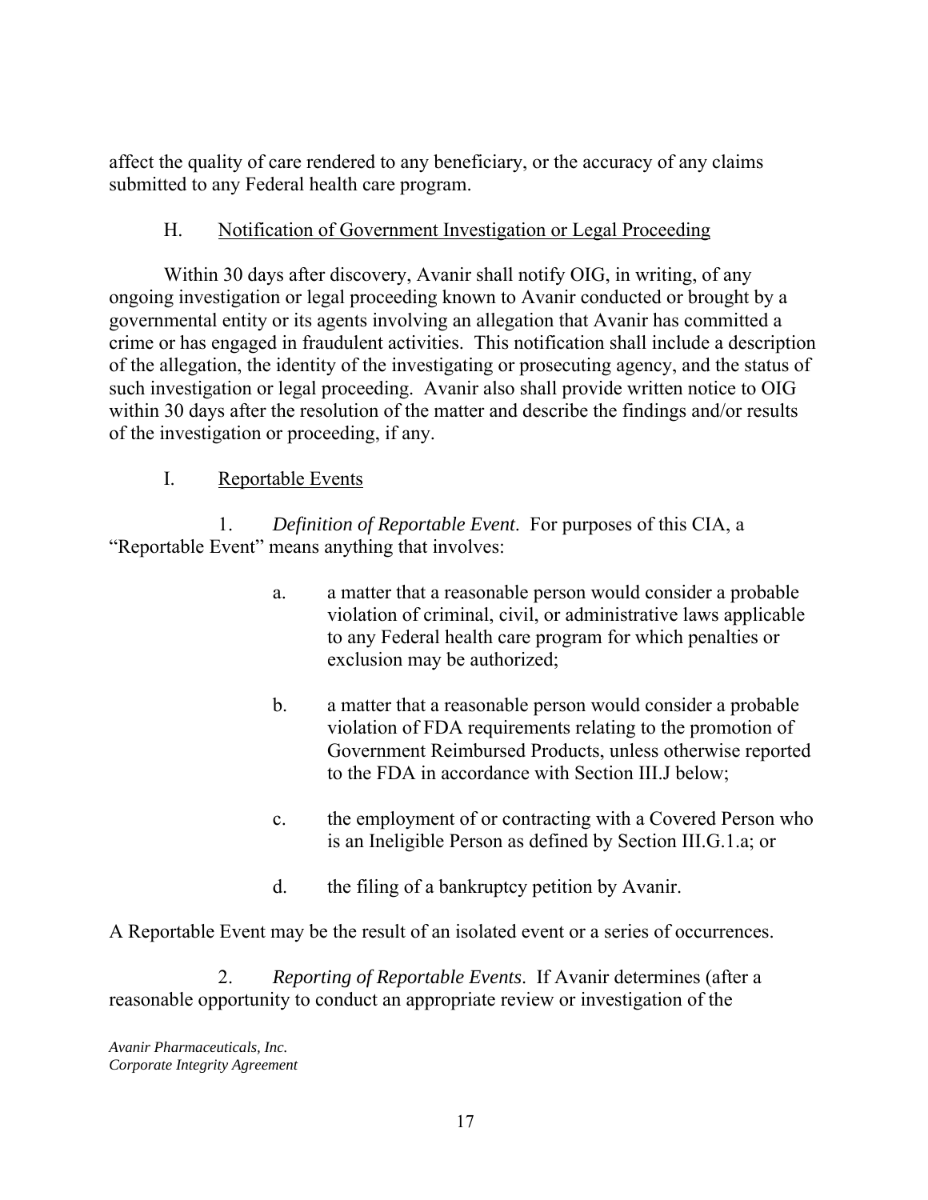affect the quality of care rendered to any beneficiary, or the accuracy of any claims submitted to any Federal health care program.

### H. Notification of Government Investigation or Legal Proceeding

Within 30 days after discovery, Avanir shall notify OIG, in writing, of any ongoing investigation or legal proceeding known to Avanir conducted or brought by a governmental entity or its agents involving an allegation that Avanir has committed a crime or has engaged in fraudulent activities. This notification shall include a description of the allegation, the identity of the investigating or prosecuting agency, and the status of such investigation or legal proceeding. Avanir also shall provide written notice to OIG within 30 days after the resolution of the matter and describe the findings and/or results of the investigation or proceeding, if any.

### I. Reportable Events

1. *Definition of Reportable Event*. For purposes of this CIA, a "Reportable Event" means anything that involves:

   a. a matter that a reasonable person would consider a probable violation of criminal, civil, or administrative laws applicable to any Federal health care program for which penalties or exclusion may be authorized;

   b. a matter that a reasonable person would consider a probable violation of FDA requirements relating to the promotion of Government Reimbursed Products, unless otherwise reported to the FDA in accordance with Section III.J below;

   c. the employment of or contracting with a Covered Person who is an Ineligible Person as defined by Section III.G.1.a; or

   d. the filing of a bankruptcy petition by Avanir.

A Reportable Event may be the result of an isolated event or a series of occurrences.

2. *Reporting of Reportable Events*. If Avanir determines (after a reasonable opportunity to conduct an appropriate review or investigation of the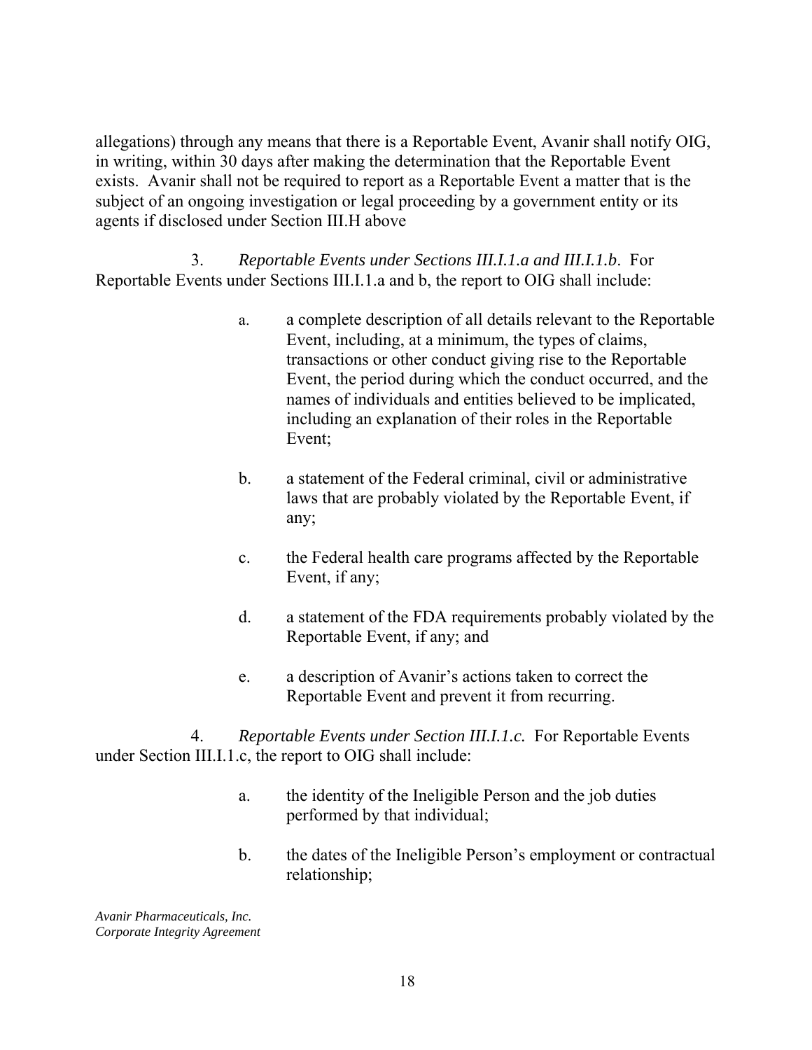allegations) through any means that there is a Reportable Event, Avanir shall notify OIG, in writing, within 30 days after making the determination that the Reportable Event exists. Avanir shall not be required to report as a Reportable Event a matter that is the subject of an ongoing investigation or legal proceeding by a government entity or its agents if disclosed under Section III.H above

3. *Reportable Events under Sections III.I.1.a and III.I.1.b*. For Reportable Events under Sections III.I.1.a and b, the report to OIG shall include:

a. a complete description of all details relevant to the Reportable Event, including, at a minimum, the types of claims, transactions or other conduct giving rise to the Reportable Event, the period during which the conduct occurred, and the names of individuals and entities believed to be implicated, including an explanation of their roles in the Reportable Event;

b. a statement of the Federal criminal, civil or administrative laws that are probably violated by the Reportable Event, if any;

c. the Federal health care programs affected by the Reportable Event, if any;

d. a statement of the FDA requirements probably violated by the Reportable Event, if any; and

e. a description of Avanir's actions taken to correct the Reportable Event and prevent it from recurring.

4. *Reportable Events under Section III.I.1.c.* For Reportable Events under Section III.I.1.c, the report to OIG shall include:

a. the identity of the Ineligible Person and the job duties performed by that individual;

b. the dates of the Ineligible Person's employment or contractual relationship;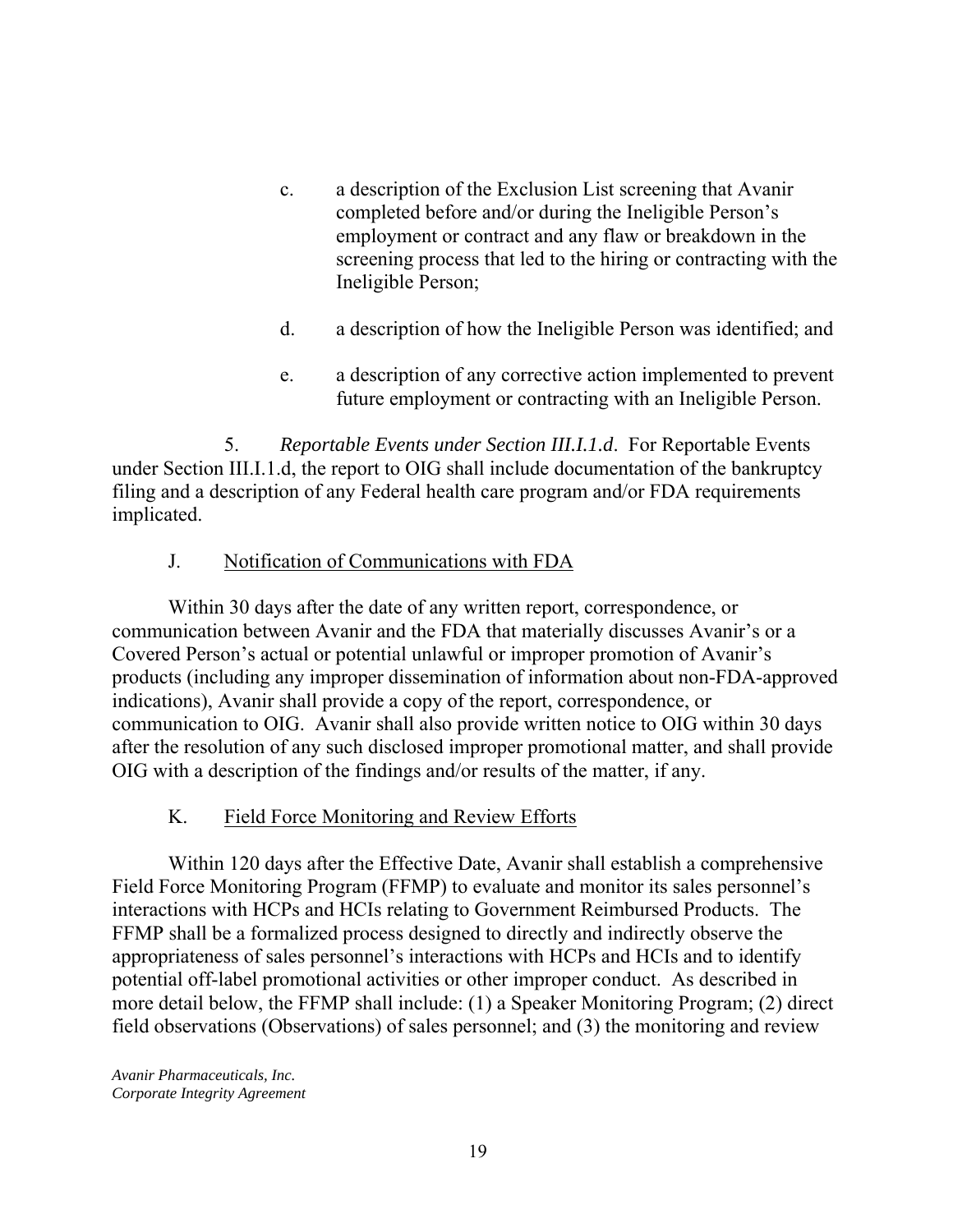c. a description of the Exclusion List screening that Avanir completed before and/or during the Ineligible Person's employment or contract and any flaw or breakdown in the screening process that led to the hiring or contracting with the Ineligible Person;

d. a description of how the Ineligible Person was identified; and

e. a description of any corrective action implemented to prevent future employment or contracting with an Ineligible Person.

5. *Reportable Events under Section III.I.1.d*. For Reportable Events under Section III.I.1.d, the report to OIG shall include documentation of the bankruptcy filing and a description of any Federal health care program and/or FDA requirements implicated.

J. Notification of Communications with FDA

Within 30 days after the date of any written report, correspondence, or communication between Avanir and the FDA that materially discusses Avanir's or a Covered Person's actual or potential unlawful or improper promotion of Avanir's products (including any improper dissemination of information about non-FDA-approved indications), Avanir shall provide a copy of the report, correspondence, or communication to OIG. Avanir shall also provide written notice to OIG within 30 days after the resolution of any such disclosed improper promotional matter, and shall provide OIG with a description of the findings and/or results of the matter, if any.

K. Field Force Monitoring and Review Efforts

Within 120 days after the Effective Date, Avanir shall establish a comprehensive Field Force Monitoring Program (FFMP) to evaluate and monitor its sales personnel's interactions with HCPs and HCIs relating to Government Reimbursed Products. The FFMP shall be a formalized process designed to directly and indirectly observe the appropriateness of sales personnel's interactions with HCPs and HCIs and to identify potential off-label promotional activities or other improper conduct. As described in more detail below, the FFMP shall include: (1) a Speaker Monitoring Program; (2) direct field observations (Observations) of sales personnel; and (3) the monitoring and review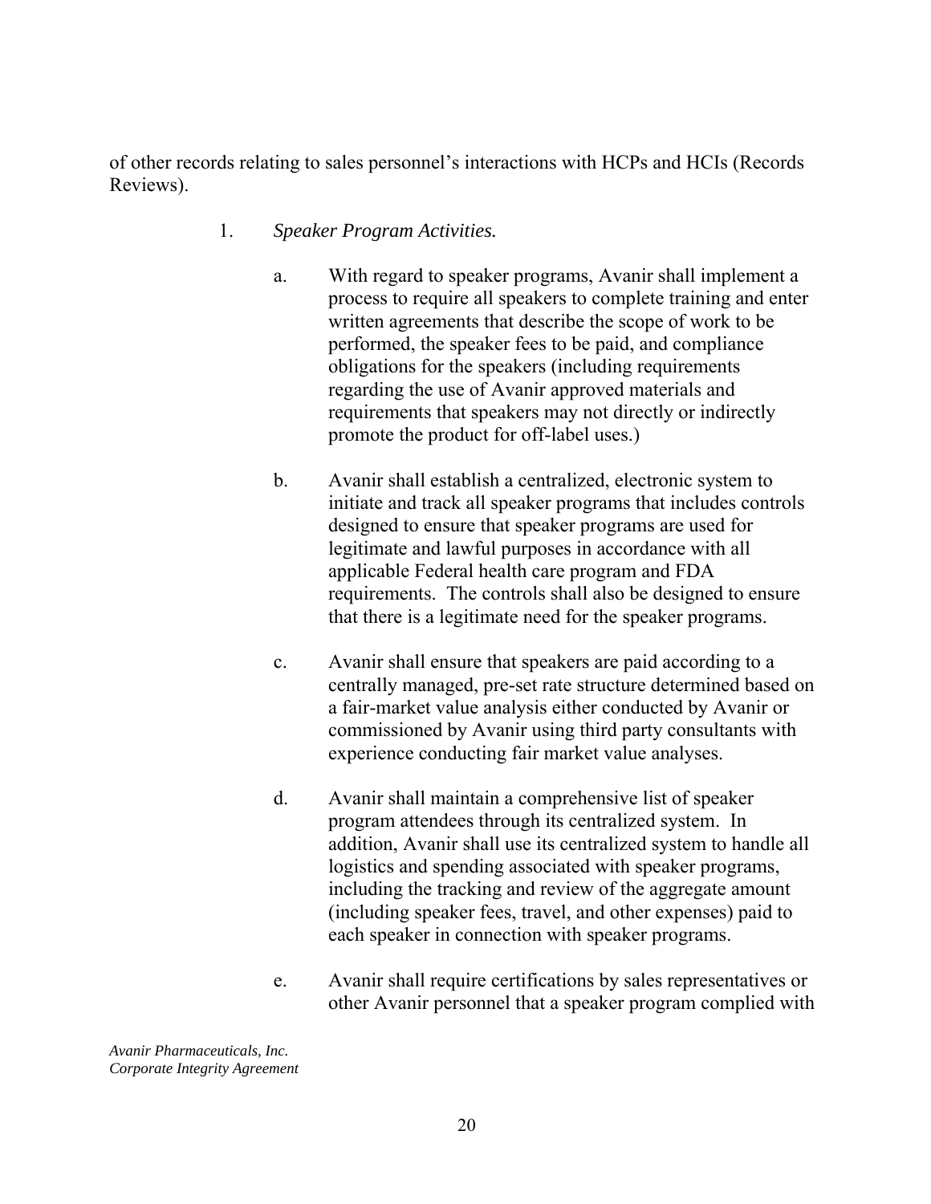of other records relating to sales personnel's interactions with HCPs and HCIs (Records Reviews).

1. *Speaker Program Activities.*

   a. With regard to speaker programs, Avanir shall implement a process to require all speakers to complete training and enter written agreements that describe the scope of work to be performed, the speaker fees to be paid, and compliance obligations for the speakers (including requirements regarding the use of Avanir approved materials and requirements that speakers may not directly or indirectly promote the product for off-label uses.)

   b. Avanir shall establish a centralized, electronic system to initiate and track all speaker programs that includes controls designed to ensure that speaker programs are used for legitimate and lawful purposes in accordance with all applicable Federal health care program and FDA requirements. The controls shall also be designed to ensure that there is a legitimate need for the speaker programs.

   c. Avanir shall ensure that speakers are paid according to a centrally managed, pre-set rate structure determined based on a fair-market value analysis either conducted by Avanir or commissioned by Avanir using third party consultants with experience conducting fair market value analyses.

   d. Avanir shall maintain a comprehensive list of speaker program attendees through its centralized system. In addition, Avanir shall use its centralized system to handle all logistics and spending associated with speaker programs, including the tracking and review of the aggregate amount (including speaker fees, travel, and other expenses) paid to each speaker in connection with speaker programs.

   e. Avanir shall require certifications by sales representatives or other Avanir personnel that a speaker program complied with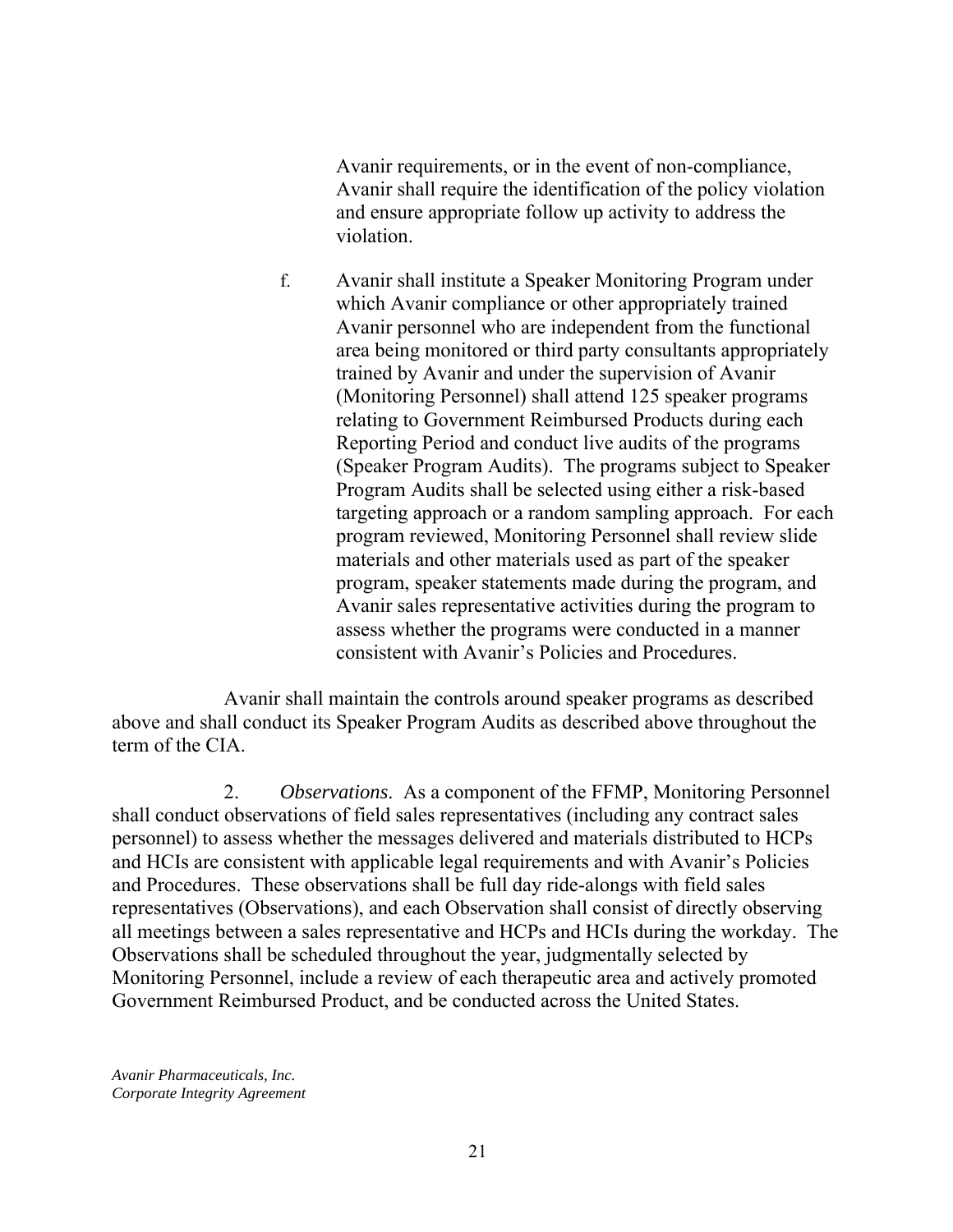Avanir requirements, or in the event of non-compliance, Avanir shall require the identification of the policy violation and ensure appropriate follow up activity to address the violation.

f. Avanir shall institute a Speaker Monitoring Program under which Avanir compliance or other appropriately trained Avanir personnel who are independent from the functional area being monitored or third party consultants appropriately trained by Avanir and under the supervision of Avanir (Monitoring Personnel) shall attend 125 speaker programs relating to Government Reimbursed Products during each Reporting Period and conduct live audits of the programs (Speaker Program Audits). The programs subject to Speaker Program Audits shall be selected using either a risk-based targeting approach or a random sampling approach. For each program reviewed, Monitoring Personnel shall review slide materials and other materials used as part of the speaker program, speaker statements made during the program, and Avanir sales representative activities during the program to assess whether the programs were conducted in a manner consistent with Avanir's Policies and Procedures.

Avanir shall maintain the controls around speaker programs as described above and shall conduct its Speaker Program Audits as described above throughout the term of the CIA.

2. *Observations*. As a component of the FFMP, Monitoring Personnel shall conduct observations of field sales representatives (including any contract sales personnel) to assess whether the messages delivered and materials distributed to HCPs and HCIs are consistent with applicable legal requirements and with Avanir's Policies and Procedures. These observations shall be full day ride-alongs with field sales representatives (Observations), and each Observation shall consist of directly observing all meetings between a sales representative and HCPs and HCIs during the workday. The Observations shall be scheduled throughout the year, judgmentally selected by Monitoring Personnel, include a review of each therapeutic area and actively promoted Government Reimbursed Product, and be conducted across the United States.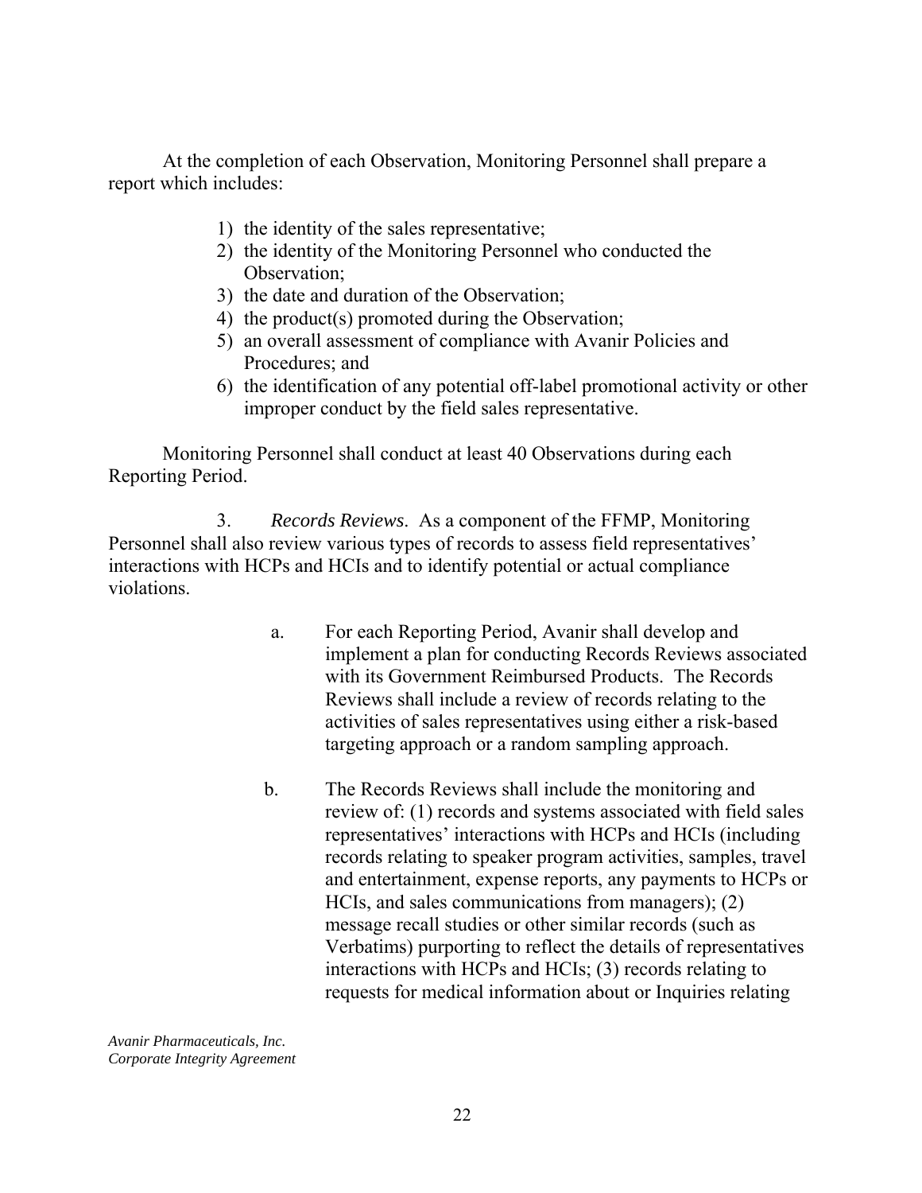At the completion of each Observation, Monitoring Personnel shall prepare a report which includes:

1) the identity of the sales representative;
2) the identity of the Monitoring Personnel who conducted the Observation;
3) the date and duration of the Observation;
4) the product(s) promoted during the Observation;
5) an overall assessment of compliance with Avanir Policies and Procedures; and
6) the identification of any potential off-label promotional activity or other improper conduct by the field sales representative.

Monitoring Personnel shall conduct at least 40 Observations during each Reporting Period.

3. *Records Reviews*. As a component of the FFMP, Monitoring Personnel shall also review various types of records to assess field representatives' interactions with HCPs and HCIs and to identify potential or actual compliance violations.

a. For each Reporting Period, Avanir shall develop and implement a plan for conducting Records Reviews associated with its Government Reimbursed Products. The Records Reviews shall include a review of records relating to the activities of sales representatives using either a risk-based targeting approach or a random sampling approach.

b. The Records Reviews shall include the monitoring and review of: (1) records and systems associated with field sales representatives' interactions with HCPs and HCIs (including records relating to speaker program activities, samples, travel and entertainment, expense reports, any payments to HCPs or HCIs, and sales communications from managers); (2) message recall studies or other similar records (such as Verbatims) purporting to reflect the details of representatives interactions with HCPs and HCIs; (3) records relating to requests for medical information about or Inquiries relating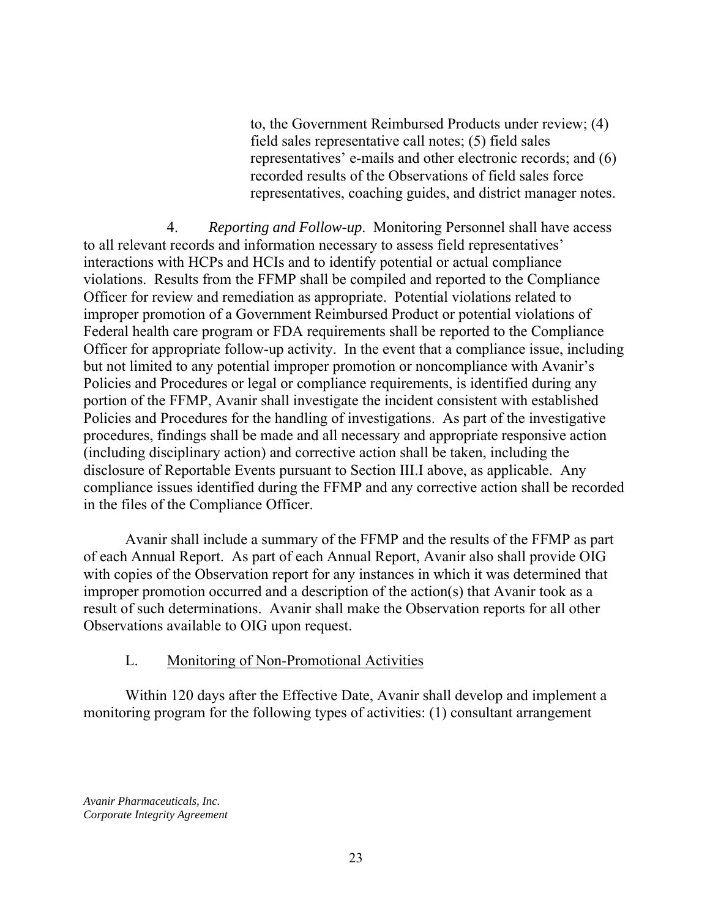to, the Government Reimbursed Products under review; (4) field sales representative call notes; (5) field sales representatives' e-mails and other electronic records; and (6) recorded results of the Observations of field sales force representatives, coaching guides, and district manager notes.

4. *Reporting and Follow-up*. Monitoring Personnel shall have access to all relevant records and information necessary to assess field representatives' interactions with HCPs and HCIs and to identify potential or actual compliance violations. Results from the FFMP shall be compiled and reported to the Compliance Officer for review and remediation as appropriate. Potential violations related to improper promotion of a Government Reimbursed Product or potential violations of Federal health care program or FDA requirements shall be reported to the Compliance Officer for appropriate follow-up activity. In the event that a compliance issue, including but not limited to any potential improper promotion or noncompliance with Avanir's Policies and Procedures or legal or compliance requirements, is identified during any portion of the FFMP, Avanir shall investigate the incident consistent with established Policies and Procedures for the handling of investigations. As part of the investigative procedures, findings shall be made and all necessary and appropriate responsive action (including disciplinary action) and corrective action shall be taken, including the disclosure of Reportable Events pursuant to Section III.I above, as applicable. Any compliance issues identified during the FFMP and any corrective action shall be recorded in the files of the Compliance Officer.

Avanir shall include a summary of the FFMP and the results of the FFMP as part of each Annual Report. As part of each Annual Report, Avanir also shall provide OIG with copies of the Observation report for any instances in which it was determined that improper promotion occurred and a description of the action(s) that Avanir took as a result of such determinations. Avanir shall make the Observation reports for all other Observations available to OIG upon request.

L. Monitoring of Non-Promotional Activities

Within 120 days after the Effective Date, Avanir shall develop and implement a monitoring program for the following types of activities: (1) consultant arrangement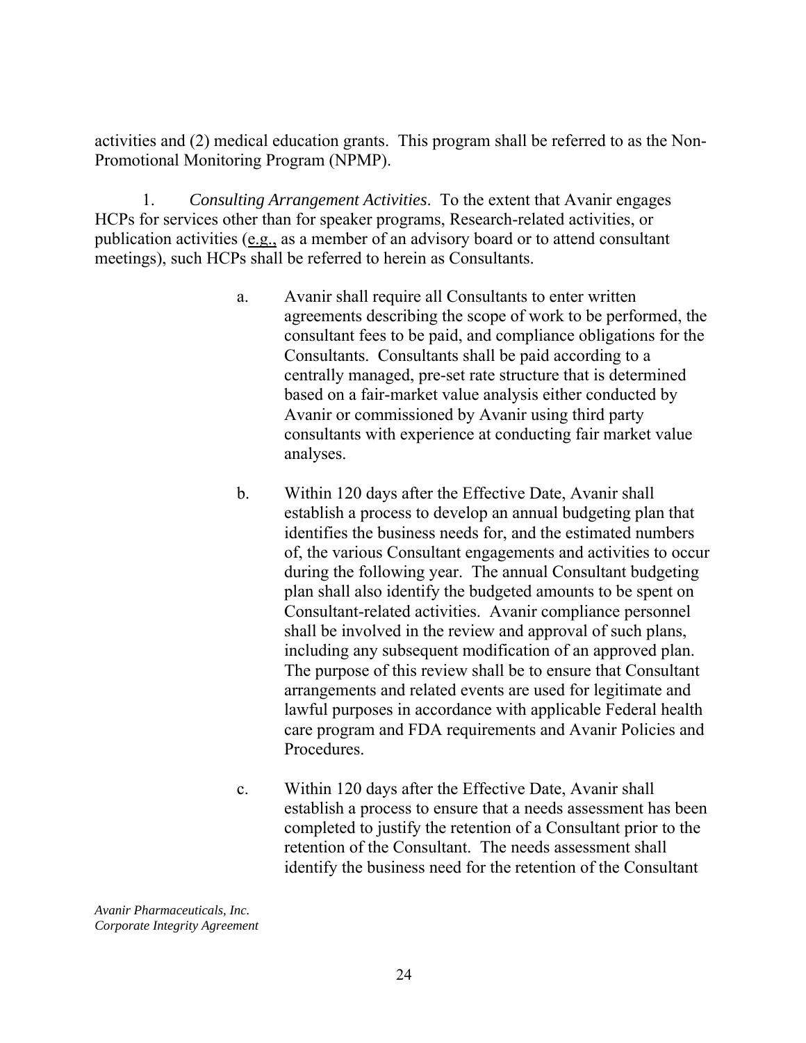activities and (2) medical education grants. This program shall be referred to as the Non-Promotional Monitoring Program (NPMP).

1. *Consulting Arrangement Activities*. To the extent that Avanir engages HCPs for services other than for speaker programs, Research-related activities, or publication activities (e.g., as a member of an advisory board or to attend consultant meetings), such HCPs shall be referred to herein as Consultants.

a. Avanir shall require all Consultants to enter written agreements describing the scope of work to be performed, the consultant fees to be paid, and compliance obligations for the Consultants. Consultants shall be paid according to a centrally managed, pre-set rate structure that is determined based on a fair-market value analysis either conducted by Avanir or commissioned by Avanir using third party consultants with experience at conducting fair market value analyses.

b. Within 120 days after the Effective Date, Avanir shall establish a process to develop an annual budgeting plan that identifies the business needs for, and the estimated numbers of, the various Consultant engagements and activities to occur during the following year. The annual Consultant budgeting plan shall also identify the budgeted amounts to be spent on Consultant-related activities. Avanir compliance personnel shall be involved in the review and approval of such plans, including any subsequent modification of an approved plan. The purpose of this review shall be to ensure that Consultant arrangements and related events are used for legitimate and lawful purposes in accordance with applicable Federal health care program and FDA requirements and Avanir Policies and Procedures.

c. Within 120 days after the Effective Date, Avanir shall establish a process to ensure that a needs assessment has been completed to justify the retention of a Consultant prior to the retention of the Consultant. The needs assessment shall identify the business need for the retention of the Consultant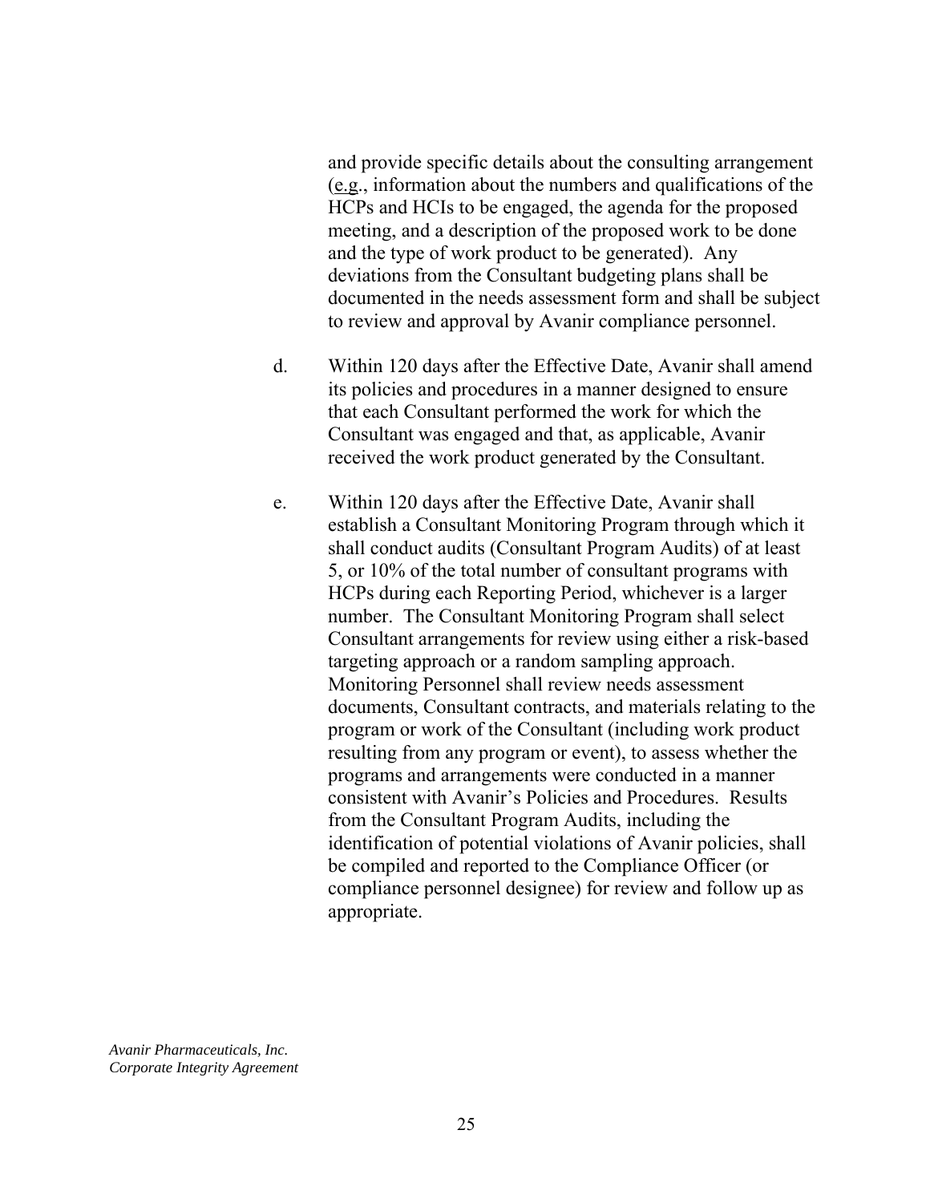and provide specific details about the consulting arrangement (e.g., information about the numbers and qualifications of the HCPs and HCIs to be engaged, the agenda for the proposed meeting, and a description of the proposed work to be done and the type of work product to be generated). Any deviations from the Consultant budgeting plans shall be documented in the needs assessment form and shall be subject to review and approval by Avanir compliance personnel.

d. Within 120 days after the Effective Date, Avanir shall amend its policies and procedures in a manner designed to ensure that each Consultant performed the work for which the Consultant was engaged and that, as applicable, Avanir received the work product generated by the Consultant.

e. Within 120 days after the Effective Date, Avanir shall establish a Consultant Monitoring Program through which it shall conduct audits (Consultant Program Audits) of at least 5, or 10% of the total number of consultant programs with HCPs during each Reporting Period, whichever is a larger number. The Consultant Monitoring Program shall select Consultant arrangements for review using either a risk-based targeting approach or a random sampling approach. Monitoring Personnel shall review needs assessment documents, Consultant contracts, and materials relating to the program or work of the Consultant (including work product resulting from any program or event), to assess whether the programs and arrangements were conducted in a manner consistent with Avanir's Policies and Procedures. Results from the Consultant Program Audits, including the identification of potential violations of Avanir policies, shall be compiled and reported to the Compliance Officer (or compliance personnel designee) for review and follow up as appropriate.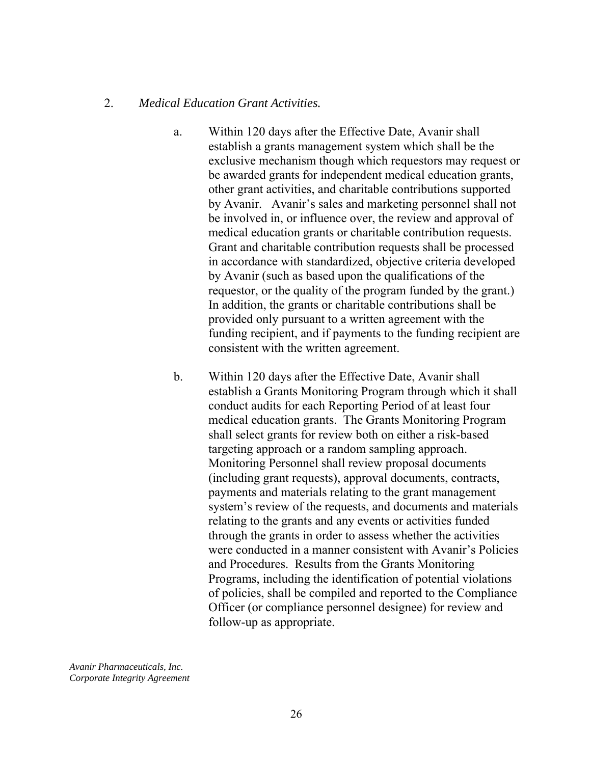2. *Medical Education Grant Activities.*

a. Within 120 days after the Effective Date, Avanir shall establish a grants management system which shall be the exclusive mechanism though which requestors may request or be awarded grants for independent medical education grants, other grant activities, and charitable contributions supported by Avanir. Avanir's sales and marketing personnel shall not be involved in, or influence over, the review and approval of medical education grants or charitable contribution requests. Grant and charitable contribution requests shall be processed in accordance with standardized, objective criteria developed by Avanir (such as based upon the qualifications of the requestor, or the quality of the program funded by the grant.) In addition, the grants or charitable contributions shall be provided only pursuant to a written agreement with the funding recipient, and if payments to the funding recipient are consistent with the written agreement.

b. Within 120 days after the Effective Date, Avanir shall establish a Grants Monitoring Program through which it shall conduct audits for each Reporting Period of at least four medical education grants. The Grants Monitoring Program shall select grants for review both on either a risk-based targeting approach or a random sampling approach. Monitoring Personnel shall review proposal documents (including grant requests), approval documents, contracts, payments and materials relating to the grant management system's review of the requests, and documents and materials relating to the grants and any events or activities funded through the grants in order to assess whether the activities were conducted in a manner consistent with Avanir's Policies and Procedures. Results from the Grants Monitoring Programs, including the identification of potential violations of policies, shall be compiled and reported to the Compliance Officer (or compliance personnel designee) for review and follow-up as appropriate.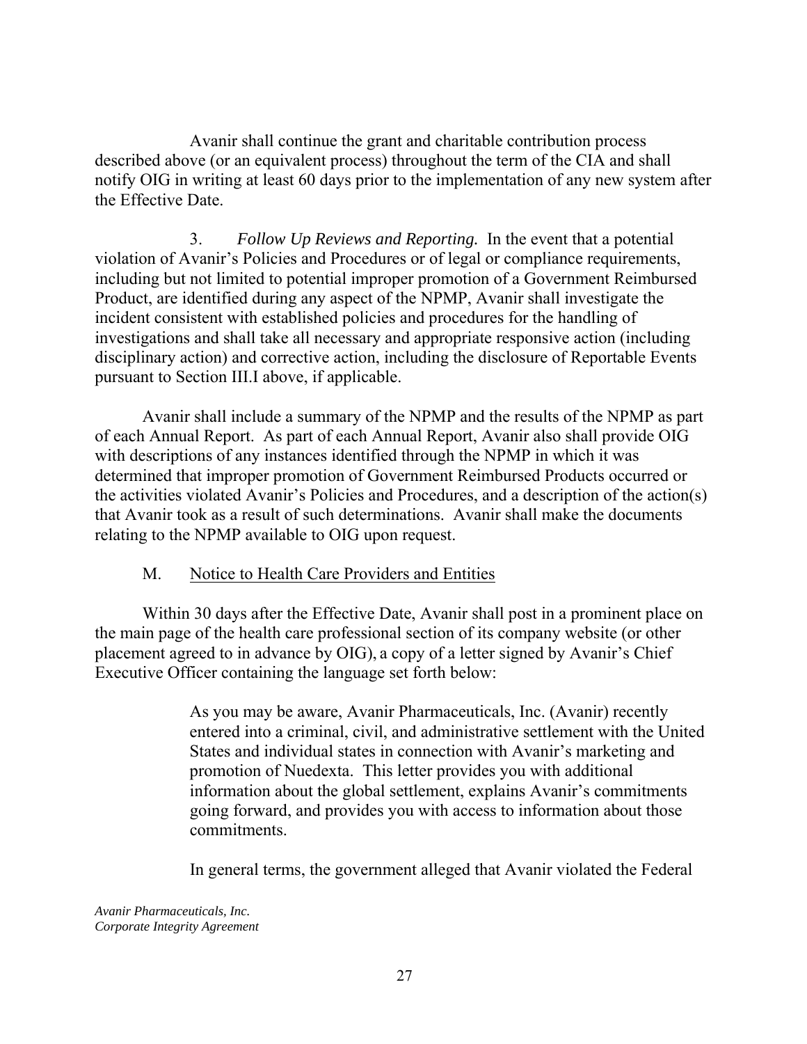Avanir shall continue the grant and charitable contribution process described above (or an equivalent process) throughout the term of the CIA and shall notify OIG in writing at least 60 days prior to the implementation of any new system after the Effective Date.

3. *Follow Up Reviews and Reporting.* In the event that a potential violation of Avanir's Policies and Procedures or of legal or compliance requirements, including but not limited to potential improper promotion of a Government Reimbursed Product, are identified during any aspect of the NPMP, Avanir shall investigate the incident consistent with established policies and procedures for the handling of investigations and shall take all necessary and appropriate responsive action (including disciplinary action) and corrective action, including the disclosure of Reportable Events pursuant to Section III.I above, if applicable.

Avanir shall include a summary of the NPMP and the results of the NPMP as part of each Annual Report. As part of each Annual Report, Avanir also shall provide OIG with descriptions of any instances identified through the NPMP in which it was determined that improper promotion of Government Reimbursed Products occurred or the activities violated Avanir's Policies and Procedures, and a description of the action(s) that Avanir took as a result of such determinations. Avanir shall make the documents relating to the NPMP available to OIG upon request.

M. Notice to Health Care Providers and Entities

Within 30 days after the Effective Date, Avanir shall post in a prominent place on the main page of the health care professional section of its company website (or other placement agreed to in advance by OIG), a copy of a letter signed by Avanir's Chief Executive Officer containing the language set forth below:

> As you may be aware, Avanir Pharmaceuticals, Inc. (Avanir) recently entered into a criminal, civil, and administrative settlement with the United States and individual states in connection with Avanir's marketing and promotion of Nuedexta. This letter provides you with additional information about the global settlement, explains Avanir's commitments going forward, and provides you with access to information about those commitments.
>
> In general terms, the government alleged that Avanir violated the Federal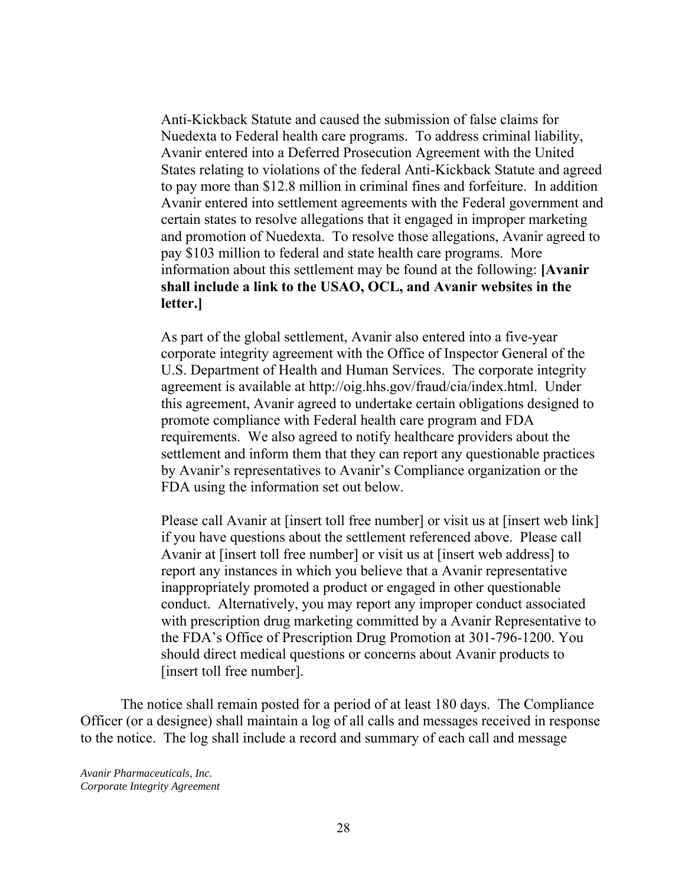Anti-Kickback Statute and caused the submission of false claims for Nuedexta to Federal health care programs. To address criminal liability, Avanir entered into a Deferred Prosecution Agreement with the United States relating to violations of the federal Anti-Kickback Statute and agreed to pay more than $12.8 million in criminal fines and forfeiture. In addition Avanir entered into settlement agreements with the Federal government and certain states to resolve allegations that it engaged in improper marketing and promotion of Nuedexta. To resolve those allegations, Avanir agreed to pay $103 million to federal and state health care programs. More information about this settlement may be found at the following: **[Avanir shall include a link to the USAO, OCL, and Avanir websites in the letter.]**

As part of the global settlement, Avanir also entered into a five-year corporate integrity agreement with the Office of Inspector General of the U.S. Department of Health and Human Services. The corporate integrity agreement is available at http://oig.hhs.gov/fraud/cia/index.html. Under this agreement, Avanir agreed to undertake certain obligations designed to promote compliance with Federal health care program and FDA requirements. We also agreed to notify healthcare providers about the settlement and inform them that they can report any questionable practices by Avanir's representatives to Avanir's Compliance organization or the FDA using the information set out below.

Please call Avanir at [insert toll free number] or visit us at [insert web link] if you have questions about the settlement referenced above. Please call Avanir at [insert toll free number] or visit us at [insert web address] to report any instances in which you believe that a Avanir representative inappropriately promoted a product or engaged in other questionable conduct. Alternatively, you may report any improper conduct associated with prescription drug marketing committed by a Avanir Representative to the FDA's Office of Prescription Drug Promotion at 301-796-1200. You should direct medical questions or concerns about Avanir products to [insert toll free number].

The notice shall remain posted for a period of at least 180 days. The Compliance Officer (or a designee) shall maintain a log of all calls and messages received in response to the notice. The log shall include a record and summary of each call and message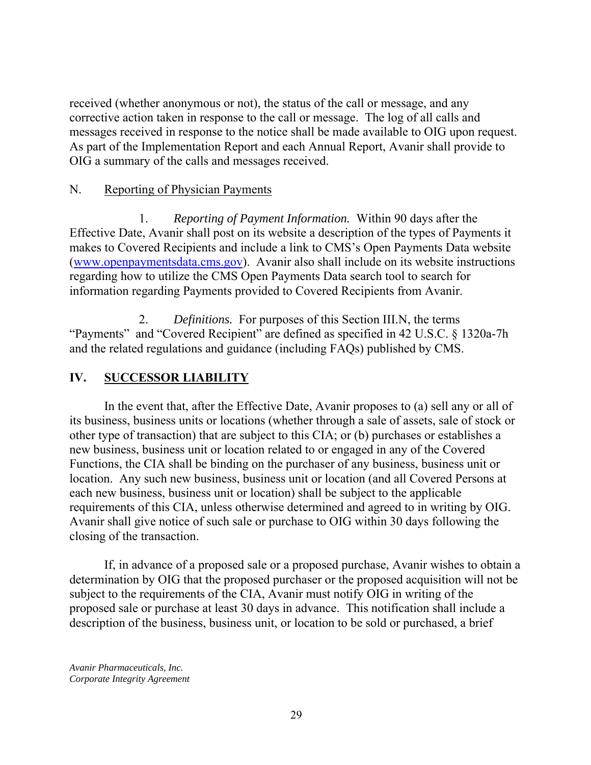received (whether anonymous or not), the status of the call or message, and any corrective action taken in response to the call or message. The log of all calls and messages received in response to the notice shall be made available to OIG upon request. As part of the Implementation Report and each Annual Report, Avanir shall provide to OIG a summary of the calls and messages received.

N. Reporting of Physician Payments

1. *Reporting of Payment Information.* Within 90 days after the Effective Date, Avanir shall post on its website a description of the types of Payments it makes to Covered Recipients and include a link to CMS's Open Payments Data website (www.openpaymentsdata.cms.gov). Avanir also shall include on its website instructions regarding how to utilize the CMS Open Payments Data search tool to search for information regarding Payments provided to Covered Recipients from Avanir.

2. *Definitions.* For purposes of this Section III.N, the terms "Payments" and "Covered Recipient" are defined as specified in 42 U.S.C. § 1320a-7h and the related regulations and guidance (including FAQs) published by CMS.

## IV. SUCCESSOR LIABILITY

In the event that, after the Effective Date, Avanir proposes to (a) sell any or all of its business, business units or locations (whether through a sale of assets, sale of stock or other type of transaction) that are subject to this CIA; or (b) purchases or establishes a new business, business unit or location related to or engaged in any of the Covered Functions, the CIA shall be binding on the purchaser of any business, business unit or location. Any such new business, business unit or location (and all Covered Persons at each new business, business unit or location) shall be subject to the applicable requirements of this CIA, unless otherwise determined and agreed to in writing by OIG. Avanir shall give notice of such sale or purchase to OIG within 30 days following the closing of the transaction.

If, in advance of a proposed sale or a proposed purchase, Avanir wishes to obtain a determination by OIG that the proposed purchaser or the proposed acquisition will not be subject to the requirements of the CIA, Avanir must notify OIG in writing of the proposed sale or purchase at least 30 days in advance. This notification shall include a description of the business, business unit, or location to be sold or purchased, a brief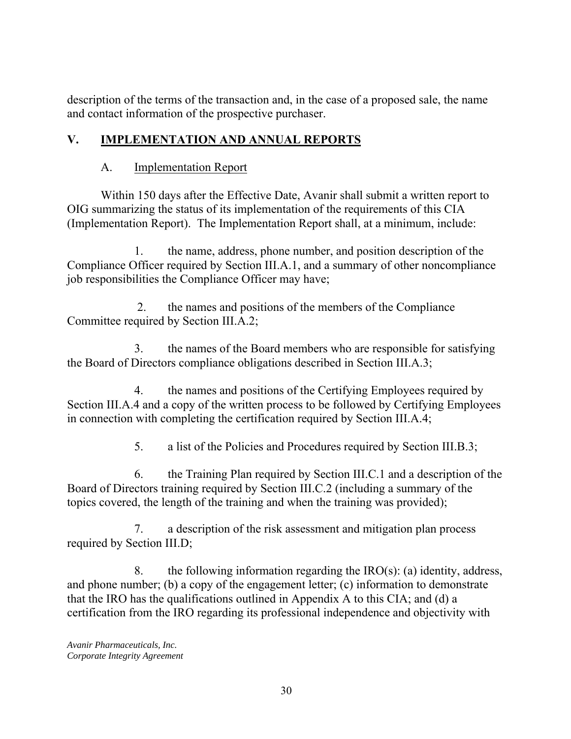description of the terms of the transaction and, in the case of a proposed sale, the name and contact information of the prospective purchaser.

## V. IMPLEMENTATION AND ANNUAL REPORTS

### A. Implementation Report

Within 150 days after the Effective Date, Avanir shall submit a written report to OIG summarizing the status of its implementation of the requirements of this CIA (Implementation Report). The Implementation Report shall, at a minimum, include:

1. the name, address, phone number, and position description of the Compliance Officer required by Section III.A.1, and a summary of other noncompliance job responsibilities the Compliance Officer may have;

2. the names and positions of the members of the Compliance Committee required by Section III.A.2;

3. the names of the Board members who are responsible for satisfying the Board of Directors compliance obligations described in Section III.A.3;

4. the names and positions of the Certifying Employees required by Section III.A.4 and a copy of the written process to be followed by Certifying Employees in connection with completing the certification required by Section III.A.4;

5. a list of the Policies and Procedures required by Section III.B.3;

6. the Training Plan required by Section III.C.1 and a description of the Board of Directors training required by Section III.C.2 (including a summary of the topics covered, the length of the training and when the training was provided);

7. a description of the risk assessment and mitigation plan process required by Section III.D;

8. the following information regarding the IRO(s): (a) identity, address, and phone number; (b) a copy of the engagement letter; (c) information to demonstrate that the IRO has the qualifications outlined in Appendix A to this CIA; and (d) a certification from the IRO regarding its professional independence and objectivity with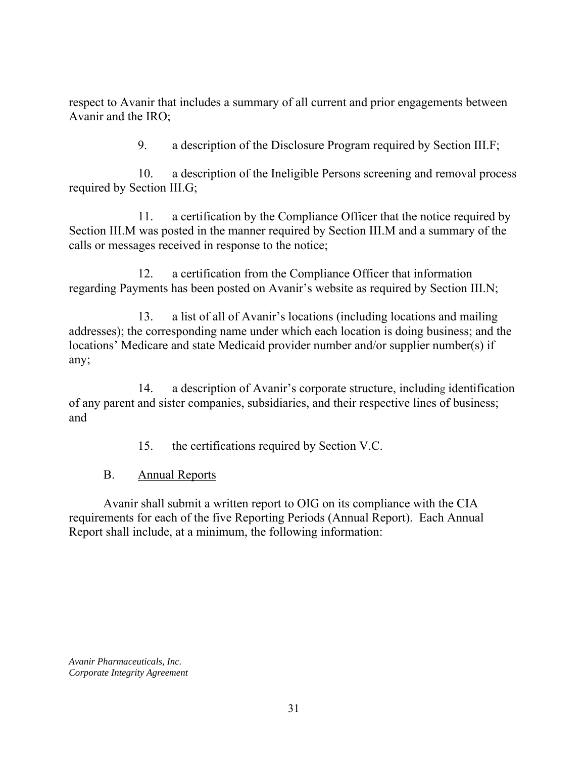respect to Avanir that includes a summary of all current and prior engagements between Avanir and the IRO;

9. a description of the Disclosure Program required by Section III.F;

10. a description of the Ineligible Persons screening and removal process required by Section III.G;

11. a certification by the Compliance Officer that the notice required by Section III.M was posted in the manner required by Section III.M and a summary of the calls or messages received in response to the notice;

12. a certification from the Compliance Officer that information regarding Payments has been posted on Avanir's website as required by Section III.N;

13. a list of all of Avanir's locations (including locations and mailing addresses); the corresponding name under which each location is doing business; and the locations' Medicare and state Medicaid provider number and/or supplier number(s) if any;

14. a description of Avanir's corporate structure, including identification of any parent and sister companies, subsidiaries, and their respective lines of business; and

15. the certifications required by Section V.C.

B. Annual Reports

Avanir shall submit a written report to OIG on its compliance with the CIA requirements for each of the five Reporting Periods (Annual Report). Each Annual Report shall include, at a minimum, the following information: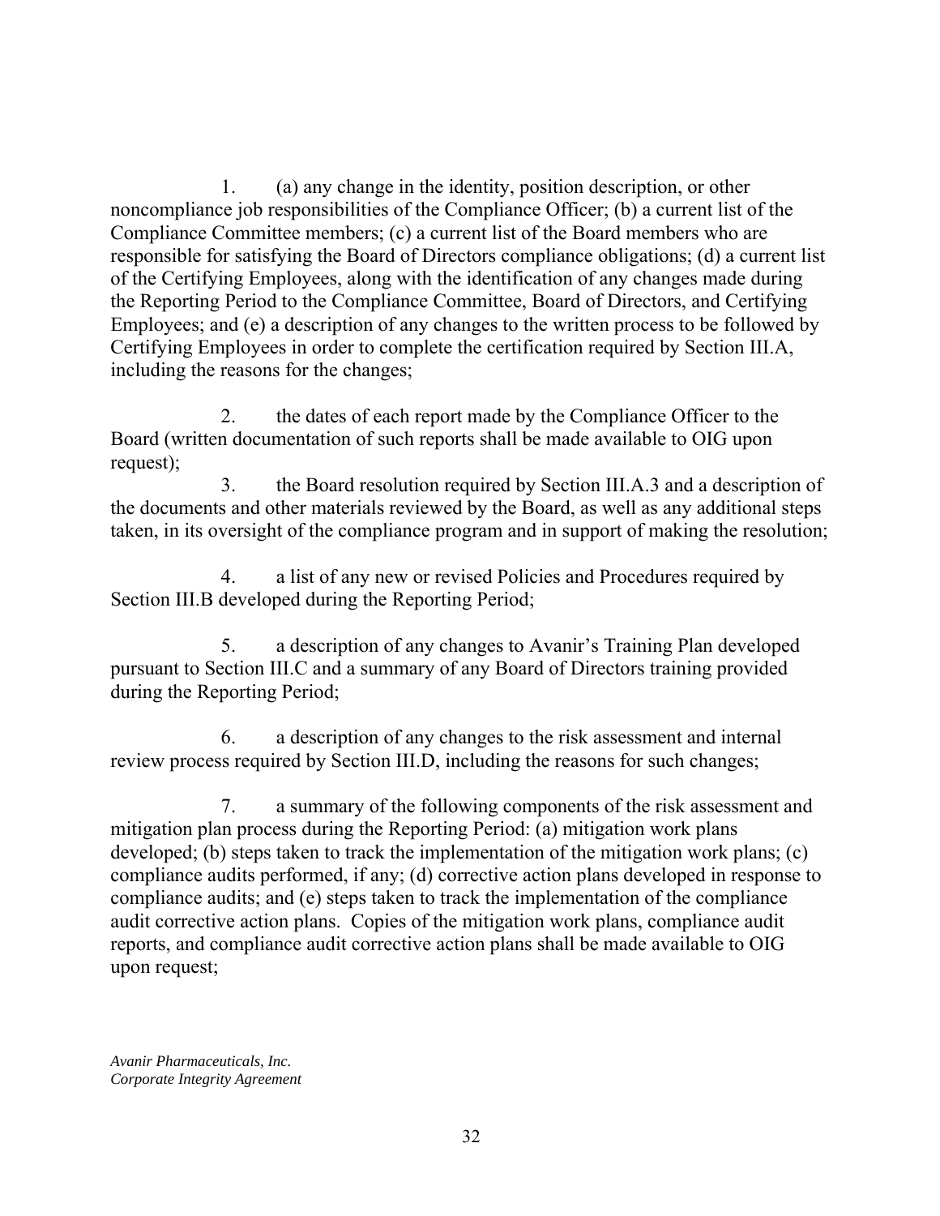1. (a) any change in the identity, position description, or other noncompliance job responsibilities of the Compliance Officer; (b) a current list of the Compliance Committee members; (c) a current list of the Board members who are responsible for satisfying the Board of Directors compliance obligations; (d) a current list of the Certifying Employees, along with the identification of any changes made during the Reporting Period to the Compliance Committee, Board of Directors, and Certifying Employees; and (e) a description of any changes to the written process to be followed by Certifying Employees in order to complete the certification required by Section III.A, including the reasons for the changes;

2. the dates of each report made by the Compliance Officer to the Board (written documentation of such reports shall be made available to OIG upon request);

3. the Board resolution required by Section III.A.3 and a description of the documents and other materials reviewed by the Board, as well as any additional steps taken, in its oversight of the compliance program and in support of making the resolution;

4. a list of any new or revised Policies and Procedures required by Section III.B developed during the Reporting Period;

5. a description of any changes to Avanir's Training Plan developed pursuant to Section III.C and a summary of any Board of Directors training provided during the Reporting Period;

6. a description of any changes to the risk assessment and internal review process required by Section III.D, including the reasons for such changes;

7. a summary of the following components of the risk assessment and mitigation plan process during the Reporting Period: (a) mitigation work plans developed; (b) steps taken to track the implementation of the mitigation work plans; (c) compliance audits performed, if any; (d) corrective action plans developed in response to compliance audits; and (e) steps taken to track the implementation of the compliance audit corrective action plans. Copies of the mitigation work plans, compliance audit reports, and compliance audit corrective action plans shall be made available to OIG upon request;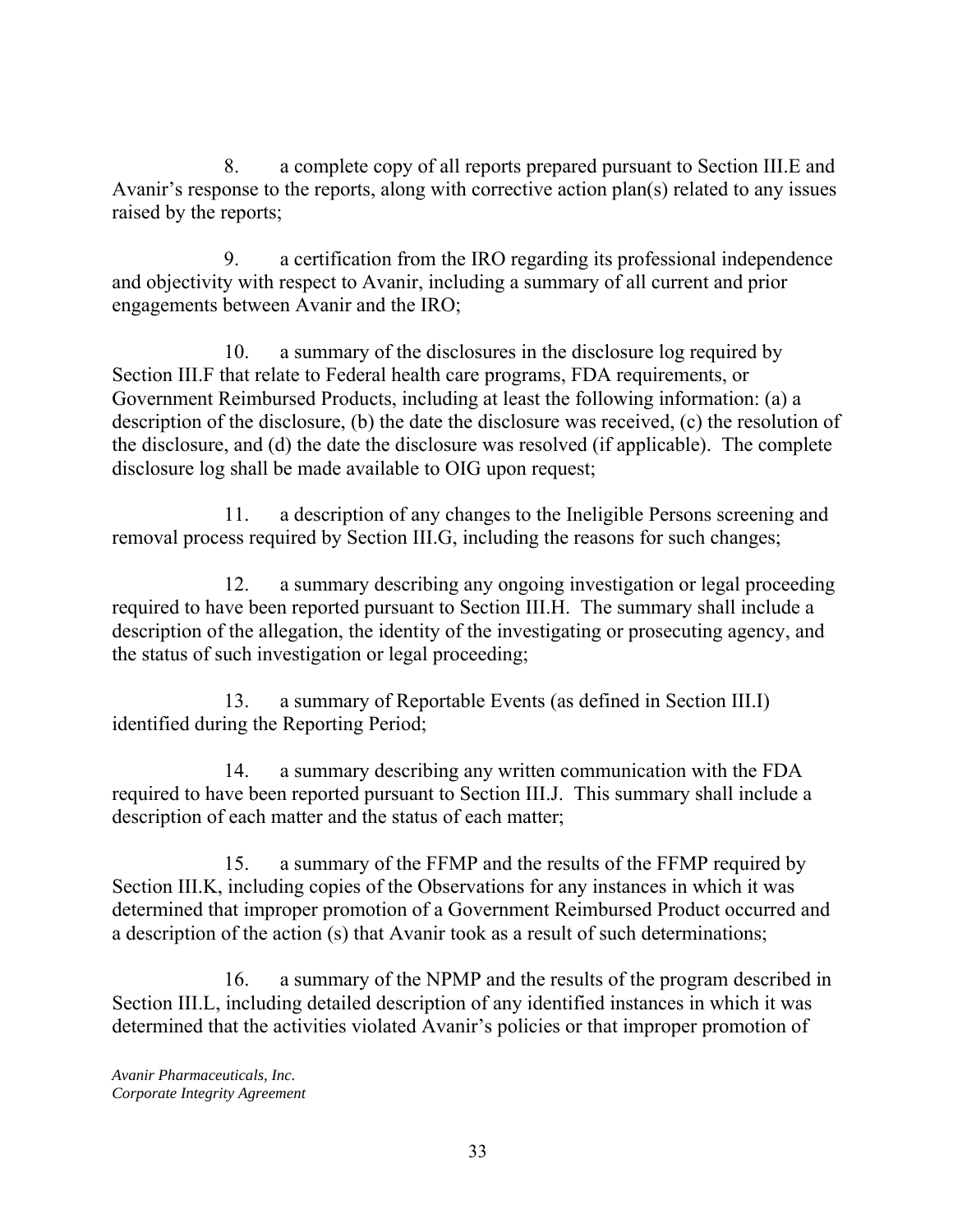8. a complete copy of all reports prepared pursuant to Section III.E and Avanir's response to the reports, along with corrective action plan(s) related to any issues raised by the reports;

9. a certification from the IRO regarding its professional independence and objectivity with respect to Avanir, including a summary of all current and prior engagements between Avanir and the IRO;

10. a summary of the disclosures in the disclosure log required by Section III.F that relate to Federal health care programs, FDA requirements, or Government Reimbursed Products, including at least the following information: (a) a description of the disclosure, (b) the date the disclosure was received, (c) the resolution of the disclosure, and (d) the date the disclosure was resolved (if applicable). The complete disclosure log shall be made available to OIG upon request;

11. a description of any changes to the Ineligible Persons screening and removal process required by Section III.G, including the reasons for such changes;

12. a summary describing any ongoing investigation or legal proceeding required to have been reported pursuant to Section III.H. The summary shall include a description of the allegation, the identity of the investigating or prosecuting agency, and the status of such investigation or legal proceeding;

13. a summary of Reportable Events (as defined in Section III.I) identified during the Reporting Period;

14. a summary describing any written communication with the FDA required to have been reported pursuant to Section III.J. This summary shall include a description of each matter and the status of each matter;

15. a summary of the FFMP and the results of the FFMP required by Section III.K, including copies of the Observations for any instances in which it was determined that improper promotion of a Government Reimbursed Product occurred and a description of the action (s) that Avanir took as a result of such determinations;

16. a summary of the NPMP and the results of the program described in Section III.L, including detailed description of any identified instances in which it was determined that the activities violated Avanir's policies or that improper promotion of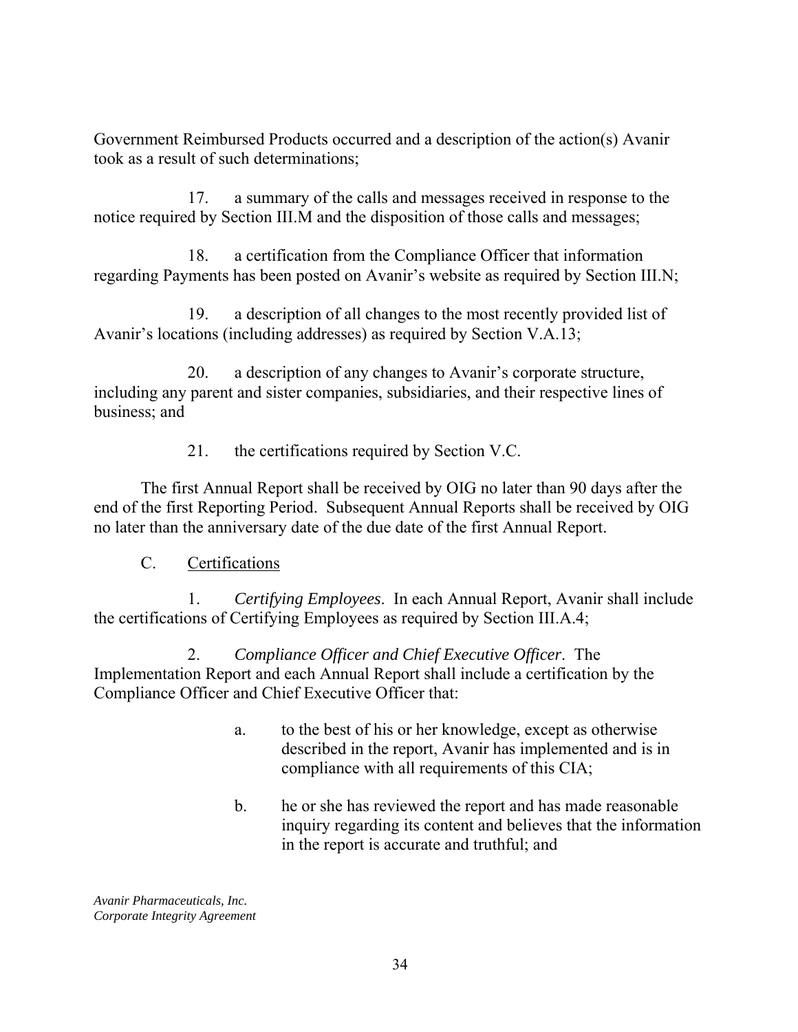Government Reimbursed Products occurred and a description of the action(s) Avanir took as a result of such determinations;

17. a summary of the calls and messages received in response to the notice required by Section III.M and the disposition of those calls and messages;

18. a certification from the Compliance Officer that information regarding Payments has been posted on Avanir's website as required by Section III.N;

19. a description of all changes to the most recently provided list of Avanir's locations (including addresses) as required by Section V.A.13;

20. a description of any changes to Avanir's corporate structure, including any parent and sister companies, subsidiaries, and their respective lines of business; and

21. the certifications required by Section V.C.

The first Annual Report shall be received by OIG no later than 90 days after the end of the first Reporting Period. Subsequent Annual Reports shall be received by OIG no later than the anniversary date of the due date of the first Annual Report.

C. <u>Certifications</u>

1. *Certifying Employees*. In each Annual Report, Avanir shall include the certifications of Certifying Employees as required by Section III.A.4;

2. *Compliance Officer and Chief Executive Officer*. The Implementation Report and each Annual Report shall include a certification by the Compliance Officer and Chief Executive Officer that:

a. to the best of his or her knowledge, except as otherwise described in the report, Avanir has implemented and is in compliance with all requirements of this CIA;

b. he or she has reviewed the report and has made reasonable inquiry regarding its content and believes that the information in the report is accurate and truthful; and

*Avanir Pharmaceuticals, Inc.*
*Corporate Integrity Agreement*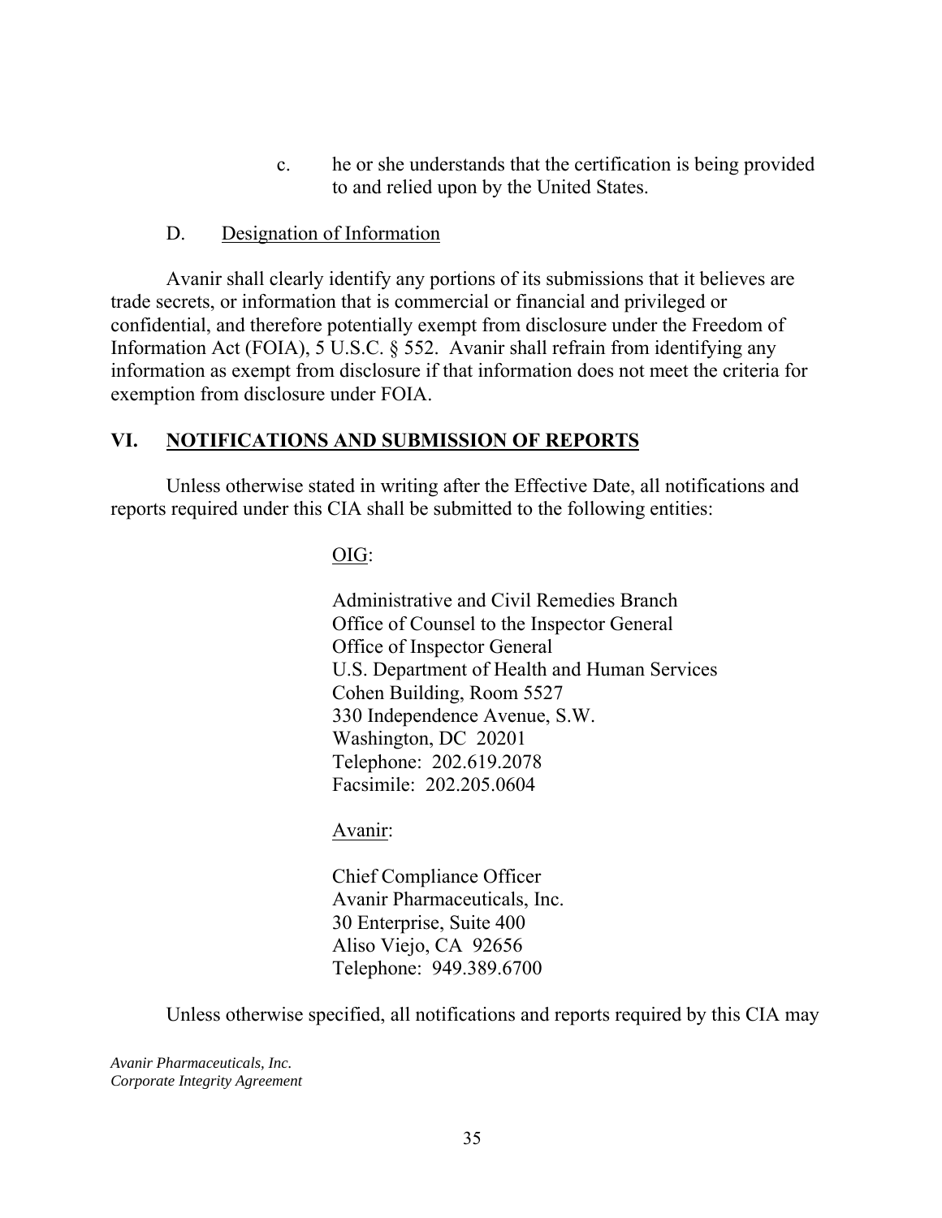c. he or she understands that the certification is being provided to and relied upon by the United States.

D. Designation of Information

Avanir shall clearly identify any portions of its submissions that it believes are trade secrets, or information that is commercial or financial and privileged or confidential, and therefore potentially exempt from disclosure under the Freedom of Information Act (FOIA), 5 U.S.C. § 552. Avanir shall refrain from identifying any information as exempt from disclosure if that information does not meet the criteria for exemption from disclosure under FOIA.

## VI. NOTIFICATIONS AND SUBMISSION OF REPORTS

Unless otherwise stated in writing after the Effective Date, all notifications and reports required under this CIA shall be submitted to the following entities:

OIG:

Administrative and Civil Remedies Branch
Office of Counsel to the Inspector General
Office of Inspector General
U.S. Department of Health and Human Services
Cohen Building, Room 5527
330 Independence Avenue, S.W.
Washington, DC 20201
Telephone: 202.619.2078
Facsimile: 202.205.0604

Avanir:

Chief Compliance Officer
Avanir Pharmaceuticals, Inc.
30 Enterprise, Suite 400
Aliso Viejo, CA 92656
Telephone: 949.389.6700

Unless otherwise specified, all notifications and reports required by this CIA may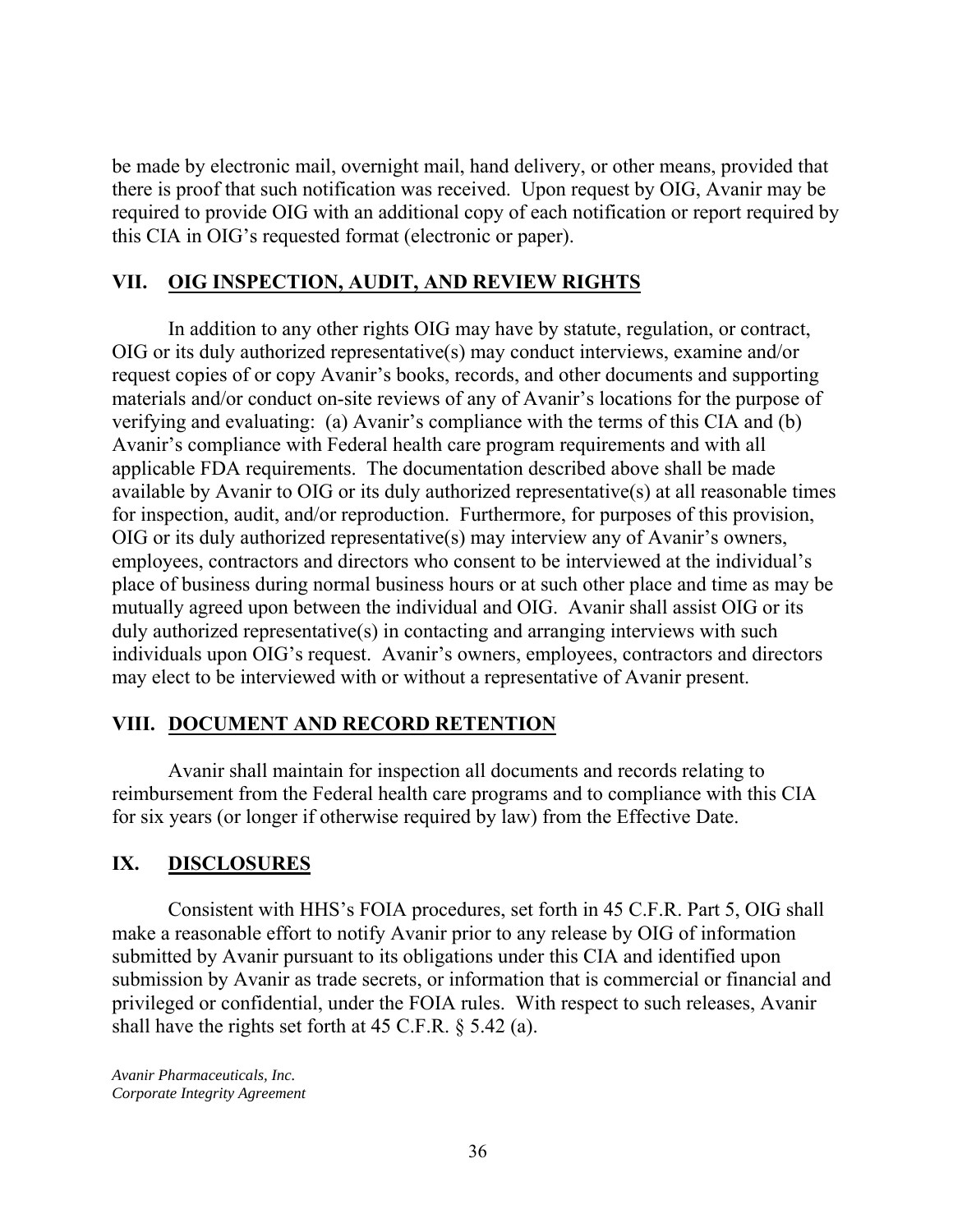be made by electronic mail, overnight mail, hand delivery, or other means, provided that there is proof that such notification was received. Upon request by OIG, Avanir may be required to provide OIG with an additional copy of each notification or report required by this CIA in OIG's requested format (electronic or paper).

## VII. OIG INSPECTION, AUDIT, AND REVIEW RIGHTS

In addition to any other rights OIG may have by statute, regulation, or contract, OIG or its duly authorized representative(s) may conduct interviews, examine and/or request copies of or copy Avanir's books, records, and other documents and supporting materials and/or conduct on-site reviews of any of Avanir's locations for the purpose of verifying and evaluating: (a) Avanir's compliance with the terms of this CIA and (b) Avanir's compliance with Federal health care program requirements and with all applicable FDA requirements. The documentation described above shall be made available by Avanir to OIG or its duly authorized representative(s) at all reasonable times for inspection, audit, and/or reproduction. Furthermore, for purposes of this provision, OIG or its duly authorized representative(s) may interview any of Avanir's owners, employees, contractors and directors who consent to be interviewed at the individual's place of business during normal business hours or at such other place and time as may be mutually agreed upon between the individual and OIG. Avanir shall assist OIG or its duly authorized representative(s) in contacting and arranging interviews with such individuals upon OIG's request. Avanir's owners, employees, contractors and directors may elect to be interviewed with or without a representative of Avanir present.

## VIII. DOCUMENT AND RECORD RETENTION

Avanir shall maintain for inspection all documents and records relating to reimbursement from the Federal health care programs and to compliance with this CIA for six years (or longer if otherwise required by law) from the Effective Date.

## IX. DISCLOSURES

Consistent with HHS's FOIA procedures, set forth in 45 C.F.R. Part 5, OIG shall make a reasonable effort to notify Avanir prior to any release by OIG of information submitted by Avanir pursuant to its obligations under this CIA and identified upon submission by Avanir as trade secrets, or information that is commercial or financial and privileged or confidential, under the FOIA rules. With respect to such releases, Avanir shall have the rights set forth at 45 C.F.R. § 5.42 (a).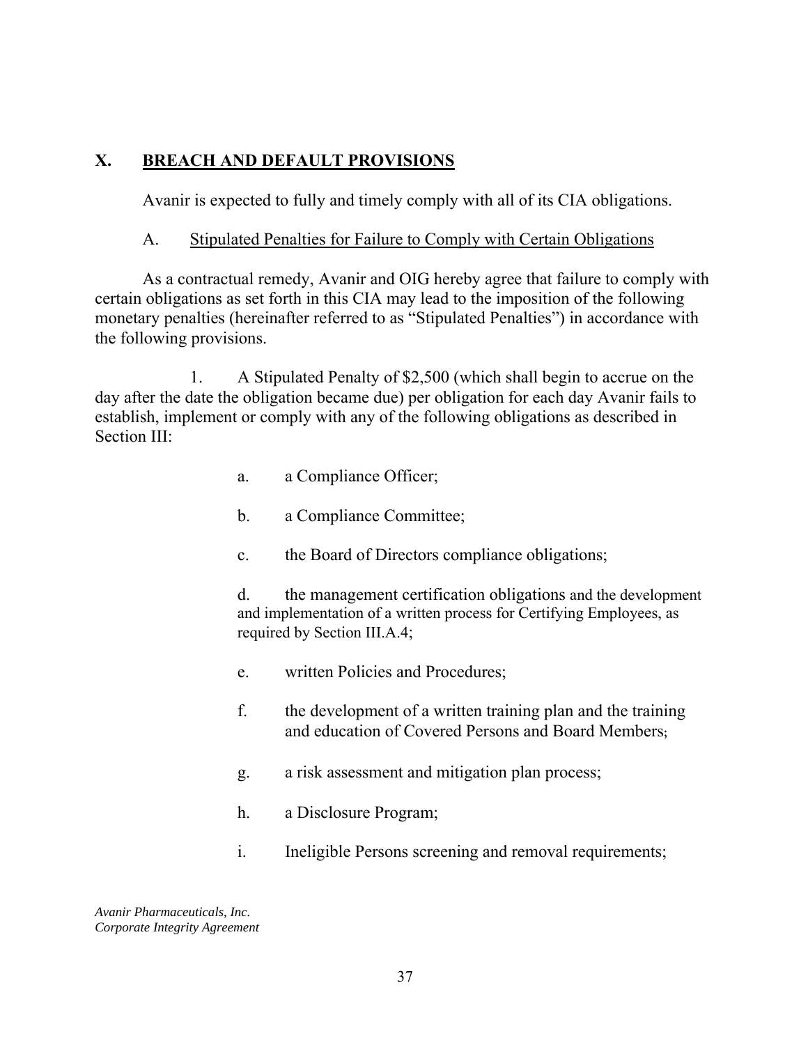## X. BREACH AND DEFAULT PROVISIONS

Avanir is expected to fully and timely comply with all of its CIA obligations.

### A. Stipulated Penalties for Failure to Comply with Certain Obligations

As a contractual remedy, Avanir and OIG hereby agree that failure to comply with certain obligations as set forth in this CIA may lead to the imposition of the following monetary penalties (hereinafter referred to as "Stipulated Penalties") in accordance with the following provisions.

1. A Stipulated Penalty of $2,500 (which shall begin to accrue on the day after the date the obligation became due) per obligation for each day Avanir fails to establish, implement or comply with any of the following obligations as described in Section III:

   a. a Compliance Officer;

   b. a Compliance Committee;

   c. the Board of Directors compliance obligations;

   d. the management certification obligations and the development and implementation of a written process for Certifying Employees, as required by Section III.A.4;

   e. written Policies and Procedures;

   f. the development of a written training plan and the training and education of Covered Persons and Board Members;

   g. a risk assessment and mitigation plan process;

   h. a Disclosure Program;

   i. Ineligible Persons screening and removal requirements;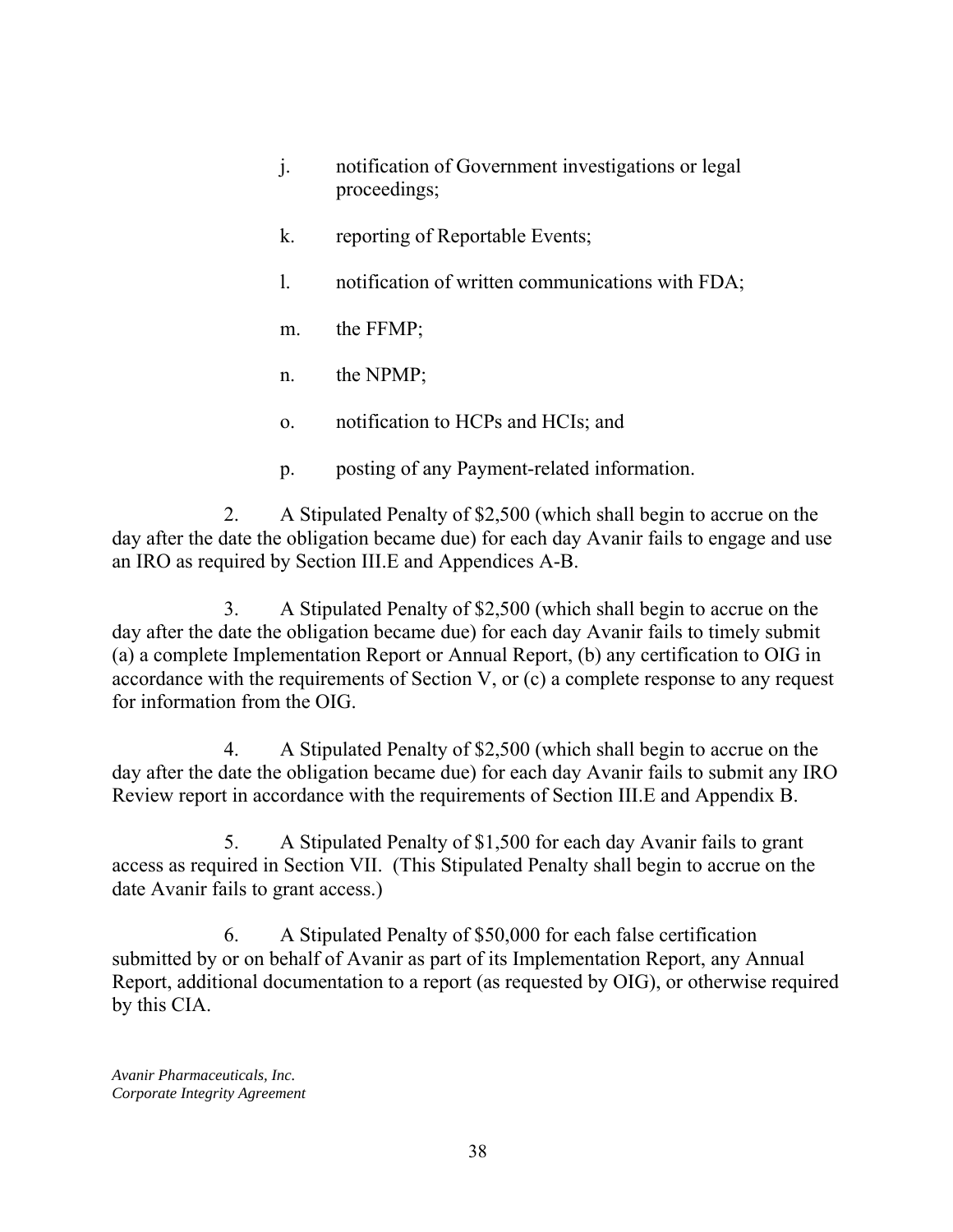j. notification of Government investigations or legal proceedings;

k. reporting of Reportable Events;

l. notification of written communications with FDA;

m. the FFMP;

n. the NPMP;

o. notification to HCPs and HCIs; and

p. posting of any Payment-related information.

2. A Stipulated Penalty of $2,500 (which shall begin to accrue on the day after the date the obligation became due) for each day Avanir fails to engage and use an IRO as required by Section III.E and Appendices A-B.

3. A Stipulated Penalty of $2,500 (which shall begin to accrue on the day after the date the obligation became due) for each day Avanir fails to timely submit (a) a complete Implementation Report or Annual Report, (b) any certification to OIG in accordance with the requirements of Section V, or (c) a complete response to any request for information from the OIG.

4. A Stipulated Penalty of $2,500 (which shall begin to accrue on the day after the date the obligation became due) for each day Avanir fails to submit any IRO Review report in accordance with the requirements of Section III.E and Appendix B.

5. A Stipulated Penalty of $1,500 for each day Avanir fails to grant access as required in Section VII. (This Stipulated Penalty shall begin to accrue on the date Avanir fails to grant access.)

6. A Stipulated Penalty of $50,000 for each false certification submitted by or on behalf of Avanir as part of its Implementation Report, any Annual Report, additional documentation to a report (as requested by OIG), or otherwise required by this CIA.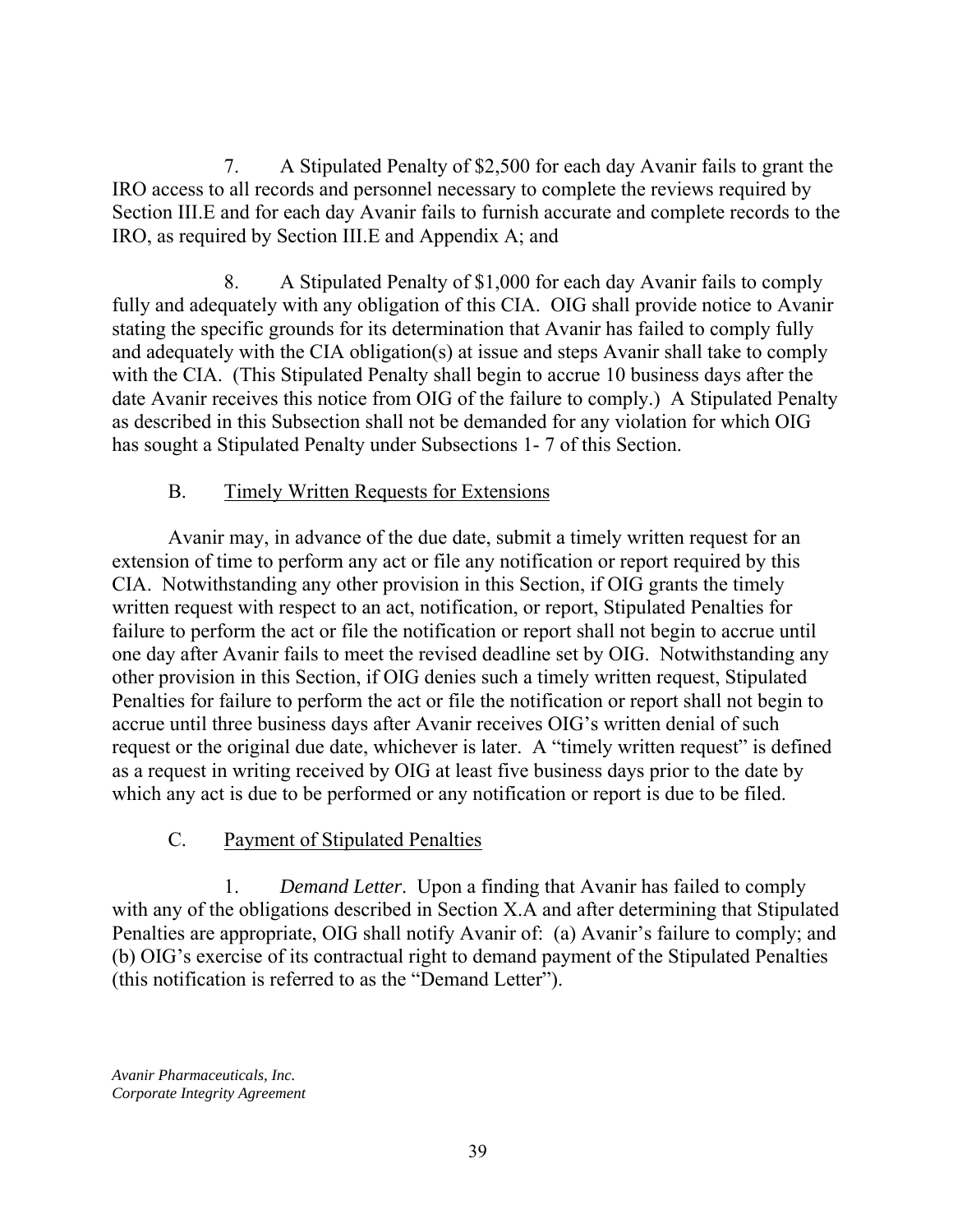7. A Stipulated Penalty of $2,500 for each day Avanir fails to grant the IRO access to all records and personnel necessary to complete the reviews required by Section III.E and for each day Avanir fails to furnish accurate and complete records to the IRO, as required by Section III.E and Appendix A; and

8. A Stipulated Penalty of $1,000 for each day Avanir fails to comply fully and adequately with any obligation of this CIA. OIG shall provide notice to Avanir stating the specific grounds for its determination that Avanir has failed to comply fully and adequately with the CIA obligation(s) at issue and steps Avanir shall take to comply with the CIA. (This Stipulated Penalty shall begin to accrue 10 business days after the date Avanir receives this notice from OIG of the failure to comply.) A Stipulated Penalty as described in this Subsection shall not be demanded for any violation for which OIG has sought a Stipulated Penalty under Subsections 1- 7 of this Section.

### B. Timely Written Requests for Extensions

Avanir may, in advance of the due date, submit a timely written request for an extension of time to perform any act or file any notification or report required by this CIA. Notwithstanding any other provision in this Section, if OIG grants the timely written request with respect to an act, notification, or report, Stipulated Penalties for failure to perform the act or file the notification or report shall not begin to accrue until one day after Avanir fails to meet the revised deadline set by OIG. Notwithstanding any other provision in this Section, if OIG denies such a timely written request, Stipulated Penalties for failure to perform the act or file the notification or report shall not begin to accrue until three business days after Avanir receives OIG's written denial of such request or the original due date, whichever is later. A "timely written request" is defined as a request in writing received by OIG at least five business days prior to the date by which any act is due to be performed or any notification or report is due to be filed.

### C. Payment of Stipulated Penalties

1. *Demand Letter*. Upon a finding that Avanir has failed to comply with any of the obligations described in Section X.A and after determining that Stipulated Penalties are appropriate, OIG shall notify Avanir of: (a) Avanir's failure to comply; and (b) OIG's exercise of its contractual right to demand payment of the Stipulated Penalties (this notification is referred to as the "Demand Letter").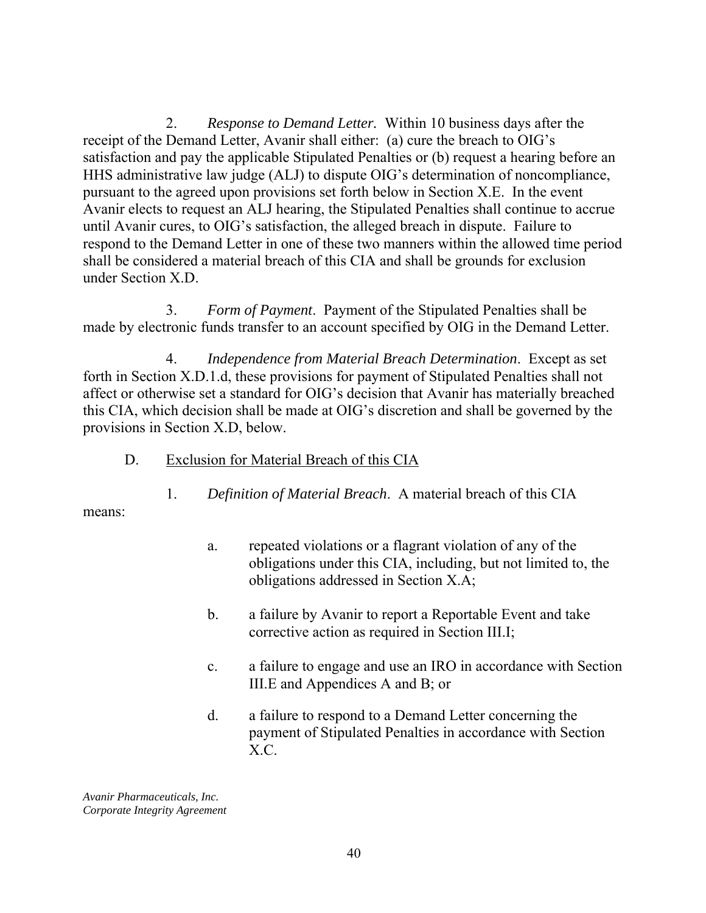2. *Response to Demand Letter*. Within 10 business days after the receipt of the Demand Letter, Avanir shall either: (a) cure the breach to OIG's satisfaction and pay the applicable Stipulated Penalties or (b) request a hearing before an HHS administrative law judge (ALJ) to dispute OIG's determination of noncompliance, pursuant to the agreed upon provisions set forth below in Section X.E. In the event Avanir elects to request an ALJ hearing, the Stipulated Penalties shall continue to accrue until Avanir cures, to OIG's satisfaction, the alleged breach in dispute. Failure to respond to the Demand Letter in one of these two manners within the allowed time period shall be considered a material breach of this CIA and shall be grounds for exclusion under Section X.D.

3. *Form of Payment*. Payment of the Stipulated Penalties shall be made by electronic funds transfer to an account specified by OIG in the Demand Letter.

4. *Independence from Material Breach Determination*. Except as set forth in Section X.D.1.d, these provisions for payment of Stipulated Penalties shall not affect or otherwise set a standard for OIG's decision that Avanir has materially breached this CIA, which decision shall be made at OIG's discretion and shall be governed by the provisions in Section X.D, below.

D. <u>Exclusion for Material Breach of this CIA</u>

1. *Definition of Material Breach*. A material breach of this CIA means:

a. repeated violations or a flagrant violation of any of the obligations under this CIA, including, but not limited to, the obligations addressed in Section X.A;

b. a failure by Avanir to report a Reportable Event and take corrective action as required in Section III.I;

c. a failure to engage and use an IRO in accordance with Section III.E and Appendices A and B; or

d. a failure to respond to a Demand Letter concerning the payment of Stipulated Penalties in accordance with Section X.C.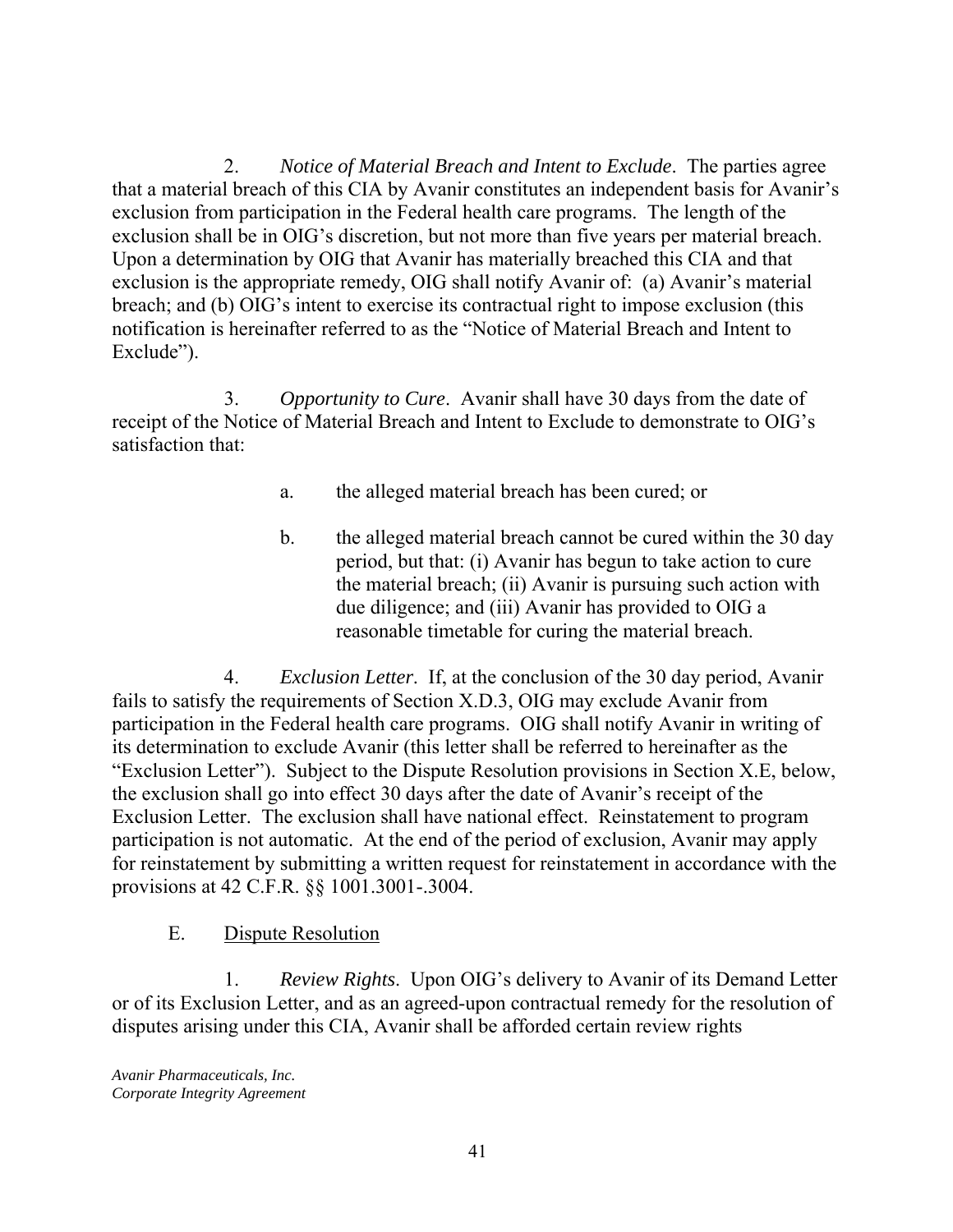2. *Notice of Material Breach and Intent to Exclude*. The parties agree that a material breach of this CIA by Avanir constitutes an independent basis for Avanir's exclusion from participation in the Federal health care programs. The length of the exclusion shall be in OIG's discretion, but not more than five years per material breach. Upon a determination by OIG that Avanir has materially breached this CIA and that exclusion is the appropriate remedy, OIG shall notify Avanir of: (a) Avanir's material breach; and (b) OIG's intent to exercise its contractual right to impose exclusion (this notification is hereinafter referred to as the "Notice of Material Breach and Intent to Exclude").

3. *Opportunity to Cure*. Avanir shall have 30 days from the date of receipt of the Notice of Material Breach and Intent to Exclude to demonstrate to OIG's satisfaction that:

a. the alleged material breach has been cured; or

b. the alleged material breach cannot be cured within the 30 day period, but that: (i) Avanir has begun to take action to cure the material breach; (ii) Avanir is pursuing such action with due diligence; and (iii) Avanir has provided to OIG a reasonable timetable for curing the material breach.

4. *Exclusion Letter*. If, at the conclusion of the 30 day period, Avanir fails to satisfy the requirements of Section X.D.3, OIG may exclude Avanir from participation in the Federal health care programs. OIG shall notify Avanir in writing of its determination to exclude Avanir (this letter shall be referred to hereinafter as the "Exclusion Letter"). Subject to the Dispute Resolution provisions in Section X.E, below, the exclusion shall go into effect 30 days after the date of Avanir's receipt of the Exclusion Letter. The exclusion shall have national effect. Reinstatement to program participation is not automatic. At the end of the period of exclusion, Avanir may apply for reinstatement by submitting a written request for reinstatement in accordance with the provisions at 42 C.F.R. §§ 1001.3001-.3004.

E. Dispute Resolution

1. *Review Rights*. Upon OIG's delivery to Avanir of its Demand Letter or of its Exclusion Letter, and as an agreed-upon contractual remedy for the resolution of disputes arising under this CIA, Avanir shall be afforded certain review rights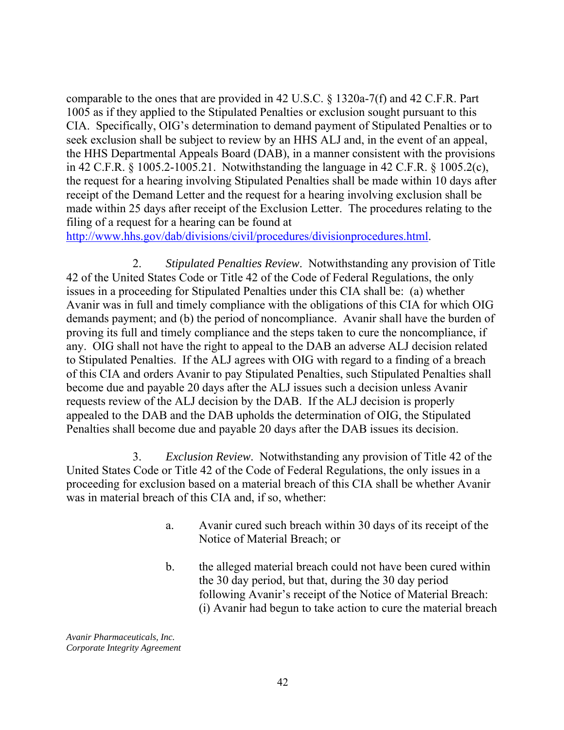comparable to the ones that are provided in 42 U.S.C. § 1320a-7(f) and 42 C.F.R. Part 1005 as if they applied to the Stipulated Penalties or exclusion sought pursuant to this CIA. Specifically, OIG's determination to demand payment of Stipulated Penalties or to seek exclusion shall be subject to review by an HHS ALJ and, in the event of an appeal, the HHS Departmental Appeals Board (DAB), in a manner consistent with the provisions in 42 C.F.R. § 1005.2-1005.21. Notwithstanding the language in 42 C.F.R. § 1005.2(c), the request for a hearing involving Stipulated Penalties shall be made within 10 days after receipt of the Demand Letter and the request for a hearing involving exclusion shall be made within 25 days after receipt of the Exclusion Letter. The procedures relating to the filing of a request for a hearing can be found at http://www.hhs.gov/dab/divisions/civil/procedures/divisionprocedures.html.

2. *Stipulated Penalties Review*. Notwithstanding any provision of Title 42 of the United States Code or Title 42 of the Code of Federal Regulations, the only issues in a proceeding for Stipulated Penalties under this CIA shall be: (a) whether Avanir was in full and timely compliance with the obligations of this CIA for which OIG demands payment; and (b) the period of noncompliance. Avanir shall have the burden of proving its full and timely compliance and the steps taken to cure the noncompliance, if any. OIG shall not have the right to appeal to the DAB an adverse ALJ decision related to Stipulated Penalties. If the ALJ agrees with OIG with regard to a finding of a breach of this CIA and orders Avanir to pay Stipulated Penalties, such Stipulated Penalties shall become due and payable 20 days after the ALJ issues such a decision unless Avanir requests review of the ALJ decision by the DAB. If the ALJ decision is properly appealed to the DAB and the DAB upholds the determination of OIG, the Stipulated Penalties shall become due and payable 20 days after the DAB issues its decision.

3. *Exclusion Review*. Notwithstanding any provision of Title 42 of the United States Code or Title 42 of the Code of Federal Regulations, the only issues in a proceeding for exclusion based on a material breach of this CIA shall be whether Avanir was in material breach of this CIA and, if so, whether:

a. Avanir cured such breach within 30 days of its receipt of the Notice of Material Breach; or

b. the alleged material breach could not have been cured within the 30 day period, but that, during the 30 day period following Avanir's receipt of the Notice of Material Breach: (i) Avanir had begun to take action to cure the material breach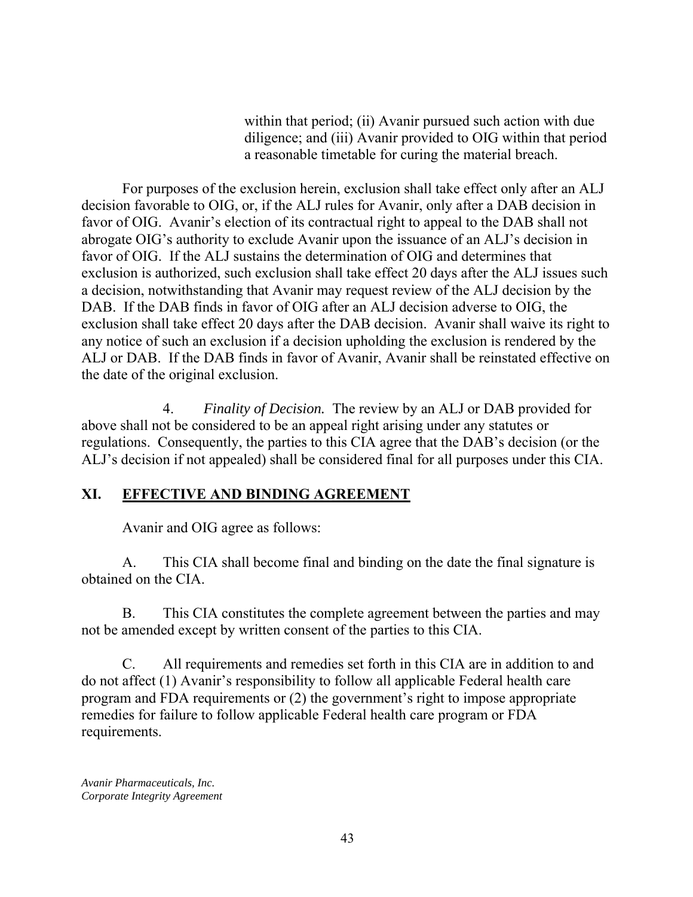within that period; (ii) Avanir pursued such action with due diligence; and (iii) Avanir provided to OIG within that period a reasonable timetable for curing the material breach.

For purposes of the exclusion herein, exclusion shall take effect only after an ALJ decision favorable to OIG, or, if the ALJ rules for Avanir, only after a DAB decision in favor of OIG. Avanir's election of its contractual right to appeal to the DAB shall not abrogate OIG's authority to exclude Avanir upon the issuance of an ALJ's decision in favor of OIG. If the ALJ sustains the determination of OIG and determines that exclusion is authorized, such exclusion shall take effect 20 days after the ALJ issues such a decision, notwithstanding that Avanir may request review of the ALJ decision by the DAB. If the DAB finds in favor of OIG after an ALJ decision adverse to OIG, the exclusion shall take effect 20 days after the DAB decision. Avanir shall waive its right to any notice of such an exclusion if a decision upholding the exclusion is rendered by the ALJ or DAB. If the DAB finds in favor of Avanir, Avanir shall be reinstated effective on the date of the original exclusion.

4. *Finality of Decision.* The review by an ALJ or DAB provided for above shall not be considered to be an appeal right arising under any statutes or regulations. Consequently, the parties to this CIA agree that the DAB's decision (or the ALJ's decision if not appealed) shall be considered final for all purposes under this CIA.

## XI. EFFECTIVE AND BINDING AGREEMENT

Avanir and OIG agree as follows:

A. This CIA shall become final and binding on the date the final signature is obtained on the CIA.

B. This CIA constitutes the complete agreement between the parties and may not be amended except by written consent of the parties to this CIA.

C. All requirements and remedies set forth in this CIA are in addition to and do not affect (1) Avanir's responsibility to follow all applicable Federal health care program and FDA requirements or (2) the government's right to impose appropriate remedies for failure to follow applicable Federal health care program or FDA requirements.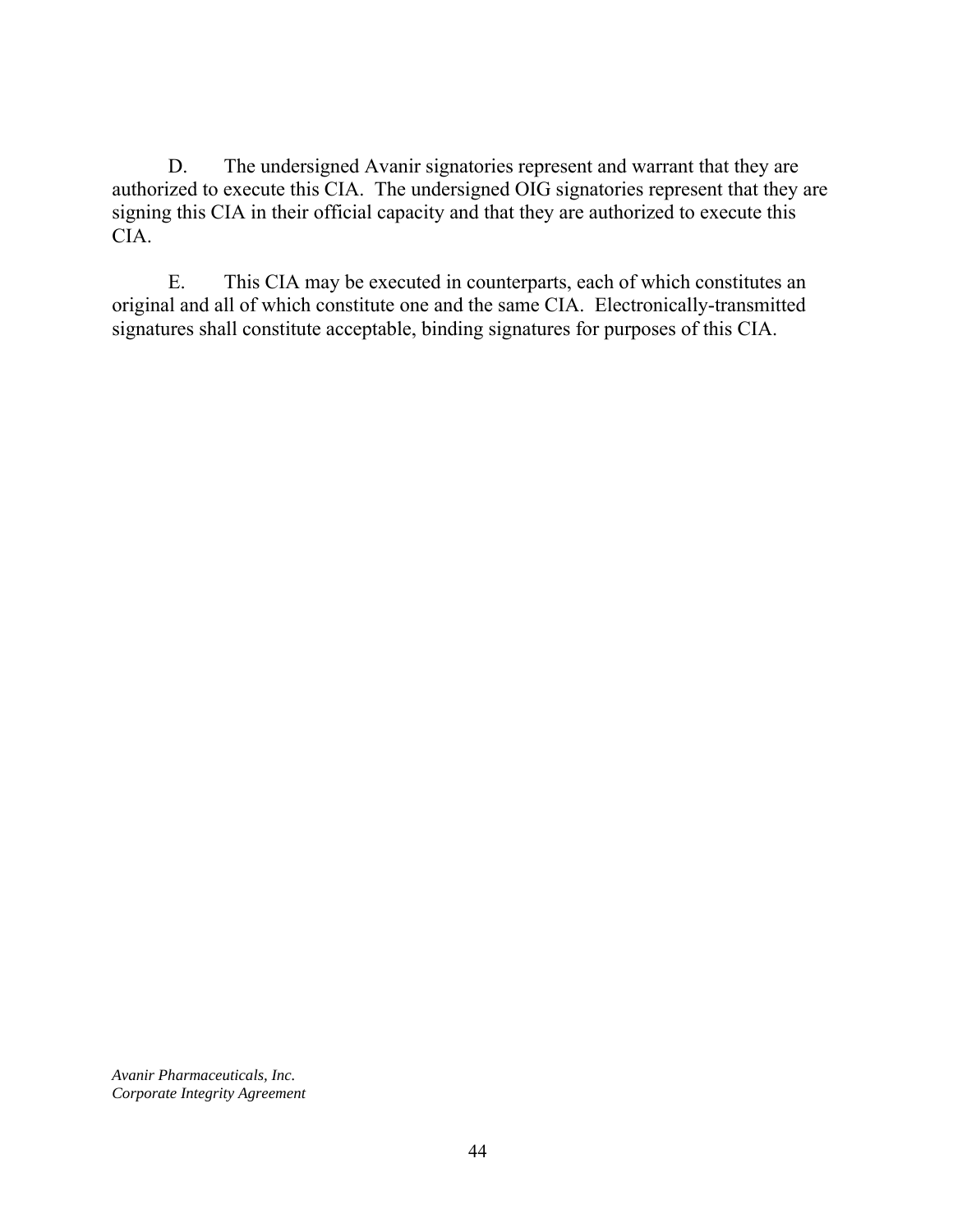D. The undersigned Avanir signatories represent and warrant that they are authorized to execute this CIA. The undersigned OIG signatories represent that they are signing this CIA in their official capacity and that they are authorized to execute this CIA.

E. This CIA may be executed in counterparts, each of which constitutes an original and all of which constitute one and the same CIA. Electronically-transmitted signatures shall constitute acceptable, binding signatures for purposes of this CIA.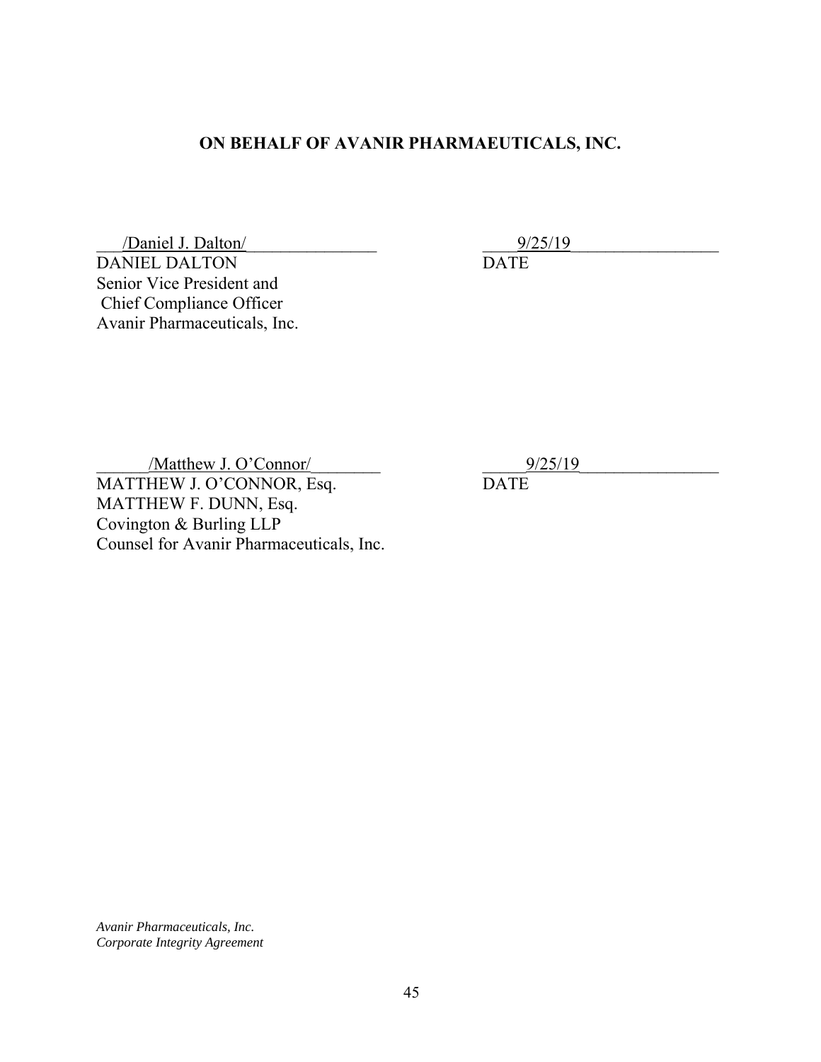**ON BEHALF OF AVANIR PHARMAEUTICALS, INC.**

/Daniel J. Dalton/ 9/25/19

DANIEL DALTON DATE
Senior Vice President and
Chief Compliance Officer
Avanir Pharmaceuticals, Inc.

/Matthew J. O'Connor/ 9/25/19

MATTHEW J. O'CONNOR, Esq. DATE
MATTHEW F. DUNN, Esq.
Covington & Burling LLP
Counsel for Avanir Pharmaceuticals, Inc.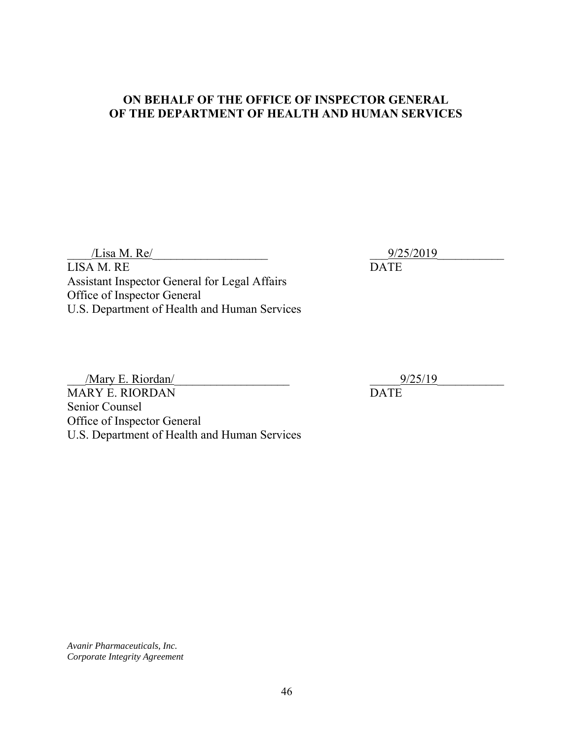**ON BEHALF OF THE OFFICE OF INSPECTOR GENERAL OF THE DEPARTMENT OF HEALTH AND HUMAN SERVICES**

/Lisa M. Re/ 9/25/2019

LISA M. RE DATE

Assistant Inspector General for Legal Affairs
Office of Inspector General
U.S. Department of Health and Human Services

/Mary E. Riordan/ 9/25/19

MARY E. RIORDAN DATE

Senior Counsel
Office of Inspector General
U.S. Department of Health and Human Services

*Avanir Pharmaceuticals, Inc.*
*Corporate Integrity Agreement*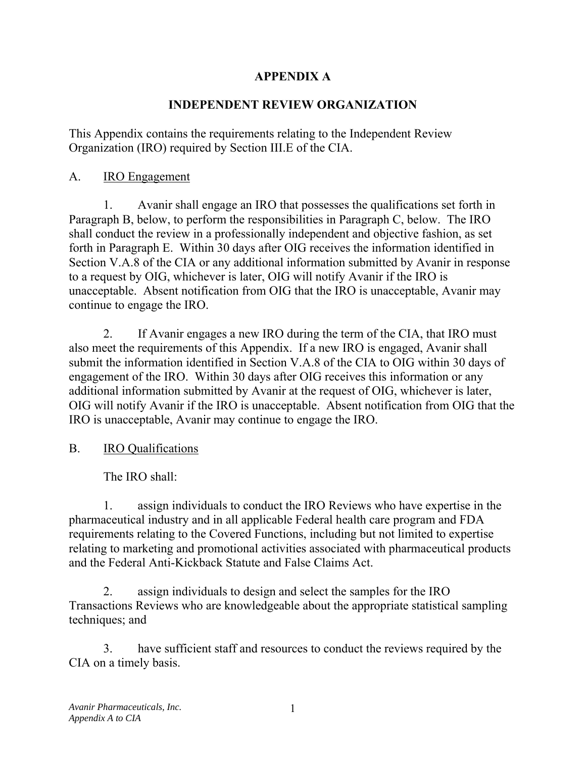# APPENDIX A

## INDEPENDENT REVIEW ORGANIZATION

This Appendix contains the requirements relating to the Independent Review Organization (IRO) required by Section III.E of the CIA.

A. IRO Engagement

1. Avanir shall engage an IRO that possesses the qualifications set forth in Paragraph B, below, to perform the responsibilities in Paragraph C, below. The IRO shall conduct the review in a professionally independent and objective fashion, as set forth in Paragraph E. Within 30 days after OIG receives the information identified in Section V.A.8 of the CIA or any additional information submitted by Avanir in response to a request by OIG, whichever is later, OIG will notify Avanir if the IRO is unacceptable. Absent notification from OIG that the IRO is unacceptable, Avanir may continue to engage the IRO.

2. If Avanir engages a new IRO during the term of the CIA, that IRO must also meet the requirements of this Appendix. If a new IRO is engaged, Avanir shall submit the information identified in Section V.A.8 of the CIA to OIG within 30 days of engagement of the IRO. Within 30 days after OIG receives this information or any additional information submitted by Avanir at the request of OIG, whichever is later, OIG will notify Avanir if the IRO is unacceptable. Absent notification from OIG that the IRO is unacceptable, Avanir may continue to engage the IRO.

B. IRO Qualifications

The IRO shall:

1. assign individuals to conduct the IRO Reviews who have expertise in the pharmaceutical industry and in all applicable Federal health care program and FDA requirements relating to the Covered Functions, including but not limited to expertise relating to marketing and promotional activities associated with pharmaceutical products and the Federal Anti-Kickback Statute and False Claims Act.

2. assign individuals to design and select the samples for the IRO Transactions Reviews who are knowledgeable about the appropriate statistical sampling techniques; and

3. have sufficient staff and resources to conduct the reviews required by the CIA on a timely basis.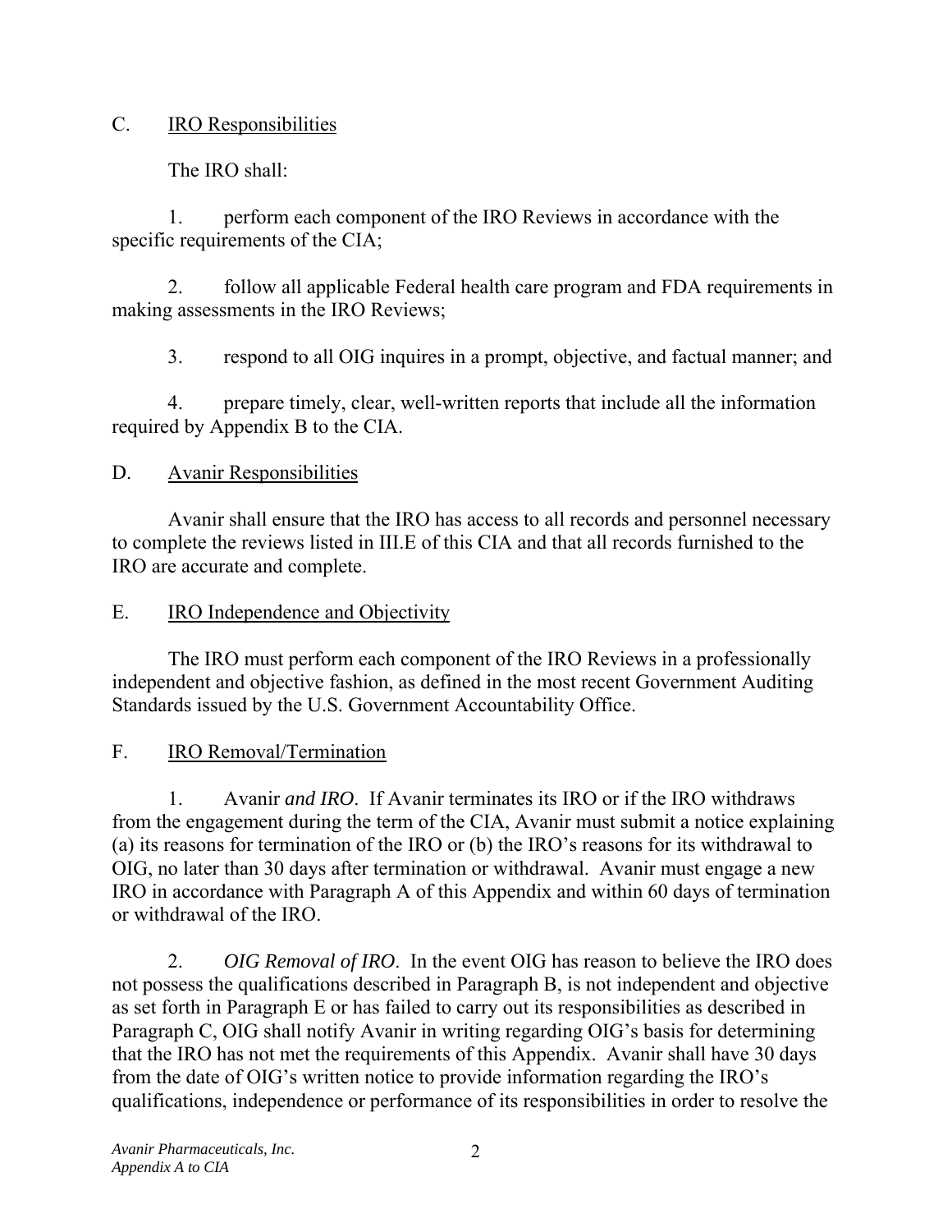C. IRO Responsibilities

The IRO shall:

1. perform each component of the IRO Reviews in accordance with the specific requirements of the CIA;

2. follow all applicable Federal health care program and FDA requirements in making assessments in the IRO Reviews;

3. respond to all OIG inquires in a prompt, objective, and factual manner; and

4. prepare timely, clear, well-written reports that include all the information required by Appendix B to the CIA.

D. Avanir Responsibilities

Avanir shall ensure that the IRO has access to all records and personnel necessary to complete the reviews listed in III.E of this CIA and that all records furnished to the IRO are accurate and complete.

E. IRO Independence and Objectivity

The IRO must perform each component of the IRO Reviews in a professionally independent and objective fashion, as defined in the most recent Government Auditing Standards issued by the U.S. Government Accountability Office.

F. IRO Removal/Termination

1. Avanir *and IRO*. If Avanir terminates its IRO or if the IRO withdraws from the engagement during the term of the CIA, Avanir must submit a notice explaining (a) its reasons for termination of the IRO or (b) the IRO's reasons for its withdrawal to OIG, no later than 30 days after termination or withdrawal. Avanir must engage a new IRO in accordance with Paragraph A of this Appendix and within 60 days of termination or withdrawal of the IRO.

2. *OIG Removal of IRO*. In the event OIG has reason to believe the IRO does not possess the qualifications described in Paragraph B, is not independent and objective as set forth in Paragraph E or has failed to carry out its responsibilities as described in Paragraph C, OIG shall notify Avanir in writing regarding OIG's basis for determining that the IRO has not met the requirements of this Appendix. Avanir shall have 30 days from the date of OIG's written notice to provide information regarding the IRO's qualifications, independence or performance of its responsibilities in order to resolve the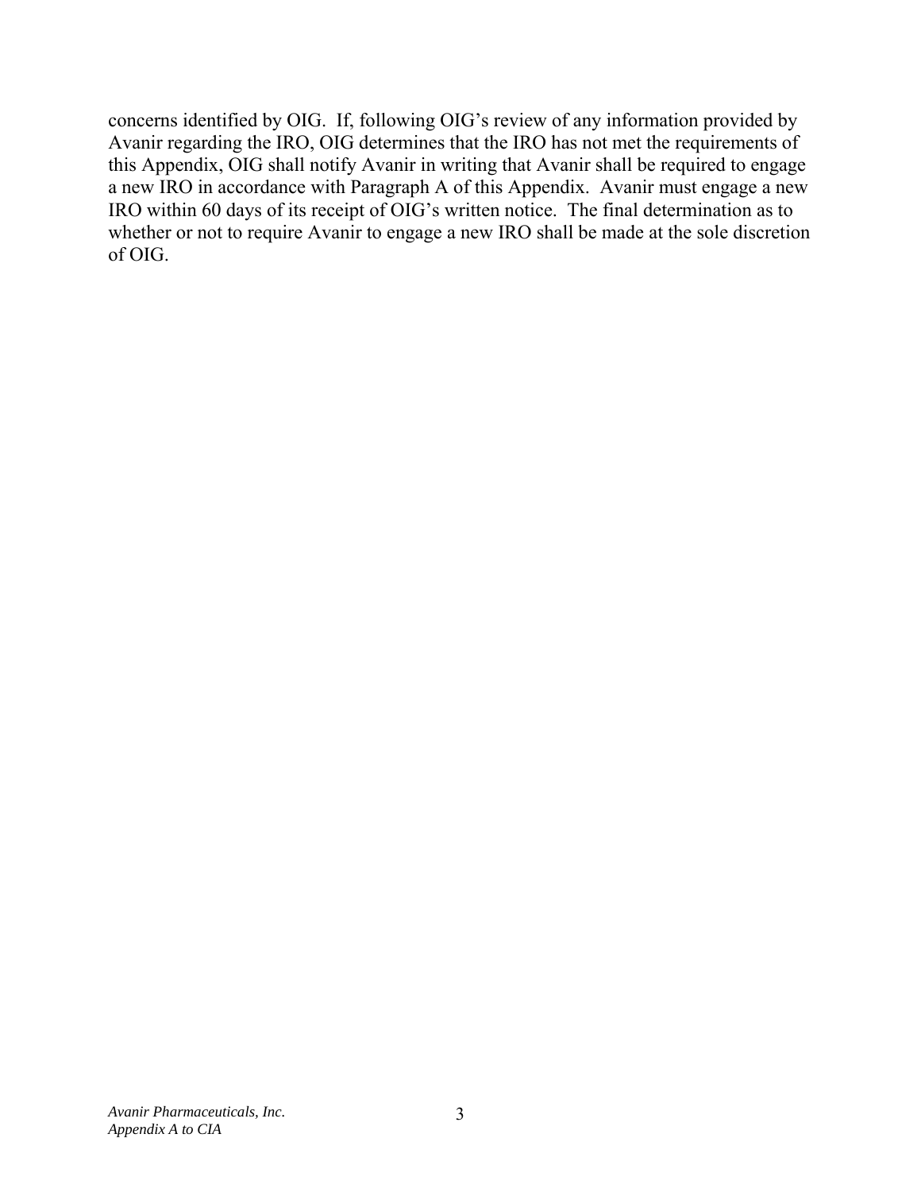concerns identified by OIG. If, following OIG's review of any information provided by Avanir regarding the IRO, OIG determines that the IRO has not met the requirements of this Appendix, OIG shall notify Avanir in writing that Avanir shall be required to engage a new IRO in accordance with Paragraph A of this Appendix. Avanir must engage a new IRO within 60 days of its receipt of OIG's written notice. The final determination as to whether or not to require Avanir to engage a new IRO shall be made at the sole discretion of OIG.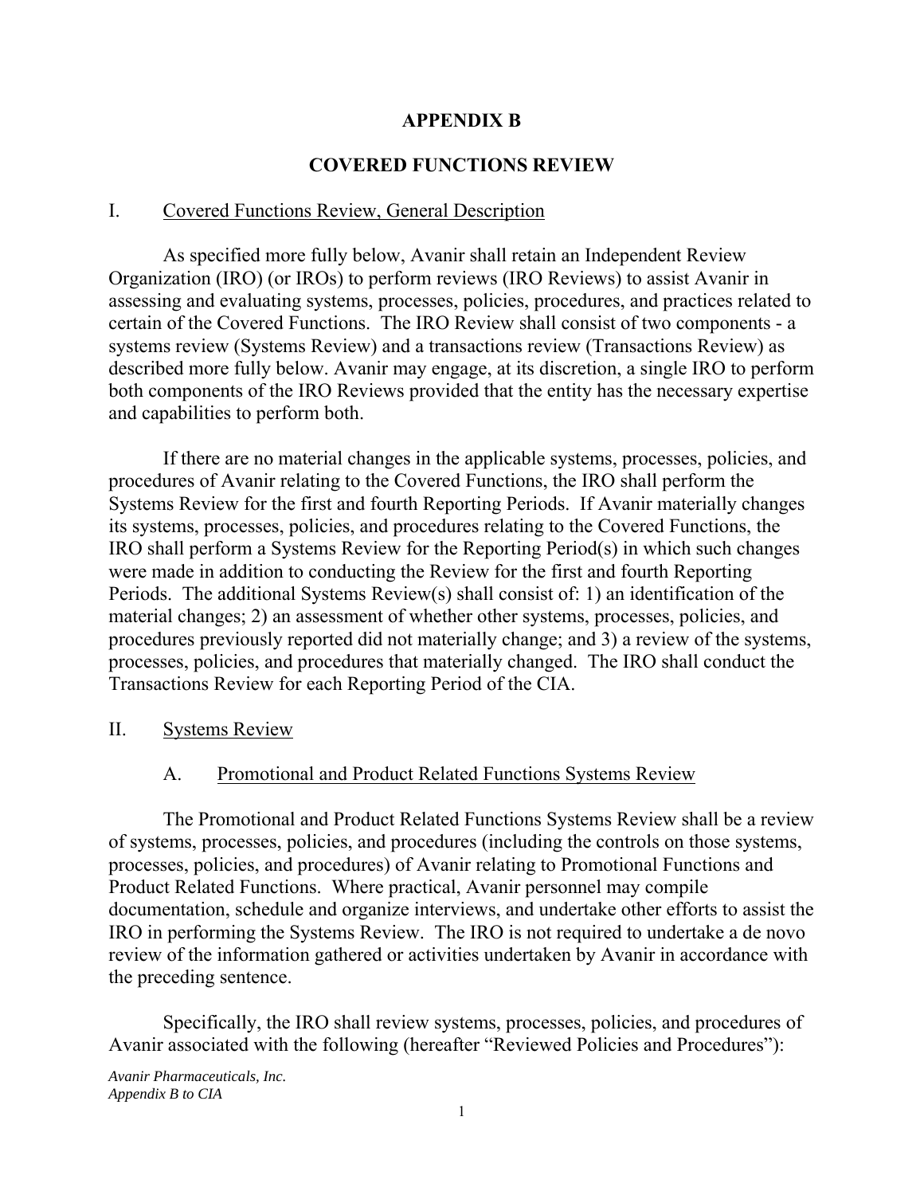# APPENDIX B

# COVERED FUNCTIONS REVIEW

## I. Covered Functions Review, General Description

As specified more fully below, Avanir shall retain an Independent Review Organization (IRO) (or IROs) to perform reviews (IRO Reviews) to assist Avanir in assessing and evaluating systems, processes, policies, procedures, and practices related to certain of the Covered Functions. The IRO Review shall consist of two components - a systems review (Systems Review) and a transactions review (Transactions Review) as described more fully below. Avanir may engage, at its discretion, a single IRO to perform both components of the IRO Reviews provided that the entity has the necessary expertise and capabilities to perform both.

If there are no material changes in the applicable systems, processes, policies, and procedures of Avanir relating to the Covered Functions, the IRO shall perform the Systems Review for the first and fourth Reporting Periods. If Avanir materially changes its systems, processes, policies, and procedures relating to the Covered Functions, the IRO shall perform a Systems Review for the Reporting Period(s) in which such changes were made in addition to conducting the Review for the first and fourth Reporting Periods. The additional Systems Review(s) shall consist of: 1) an identification of the material changes; 2) an assessment of whether other systems, processes, policies, and procedures previously reported did not materially change; and 3) a review of the systems, processes, policies, and procedures that materially changed. The IRO shall conduct the Transactions Review for each Reporting Period of the CIA.

## II. Systems Review

### A. Promotional and Product Related Functions Systems Review

The Promotional and Product Related Functions Systems Review shall be a review of systems, processes, policies, and procedures (including the controls on those systems, processes, policies, and procedures) of Avanir relating to Promotional Functions and Product Related Functions. Where practical, Avanir personnel may compile documentation, schedule and organize interviews, and undertake other efforts to assist the IRO in performing the Systems Review. The IRO is not required to undertake a de novo review of the information gathered or activities undertaken by Avanir in accordance with the preceding sentence.

Specifically, the IRO shall review systems, processes, policies, and procedures of Avanir associated with the following (hereafter "Reviewed Policies and Procedures"):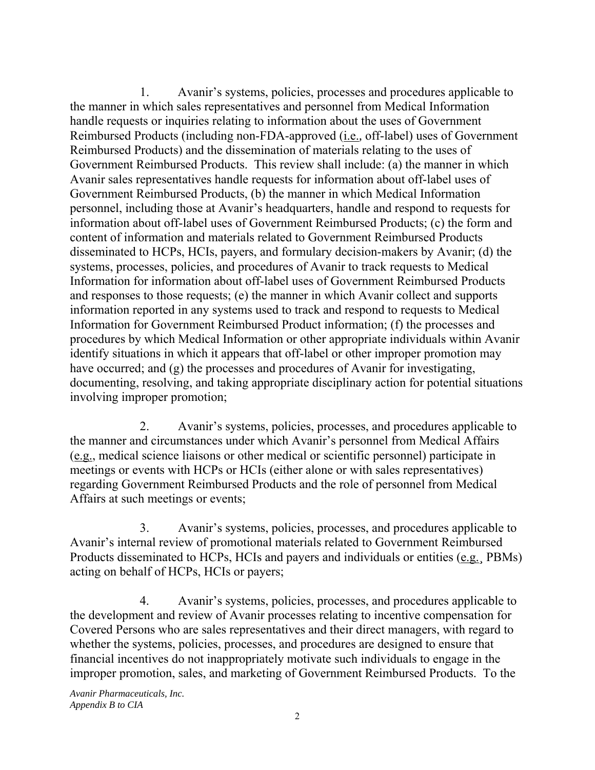1. Avanir's systems, policies, processes and procedures applicable to the manner in which sales representatives and personnel from Medical Information handle requests or inquiries relating to information about the uses of Government Reimbursed Products (including non-FDA-approved (i.e., off-label) uses of Government Reimbursed Products) and the dissemination of materials relating to the uses of Government Reimbursed Products. This review shall include: (a) the manner in which Avanir sales representatives handle requests for information about off-label uses of Government Reimbursed Products, (b) the manner in which Medical Information personnel, including those at Avanir's headquarters, handle and respond to requests for information about off-label uses of Government Reimbursed Products; (c) the form and content of information and materials related to Government Reimbursed Products disseminated to HCPs, HCIs, payers, and formulary decision-makers by Avanir; (d) the systems, processes, policies, and procedures of Avanir to track requests to Medical Information for information about off-label uses of Government Reimbursed Products and responses to those requests; (e) the manner in which Avanir collect and supports information reported in any systems used to track and respond to requests to Medical Information for Government Reimbursed Product information; (f) the processes and procedures by which Medical Information or other appropriate individuals within Avanir identify situations in which it appears that off-label or other improper promotion may have occurred; and (g) the processes and procedures of Avanir for investigating, documenting, resolving, and taking appropriate disciplinary action for potential situations involving improper promotion;

2. Avanir's systems, policies, processes, and procedures applicable to the manner and circumstances under which Avanir's personnel from Medical Affairs (e.g., medical science liaisons or other medical or scientific personnel) participate in meetings or events with HCPs or HCIs (either alone or with sales representatives) regarding Government Reimbursed Products and the role of personnel from Medical Affairs at such meetings or events;

3. Avanir's systems, policies, processes, and procedures applicable to Avanir's internal review of promotional materials related to Government Reimbursed Products disseminated to HCPs, HCIs and payers and individuals or entities (e.g., PBMs) acting on behalf of HCPs, HCIs or payers;

4. Avanir's systems, policies, processes, and procedures applicable to the development and review of Avanir processes relating to incentive compensation for Covered Persons who are sales representatives and their direct managers, with regard to whether the systems, policies, processes, and procedures are designed to ensure that financial incentives do not inappropriately motivate such individuals to engage in the improper promotion, sales, and marketing of Government Reimbursed Products. To the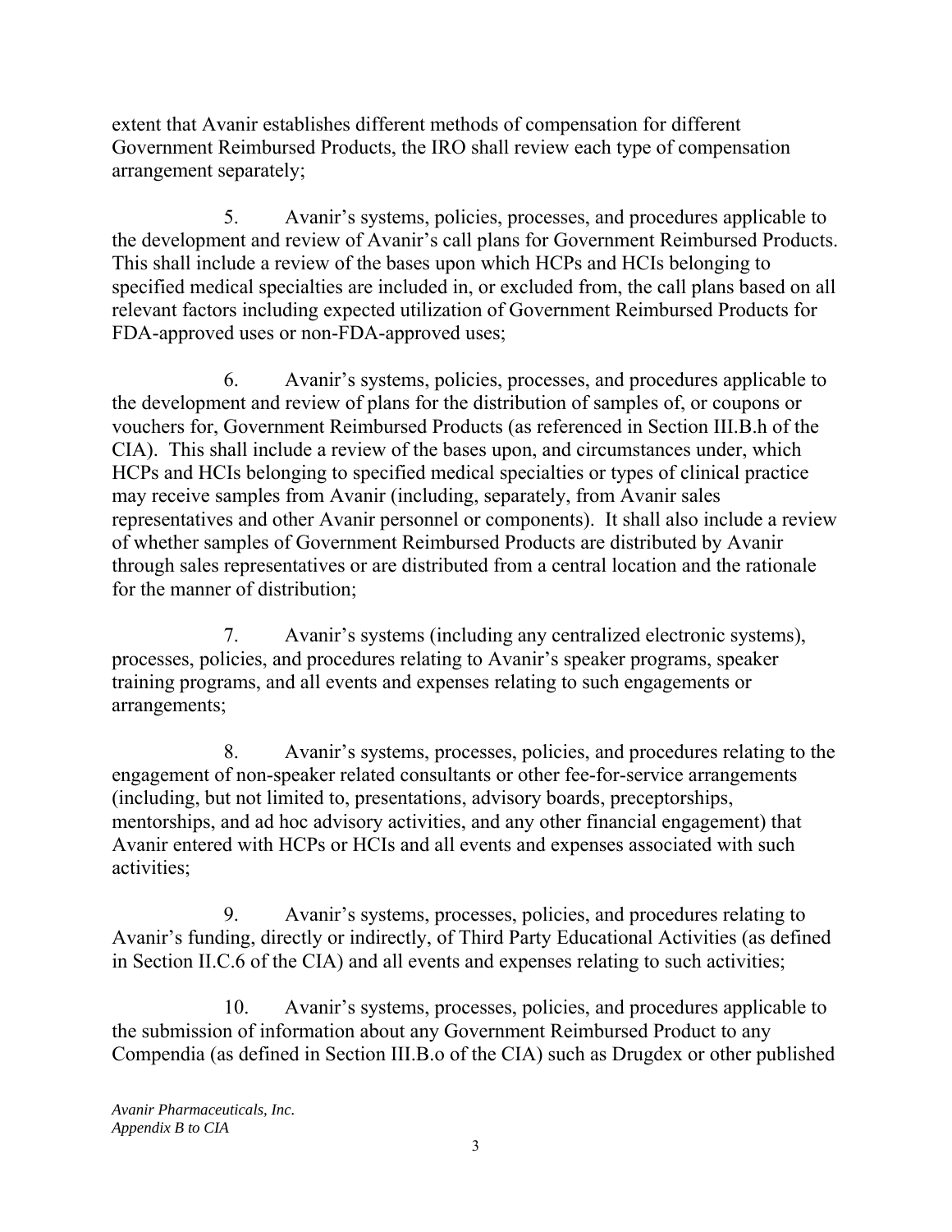extent that Avanir establishes different methods of compensation for different Government Reimbursed Products, the IRO shall review each type of compensation arrangement separately;

5. Avanir's systems, policies, processes, and procedures applicable to the development and review of Avanir's call plans for Government Reimbursed Products. This shall include a review of the bases upon which HCPs and HCIs belonging to specified medical specialties are included in, or excluded from, the call plans based on all relevant factors including expected utilization of Government Reimbursed Products for FDA-approved uses or non-FDA-approved uses;

6. Avanir's systems, policies, processes, and procedures applicable to the development and review of plans for the distribution of samples of, or coupons or vouchers for, Government Reimbursed Products (as referenced in Section III.B.h of the CIA). This shall include a review of the bases upon, and circumstances under, which HCPs and HCIs belonging to specified medical specialties or types of clinical practice may receive samples from Avanir (including, separately, from Avanir sales representatives and other Avanir personnel or components). It shall also include a review of whether samples of Government Reimbursed Products are distributed by Avanir through sales representatives or are distributed from a central location and the rationale for the manner of distribution;

7. Avanir's systems (including any centralized electronic systems), processes, policies, and procedures relating to Avanir's speaker programs, speaker training programs, and all events and expenses relating to such engagements or arrangements;

8. Avanir's systems, processes, policies, and procedures relating to the engagement of non-speaker related consultants or other fee-for-service arrangements (including, but not limited to, presentations, advisory boards, preceptorships, mentorships, and ad hoc advisory activities, and any other financial engagement) that Avanir entered with HCPs or HCIs and all events and expenses associated with such activities;

9. Avanir's systems, processes, policies, and procedures relating to Avanir's funding, directly or indirectly, of Third Party Educational Activities (as defined in Section II.C.6 of the CIA) and all events and expenses relating to such activities;

10. Avanir's systems, processes, policies, and procedures applicable to the submission of information about any Government Reimbursed Product to any Compendia (as defined in Section III.B.o of the CIA) such as Drugdex or other published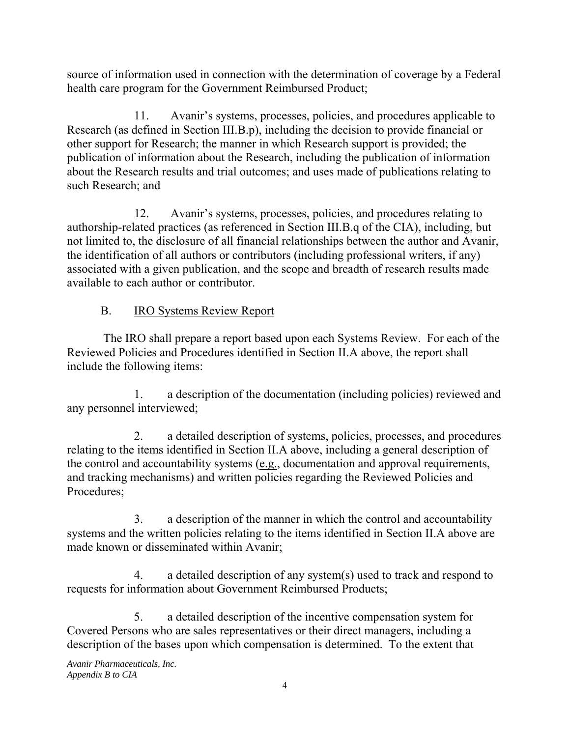source of information used in connection with the determination of coverage by a Federal health care program for the Government Reimbursed Product;

11. Avanir's systems, processes, policies, and procedures applicable to Research (as defined in Section III.B.p), including the decision to provide financial or other support for Research; the manner in which Research support is provided; the publication of information about the Research, including the publication of information about the Research results and trial outcomes; and uses made of publications relating to such Research; and

12. Avanir's systems, processes, policies, and procedures relating to authorship-related practices (as referenced in Section III.B.q of the CIA), including, but not limited to, the disclosure of all financial relationships between the author and Avanir, the identification of all authors or contributors (including professional writers, if any) associated with a given publication, and the scope and breadth of research results made available to each author or contributor.

B. IRO Systems Review Report

The IRO shall prepare a report based upon each Systems Review. For each of the Reviewed Policies and Procedures identified in Section II.A above, the report shall include the following items:

1. a description of the documentation (including policies) reviewed and any personnel interviewed;

2. a detailed description of systems, policies, processes, and procedures relating to the items identified in Section II.A above, including a general description of the control and accountability systems (e.g., documentation and approval requirements, and tracking mechanisms) and written policies regarding the Reviewed Policies and Procedures;

3. a description of the manner in which the control and accountability systems and the written policies relating to the items identified in Section II.A above are made known or disseminated within Avanir;

4. a detailed description of any system(s) used to track and respond to requests for information about Government Reimbursed Products;

5. a detailed description of the incentive compensation system for Covered Persons who are sales representatives or their direct managers, including a description of the bases upon which compensation is determined. To the extent that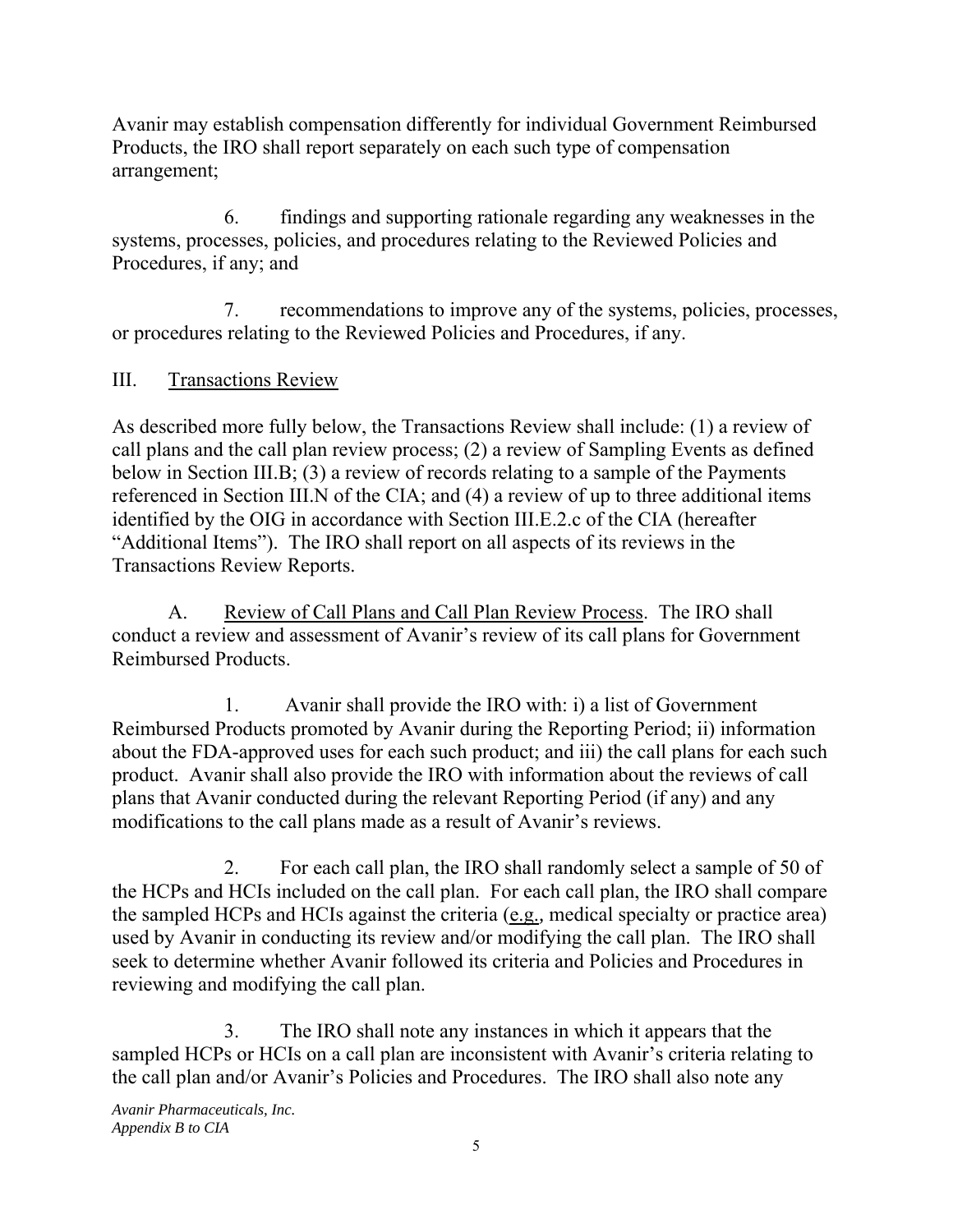Avanir may establish compensation differently for individual Government Reimbursed Products, the IRO shall report separately on each such type of compensation arrangement;

6. findings and supporting rationale regarding any weaknesses in the systems, processes, policies, and procedures relating to the Reviewed Policies and Procedures, if any; and

7. recommendations to improve any of the systems, policies, processes, or procedures relating to the Reviewed Policies and Procedures, if any.

## III. Transactions Review

As described more fully below, the Transactions Review shall include: (1) a review of call plans and the call plan review process; (2) a review of Sampling Events as defined below in Section III.B; (3) a review of records relating to a sample of the Payments referenced in Section III.N of the CIA; and (4) a review of up to three additional items identified by the OIG in accordance with Section III.E.2.c of the CIA (hereafter "Additional Items"). The IRO shall report on all aspects of its reviews in the Transactions Review Reports.

A. Review of Call Plans and Call Plan Review Process. The IRO shall conduct a review and assessment of Avanir's review of its call plans for Government Reimbursed Products.

1. Avanir shall provide the IRO with: i) a list of Government Reimbursed Products promoted by Avanir during the Reporting Period; ii) information about the FDA-approved uses for each such product; and iii) the call plans for each such product. Avanir shall also provide the IRO with information about the reviews of call plans that Avanir conducted during the relevant Reporting Period (if any) and any modifications to the call plans made as a result of Avanir's reviews.

2. For each call plan, the IRO shall randomly select a sample of 50 of the HCPs and HCIs included on the call plan. For each call plan, the IRO shall compare the sampled HCPs and HCIs against the criteria (e.g., medical specialty or practice area) used by Avanir in conducting its review and/or modifying the call plan. The IRO shall seek to determine whether Avanir followed its criteria and Policies and Procedures in reviewing and modifying the call plan.

3. The IRO shall note any instances in which it appears that the sampled HCPs or HCIs on a call plan are inconsistent with Avanir's criteria relating to the call plan and/or Avanir's Policies and Procedures. The IRO shall also note any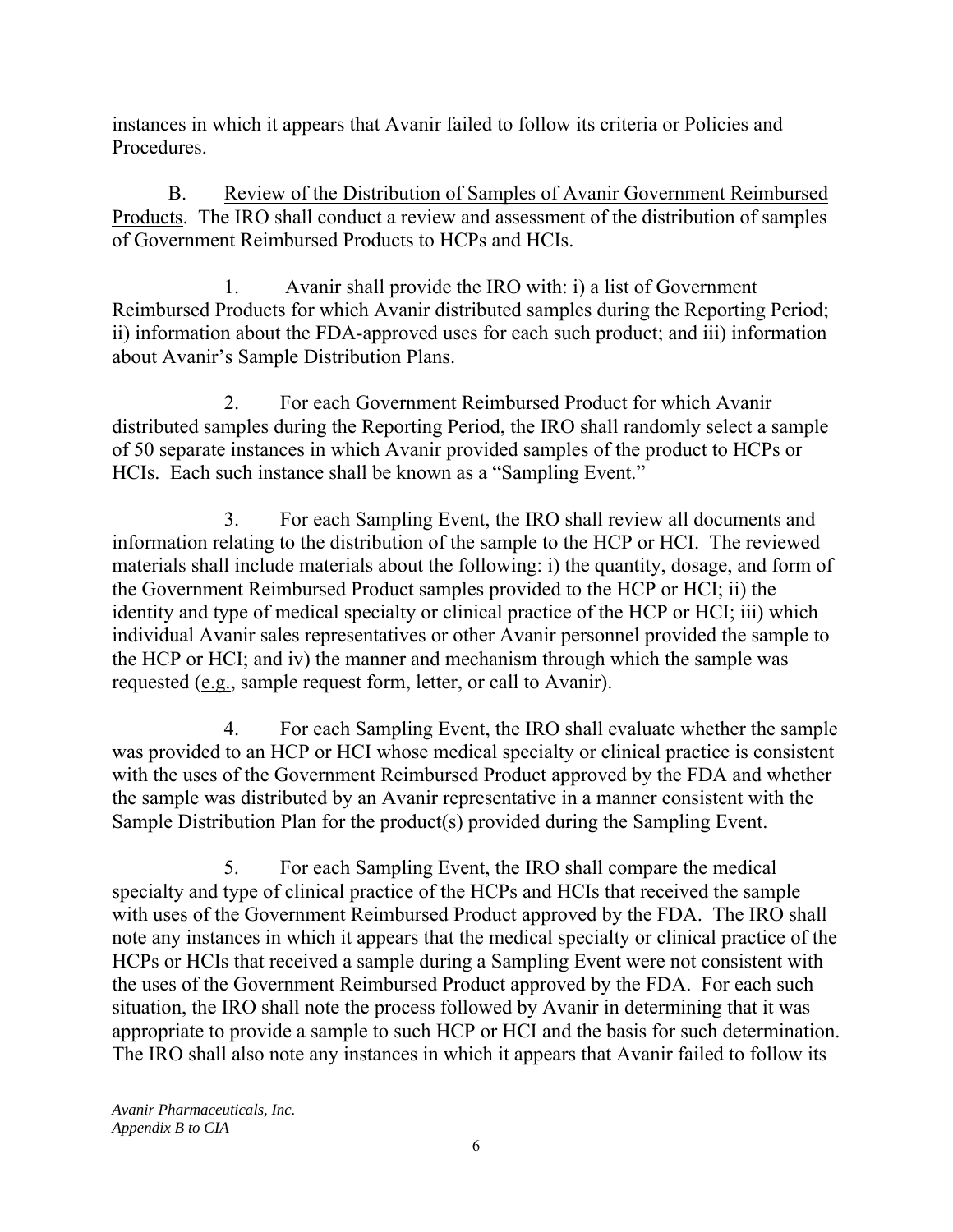instances in which it appears that Avanir failed to follow its criteria or Policies and Procedures.

B. Review of the Distribution of Samples of Avanir Government Reimbursed Products. The IRO shall conduct a review and assessment of the distribution of samples of Government Reimbursed Products to HCPs and HCIs.

1. Avanir shall provide the IRO with: i) a list of Government Reimbursed Products for which Avanir distributed samples during the Reporting Period; ii) information about the FDA-approved uses for each such product; and iii) information about Avanir's Sample Distribution Plans.

2. For each Government Reimbursed Product for which Avanir distributed samples during the Reporting Period, the IRO shall randomly select a sample of 50 separate instances in which Avanir provided samples of the product to HCPs or HCIs. Each such instance shall be known as a "Sampling Event."

3. For each Sampling Event, the IRO shall review all documents and information relating to the distribution of the sample to the HCP or HCI. The reviewed materials shall include materials about the following: i) the quantity, dosage, and form of the Government Reimbursed Product samples provided to the HCP or HCI; ii) the identity and type of medical specialty or clinical practice of the HCP or HCI; iii) which individual Avanir sales representatives or other Avanir personnel provided the sample to the HCP or HCI; and iv) the manner and mechanism through which the sample was requested (e.g., sample request form, letter, or call to Avanir).

4. For each Sampling Event, the IRO shall evaluate whether the sample was provided to an HCP or HCI whose medical specialty or clinical practice is consistent with the uses of the Government Reimbursed Product approved by the FDA and whether the sample was distributed by an Avanir representative in a manner consistent with the Sample Distribution Plan for the product(s) provided during the Sampling Event.

5. For each Sampling Event, the IRO shall compare the medical specialty and type of clinical practice of the HCPs and HCIs that received the sample with uses of the Government Reimbursed Product approved by the FDA. The IRO shall note any instances in which it appears that the medical specialty or clinical practice of the HCPs or HCIs that received a sample during a Sampling Event were not consistent with the uses of the Government Reimbursed Product approved by the FDA. For each such situation, the IRO shall note the process followed by Avanir in determining that it was appropriate to provide a sample to such HCP or HCI and the basis for such determination. The IRO shall also note any instances in which it appears that Avanir failed to follow its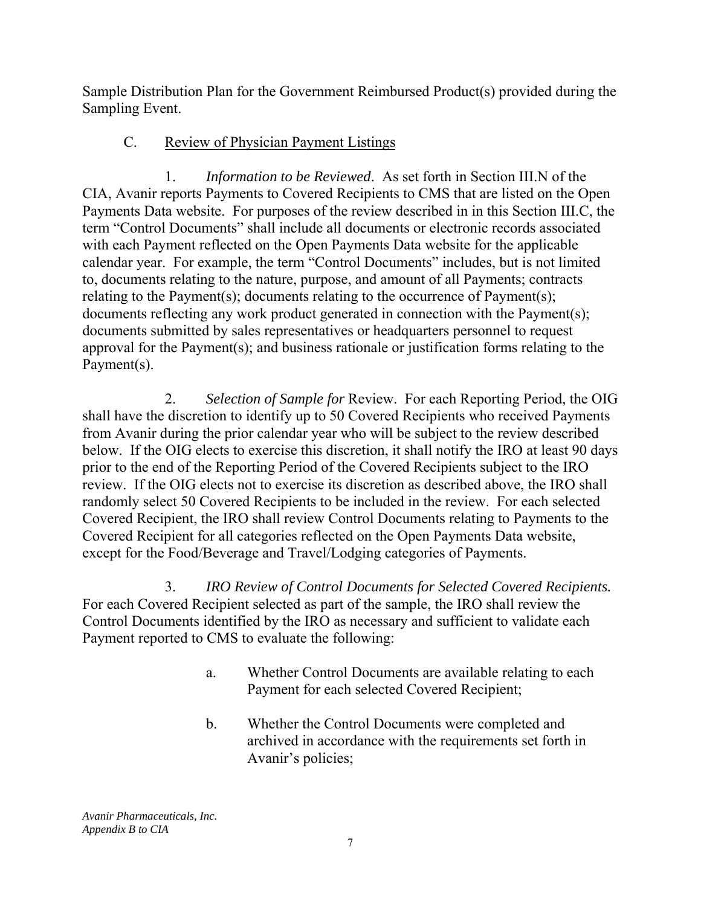Sample Distribution Plan for the Government Reimbursed Product(s) provided during the Sampling Event.

C. Review of Physician Payment Listings

1. *Information to be Reviewed*. As set forth in Section III.N of the CIA, Avanir reports Payments to Covered Recipients to CMS that are listed on the Open Payments Data website. For purposes of the review described in in this Section III.C, the term "Control Documents" shall include all documents or electronic records associated with each Payment reflected on the Open Payments Data website for the applicable calendar year. For example, the term "Control Documents" includes, but is not limited to, documents relating to the nature, purpose, and amount of all Payments; contracts relating to the Payment(s); documents relating to the occurrence of Payment(s); documents reflecting any work product generated in connection with the Payment(s); documents submitted by sales representatives or headquarters personnel to request approval for the Payment(s); and business rationale or justification forms relating to the Payment(s).

2. *Selection of Sample for* Review. For each Reporting Period, the OIG shall have the discretion to identify up to 50 Covered Recipients who received Payments from Avanir during the prior calendar year who will be subject to the review described below. If the OIG elects to exercise this discretion, it shall notify the IRO at least 90 days prior to the end of the Reporting Period of the Covered Recipients subject to the IRO review. If the OIG elects not to exercise its discretion as described above, the IRO shall randomly select 50 Covered Recipients to be included in the review. For each selected Covered Recipient, the IRO shall review Control Documents relating to Payments to the Covered Recipient for all categories reflected on the Open Payments Data website, except for the Food/Beverage and Travel/Lodging categories of Payments.

3. *IRO Review of Control Documents for Selected Covered Recipients.* For each Covered Recipient selected as part of the sample, the IRO shall review the Control Documents identified by the IRO as necessary and sufficient to validate each Payment reported to CMS to evaluate the following:

a. Whether Control Documents are available relating to each Payment for each selected Covered Recipient;

b. Whether the Control Documents were completed and archived in accordance with the requirements set forth in Avanir's policies;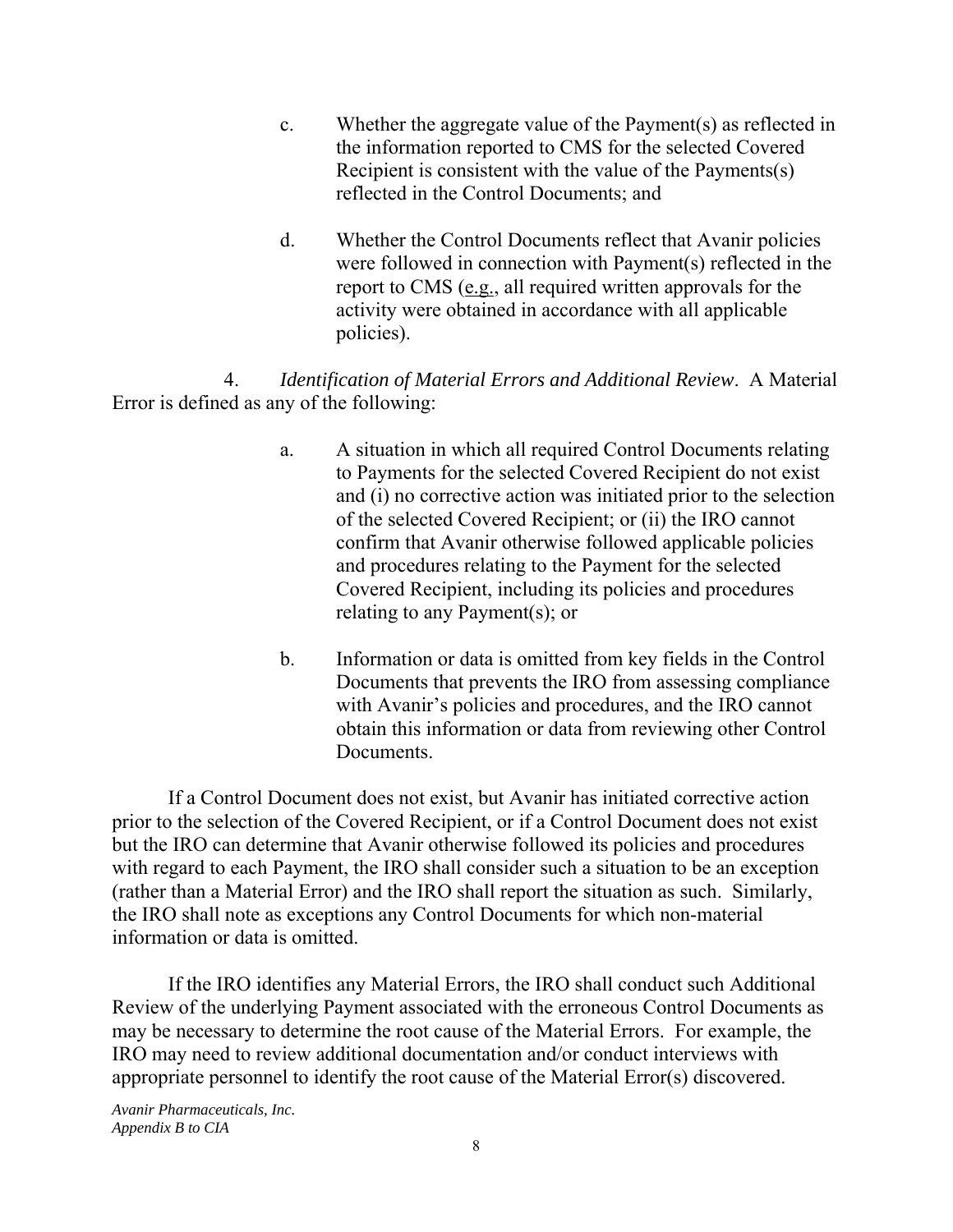c. Whether the aggregate value of the Payment(s) as reflected in the information reported to CMS for the selected Covered Recipient is consistent with the value of the Payments(s) reflected in the Control Documents; and

d. Whether the Control Documents reflect that Avanir policies were followed in connection with Payment(s) reflected in the report to CMS (e.g., all required written approvals for the activity were obtained in accordance with all applicable policies).

4. *Identification of Material Errors and Additional Review*. A Material Error is defined as any of the following:

a. A situation in which all required Control Documents relating to Payments for the selected Covered Recipient do not exist and (i) no corrective action was initiated prior to the selection of the selected Covered Recipient; or (ii) the IRO cannot confirm that Avanir otherwise followed applicable policies and procedures relating to the Payment for the selected Covered Recipient, including its policies and procedures relating to any Payment(s); or

b. Information or data is omitted from key fields in the Control Documents that prevents the IRO from assessing compliance with Avanir's policies and procedures, and the IRO cannot obtain this information or data from reviewing other Control Documents.

If a Control Document does not exist, but Avanir has initiated corrective action prior to the selection of the Covered Recipient, or if a Control Document does not exist but the IRO can determine that Avanir otherwise followed its policies and procedures with regard to each Payment, the IRO shall consider such a situation to be an exception (rather than a Material Error) and the IRO shall report the situation as such. Similarly, the IRO shall note as exceptions any Control Documents for which non-material information or data is omitted.

If the IRO identifies any Material Errors, the IRO shall conduct such Additional Review of the underlying Payment associated with the erroneous Control Documents as may be necessary to determine the root cause of the Material Errors. For example, the IRO may need to review additional documentation and/or conduct interviews with appropriate personnel to identify the root cause of the Material Error(s) discovered.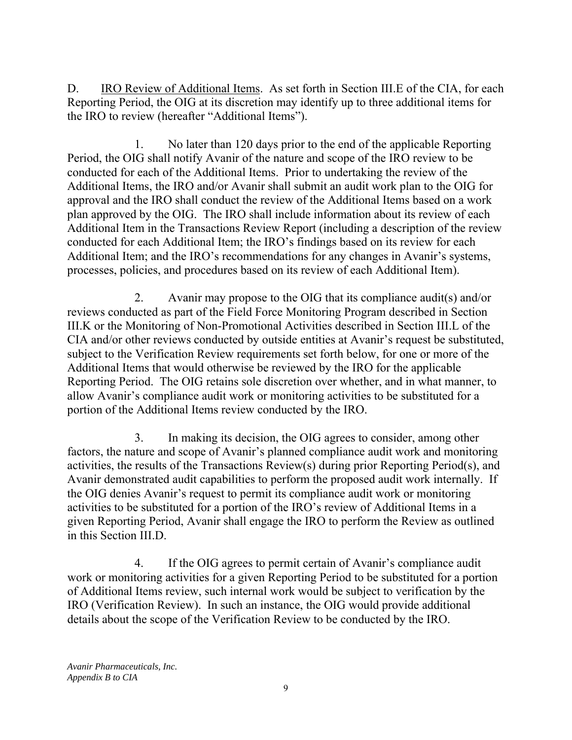D. IRO Review of Additional Items. As set forth in Section III.E of the CIA, for each Reporting Period, the OIG at its discretion may identify up to three additional items for the IRO to review (hereafter "Additional Items").

1. No later than 120 days prior to the end of the applicable Reporting Period, the OIG shall notify Avanir of the nature and scope of the IRO review to be conducted for each of the Additional Items. Prior to undertaking the review of the Additional Items, the IRO and/or Avanir shall submit an audit work plan to the OIG for approval and the IRO shall conduct the review of the Additional Items based on a work plan approved by the OIG. The IRO shall include information about its review of each Additional Item in the Transactions Review Report (including a description of the review conducted for each Additional Item; the IRO's findings based on its review for each Additional Item; and the IRO's recommendations for any changes in Avanir's systems, processes, policies, and procedures based on its review of each Additional Item).

2. Avanir may propose to the OIG that its compliance audit(s) and/or reviews conducted as part of the Field Force Monitoring Program described in Section III.K or the Monitoring of Non-Promotional Activities described in Section III.L of the CIA and/or other reviews conducted by outside entities at Avanir's request be substituted, subject to the Verification Review requirements set forth below, for one or more of the Additional Items that would otherwise be reviewed by the IRO for the applicable Reporting Period. The OIG retains sole discretion over whether, and in what manner, to allow Avanir's compliance audit work or monitoring activities to be substituted for a portion of the Additional Items review conducted by the IRO.

3. In making its decision, the OIG agrees to consider, among other factors, the nature and scope of Avanir's planned compliance audit work and monitoring activities, the results of the Transactions Review(s) during prior Reporting Period(s), and Avanir demonstrated audit capabilities to perform the proposed audit work internally. If the OIG denies Avanir's request to permit its compliance audit work or monitoring activities to be substituted for a portion of the IRO's review of Additional Items in a given Reporting Period, Avanir shall engage the IRO to perform the Review as outlined in this Section III.D.

4. If the OIG agrees to permit certain of Avanir's compliance audit work or monitoring activities for a given Reporting Period to be substituted for a portion of Additional Items review, such internal work would be subject to verification by the IRO (Verification Review). In such an instance, the OIG would provide additional details about the scope of the Verification Review to be conducted by the IRO.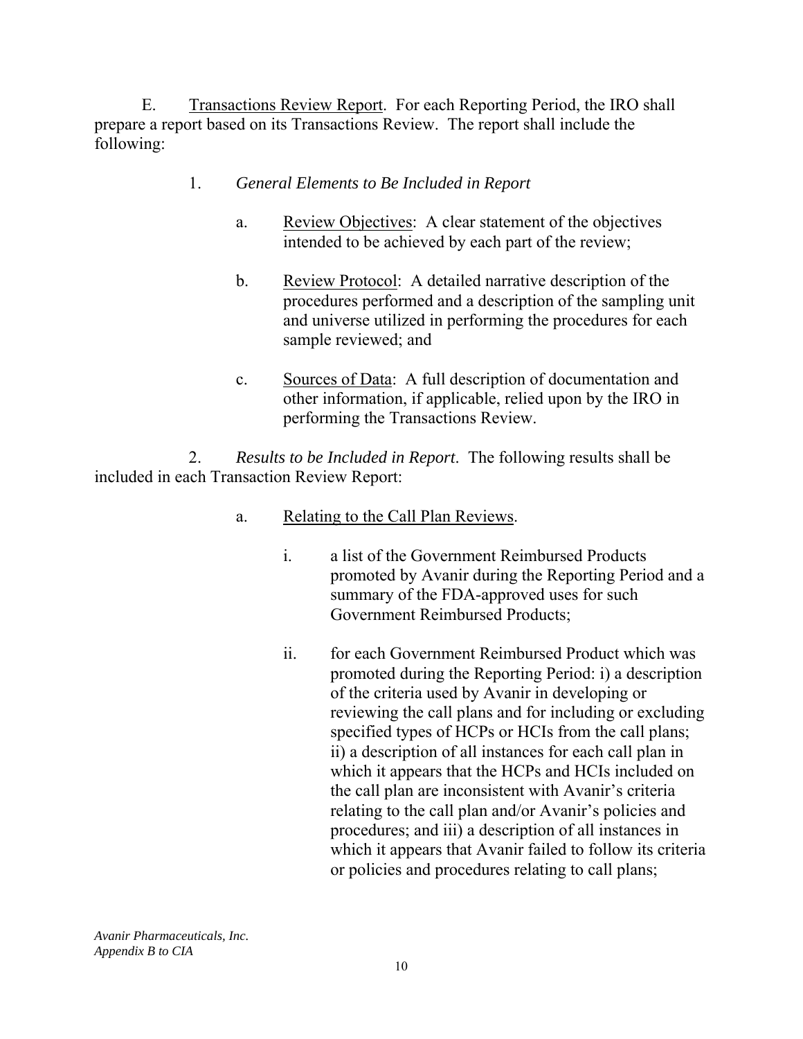E. Transactions Review Report. For each Reporting Period, the IRO shall prepare a report based on its Transactions Review. The report shall include the following:

1. *General Elements to Be Included in Report*

   a. Review Objectives: A clear statement of the objectives intended to be achieved by each part of the review;

   b. Review Protocol: A detailed narrative description of the procedures performed and a description of the sampling unit and universe utilized in performing the procedures for each sample reviewed; and

   c. Sources of Data: A full description of documentation and other information, if applicable, relied upon by the IRO in performing the Transactions Review.

2. *Results to be Included in Report*. The following results shall be included in each Transaction Review Report:

   a. Relating to the Call Plan Reviews.

      i. a list of the Government Reimbursed Products promoted by Avanir during the Reporting Period and a summary of the FDA-approved uses for such Government Reimbursed Products;

      ii. for each Government Reimbursed Product which was promoted during the Reporting Period: i) a description of the criteria used by Avanir in developing or reviewing the call plans and for including or excluding specified types of HCPs or HCIs from the call plans; ii) a description of all instances for each call plan in which it appears that the HCPs and HCIs included on the call plan are inconsistent with Avanir's criteria relating to the call plan and/or Avanir's policies and procedures; and iii) a description of all instances in which it appears that Avanir failed to follow its criteria or policies and procedures relating to call plans;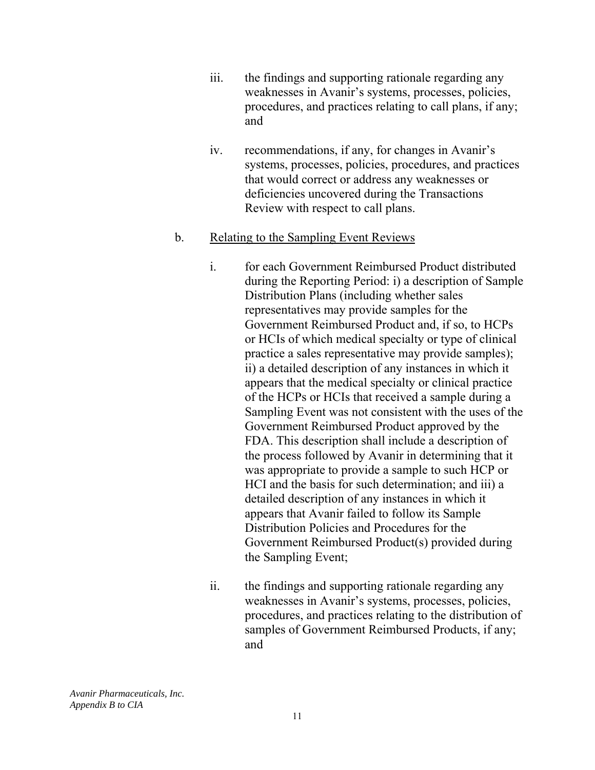iii. the findings and supporting rationale regarding any weaknesses in Avanir's systems, processes, policies, procedures, and practices relating to call plans, if any; and

iv. recommendations, if any, for changes in Avanir's systems, processes, policies, procedures, and practices that would correct or address any weaknesses or deficiencies uncovered during the Transactions Review with respect to call plans.

b. Relating to the Sampling Event Reviews

i. for each Government Reimbursed Product distributed during the Reporting Period: i) a description of Sample Distribution Plans (including whether sales representatives may provide samples for the Government Reimbursed Product and, if so, to HCPs or HCIs of which medical specialty or type of clinical practice a sales representative may provide samples); ii) a detailed description of any instances in which it appears that the medical specialty or clinical practice of the HCPs or HCIs that received a sample during a Sampling Event was not consistent with the uses of the Government Reimbursed Product approved by the FDA. This description shall include a description of the process followed by Avanir in determining that it was appropriate to provide a sample to such HCP or HCI and the basis for such determination; and iii) a detailed description of any instances in which it appears that Avanir failed to follow its Sample Distribution Policies and Procedures for the Government Reimbursed Product(s) provided during the Sampling Event;

ii. the findings and supporting rationale regarding any weaknesses in Avanir's systems, processes, policies, procedures, and practices relating to the distribution of samples of Government Reimbursed Products, if any; and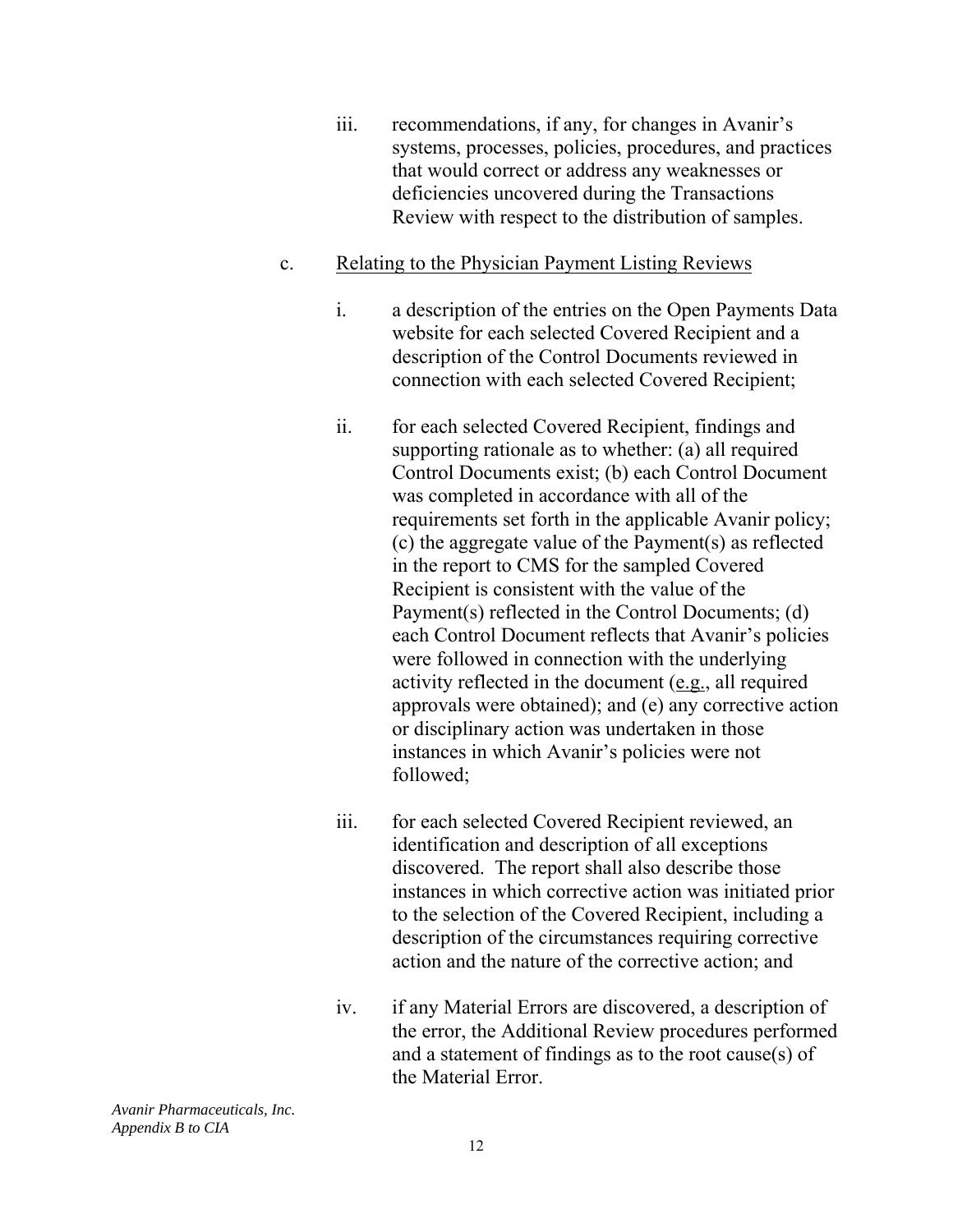iii. recommendations, if any, for changes in Avanir's systems, processes, policies, procedures, and practices that would correct or address any weaknesses or deficiencies uncovered during the Transactions Review with respect to the distribution of samples.

c. Relating to the Physician Payment Listing Reviews

i. a description of the entries on the Open Payments Data website for each selected Covered Recipient and a description of the Control Documents reviewed in connection with each selected Covered Recipient;

ii. for each selected Covered Recipient, findings and supporting rationale as to whether: (a) all required Control Documents exist; (b) each Control Document was completed in accordance with all of the requirements set forth in the applicable Avanir policy; (c) the aggregate value of the Payment(s) as reflected in the report to CMS for the sampled Covered Recipient is consistent with the value of the Payment(s) reflected in the Control Documents; (d) each Control Document reflects that Avanir's policies were followed in connection with the underlying activity reflected in the document (e.g., all required approvals were obtained); and (e) any corrective action or disciplinary action was undertaken in those instances in which Avanir's policies were not followed;

iii. for each selected Covered Recipient reviewed, an identification and description of all exceptions discovered. The report shall also describe those instances in which corrective action was initiated prior to the selection of the Covered Recipient, including a description of the circumstances requiring corrective action and the nature of the corrective action; and

iv. if any Material Errors are discovered, a description of the error, the Additional Review procedures performed and a statement of findings as to the root cause(s) of the Material Error.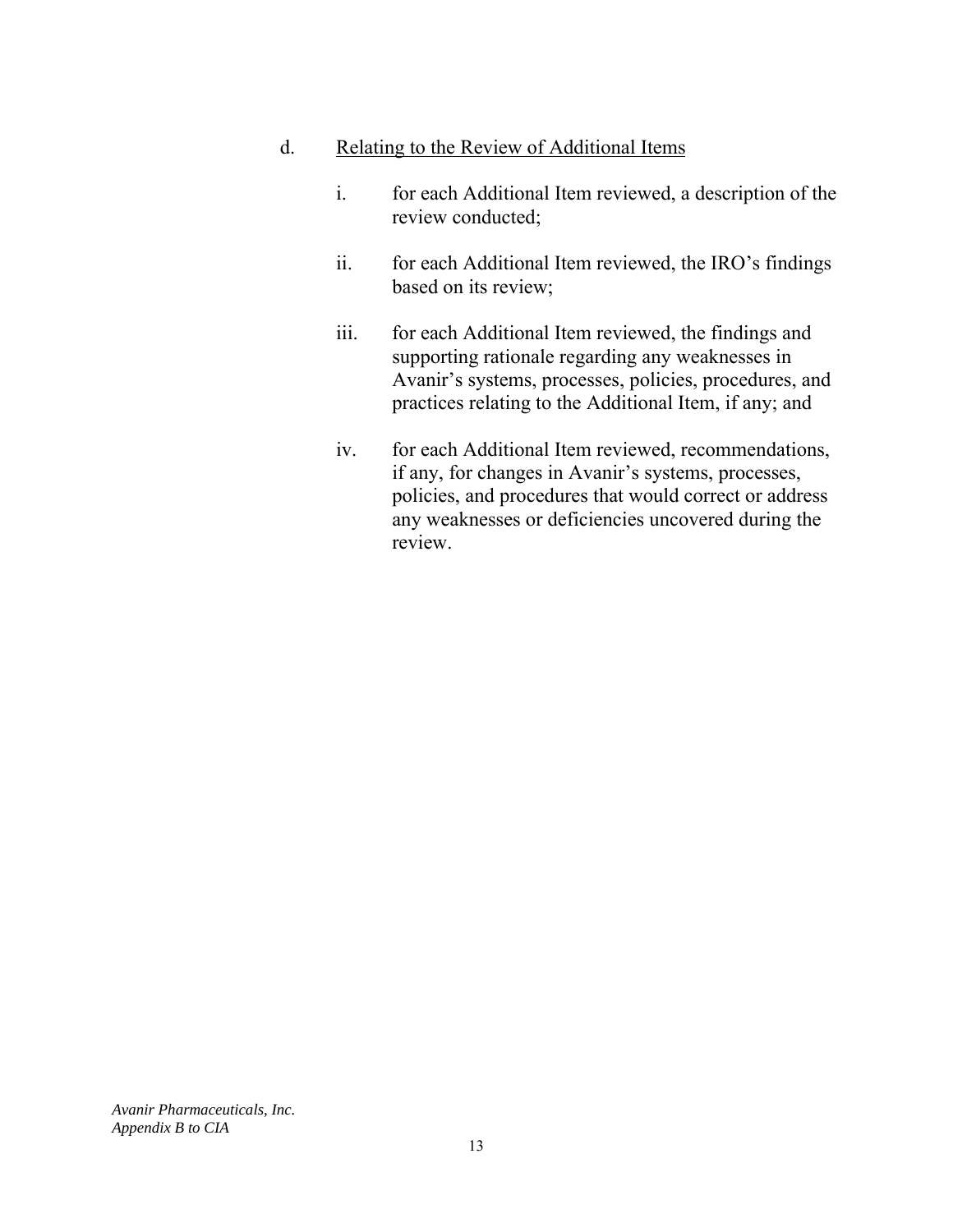d. Relating to the Review of Additional Items

i. for each Additional Item reviewed, a description of the review conducted;

ii. for each Additional Item reviewed, the IRO's findings based on its review;

iii. for each Additional Item reviewed, the findings and supporting rationale regarding any weaknesses in Avanir's systems, processes, policies, procedures, and practices relating to the Additional Item, if any; and

iv. for each Additional Item reviewed, recommendations, if any, for changes in Avanir's systems, processes, policies, and procedures that would correct or address any weaknesses or deficiencies uncovered during the review.